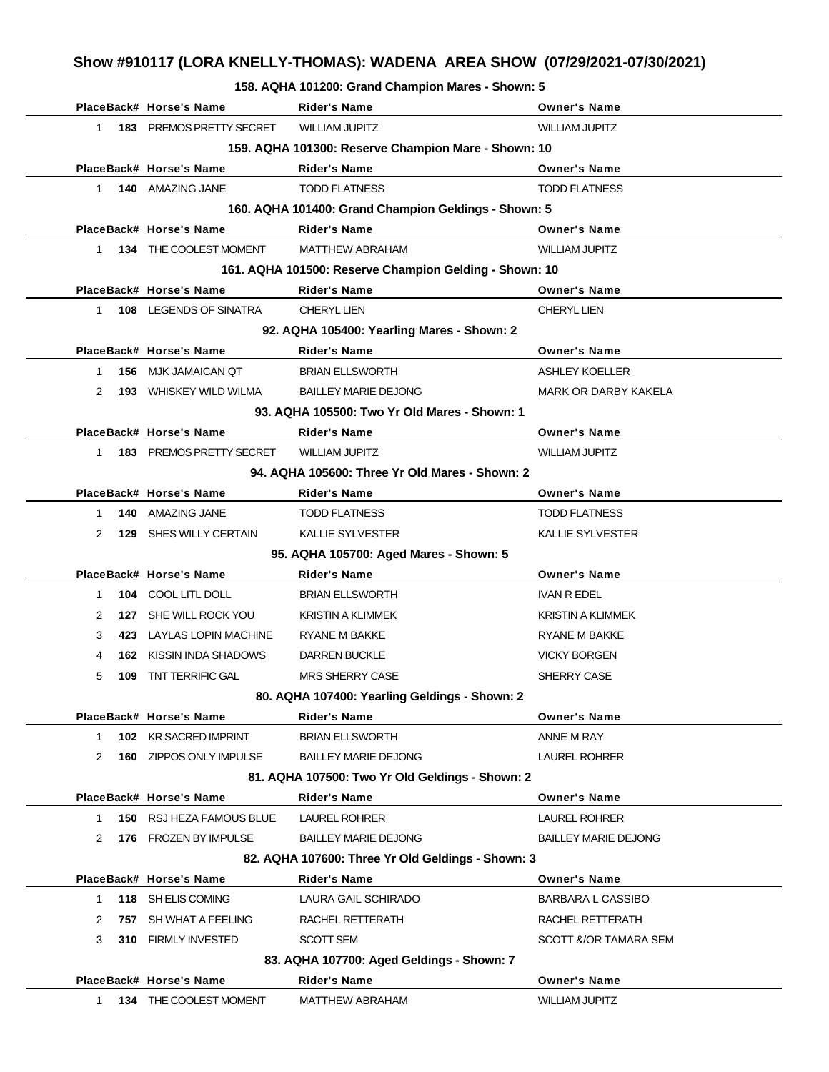# Show #910117 (LORA KNELLY-THOMAS): WADENA AREA SHOW (07/29/2021-07/30/2021)

### 158. AQHA 101200: Grand Champion Mares - Shown: 5

| Place | Back# | Horse's Name | Rider's Name | Owner's Name |
|---|---|---|---|---|
| 1 | **183** | PREMOS PRETTY SECRET | WILLIAM JUPITZ | WILLIAM JUPITZ |

### 159. AQHA 101300: Reserve Champion Mare - Shown: 10

| Place | Back# | Horse's Name | Rider's Name | Owner's Name |
|---|---|---|---|---|
| 1 | **140** | AMAZING JANE | TODD FLATNESS | TODD FLATNESS |

### 160. AQHA 101400: Grand Champion Geldings - Shown: 5

| Place | Back# | Horse's Name | Rider's Name | Owner's Name |
|---|---|---|---|---|
| 1 | **134** | THE COOLEST MOMENT | MATTHEW ABRAHAM | WILLIAM JUPITZ |

### 161. AQHA 101500: Reserve Champion Gelding - Shown: 10

| Place | Back# | Horse's Name | Rider's Name | Owner's Name |
|---|---|---|---|---|
| 1 | **108** | LEGENDS OF SINATRA | CHERYL LIEN | CHERYL LIEN |

### 92. AQHA 105400: Yearling Mares - Shown: 2

| Place | Back# | Horse's Name | Rider's Name | Owner's Name |
|---|---|---|---|---|
| 1 | **156** | MJK JAMAICAN QT | BRIAN ELLSWORTH | ASHLEY KOELLER |
| 2 | **193** | WHISKEY WILD WILMA | BAILLEY MARIE DEJONG | MARK OR DARBY KAKELA |

### 93. AQHA 105500: Two Yr Old Mares - Shown: 1

| Place | Back# | Horse's Name | Rider's Name | Owner's Name |
|---|---|---|---|---|
| 1 | **183** | PREMOS PRETTY SECRET | WILLIAM JUPITZ | WILLIAM JUPITZ |

### 94. AQHA 105600: Three Yr Old Mares - Shown: 2

| Place | Back# | Horse's Name | Rider's Name | Owner's Name |
|---|---|---|---|---|
| 1 | **140** | AMAZING JANE | TODD FLATNESS | TODD FLATNESS |
| 2 | **129** | SHES WILLY CERTAIN | KALLIE SYLVESTER | KALLIE SYLVESTER |

### 95. AQHA 105700: Aged Mares - Shown: 5

| Place | Back# | Horse's Name | Rider's Name | Owner's Name |
|---|---|---|---|---|
| 1 | **104** | COOL LITL DOLL | BRIAN ELLSWORTH | IVAN R EDEL |
| 2 | **127** | SHE WILL ROCK YOU | KRISTIN A KLIMMEK | KRISTIN A KLIMMEK |
| 3 | **423** | LAYLAS LOPIN MACHINE | RYANE M BAKKE | RYANE M BAKKE |
| 4 | **162** | KISSIN INDA SHADOWS | DARREN BUCKLE | VICKY BORGEN |
| 5 | **109** | TNT TERRIFIC GAL | MRS SHERRY CASE | SHERRY CASE |

### 80. AQHA 107400: Yearling Geldings - Shown: 2

| Place | Back# | Horse's Name | Rider's Name | Owner's Name |
|---|---|---|---|---|
| 1 | **102** | KR SACRED IMPRINT | BRIAN ELLSWORTH | ANNE M RAY |
| 2 | **160** | ZIPPOS ONLY IMPULSE | BAILLEY MARIE DEJONG | LAUREL ROHRER |

### 81. AQHA 107500: Two Yr Old Geldings - Shown: 2

| Place | Back# | Horse's Name | Rider's Name | Owner's Name |
|---|---|---|---|---|
| 1 | **150** | RSJ HEZA FAMOUS BLUE | LAUREL ROHRER | LAUREL ROHRER |
| 2 | **176** | FROZEN BY IMPULSE | BAILLEY MARIE DEJONG | BAILLEY MARIE DEJONG |

### 82. AQHA 107600: Three Yr Old Geldings - Shown: 3

| Place | Back# | Horse's Name | Rider's Name | Owner's Name |
|---|---|---|---|---|
| 1 | **118** | SH ELIS COMING | LAURA GAIL SCHIRADO | BARBARA L CASSIBO |
| 2 | **757** | SH WHAT A FEELING | RACHEL RETTERATH | RACHEL RETTERATH |
| 3 | **310** | FIRMLY INVESTED | SCOTT SEM | SCOTT &/OR TAMARA SEM |

### 83. AQHA 107700: Aged Geldings - Shown: 7

| Place | Back# | Horse's Name | Rider's Name | Owner's Name |
|---|---|---|---|---|
| 1 | **134** | THE COOLEST MOMENT | MATTHEW ABRAHAM | WILLIAM JUPITZ |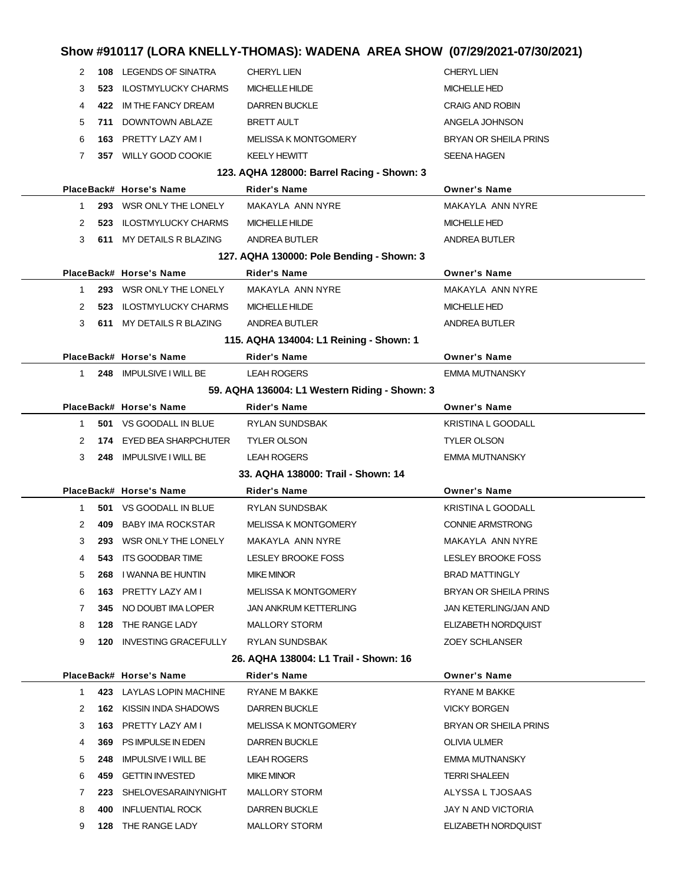# Show #910117 (LORA KNELLY-THOMAS): WADENA AREA SHOW (07/29/2021-07/30/2021)

| Place | Back# | Horse's Name | Rider's Name | Owner's Name |
|---|---|---|---|---|
| 2 | **108** | LEGENDS OF SINATRA | CHERYL LIEN | CHERYL LIEN |
| 3 | **523** | ILOSTMYLUCKY CHARMS | MICHELLE HILDE | MICHELLE HED |
| 4 | **422** | IM THE FANCY DREAM | DARREN BUCKLE | CRAIG AND ROBIN |
| 5 | **711** | DOWNTOWN ABLAZE | BRETT AULT | ANGELA JOHNSON |
| 6 | **163** | PRETTY LAZY AM I | MELISSA K MONTGOMERY | BRYAN OR SHEILA PRINS |
| 7 | **357** | WILLY GOOD COOKIE | KEELY HEWITT | SEENA HAGEN |

### 123. AQHA 128000: Barrel Racing - Shown: 3

| Place | Back# | Horse's Name | Rider's Name | Owner's Name |
|---|---|---|---|---|
| 1 | **293** | WSR ONLY THE LONELY | MAKAYLA ANN NYRE | MAKAYLA ANN NYRE |
| 2 | **523** | ILOSTMYLUCKY CHARMS | MICHELLE HILDE | MICHELLE HED |
| 3 | **611** | MY DETAILS R BLAZING | ANDREA BUTLER | ANDREA BUTLER |

### 127. AQHA 130000: Pole Bending - Shown: 3

| Place | Back# | Horse's Name | Rider's Name | Owner's Name |
|---|---|---|---|---|
| 1 | **293** | WSR ONLY THE LONELY | MAKAYLA ANN NYRE | MAKAYLA ANN NYRE |
| 2 | **523** | ILOSTMYLUCKY CHARMS | MICHELLE HILDE | MICHELLE HED |
| 3 | **611** | MY DETAILS R BLAZING | ANDREA BUTLER | ANDREA BUTLER |

### 115. AQHA 134004: L1 Reining - Shown: 1

| Place | Back# | Horse's Name | Rider's Name | Owner's Name |
|---|---|---|---|---|
| 1 | **248** | IMPULSIVE I WILL BE | LEAH ROGERS | EMMA MUTNANSKY |

### 59. AQHA 136004: L1 Western Riding - Shown: 3

| Place | Back# | Horse's Name | Rider's Name | Owner's Name |
|---|---|---|---|---|
| 1 | **501** | VS GOODALL IN BLUE | RYLAN SUNDSBAK | KRISTINA L GOODALL |
| 2 | **174** | EYED BEA SHARPCHUTER | TYLER OLSON | TYLER OLSON |
| 3 | **248** | IMPULSIVE I WILL BE | LEAH ROGERS | EMMA MUTNANSKY |

### 33. AQHA 138000: Trail - Shown: 14

| Place | Back# | Horse's Name | Rider's Name | Owner's Name |
|---|---|---|---|---|
| 1 | **501** | VS GOODALL IN BLUE | RYLAN SUNDSBAK | KRISTINA L GOODALL |
| 2 | **409** | BABY IMA ROCKSTAR | MELISSA K MONTGOMERY | CONNIE ARMSTRONG |
| 3 | **293** | WSR ONLY THE LONELY | MAKAYLA ANN NYRE | MAKAYLA ANN NYRE |
| 4 | **543** | ITS GOODBAR TIME | LESLEY BROOKE FOSS | LESLEY BROOKE FOSS |
| 5 | **268** | I WANNA BE HUNTIN | MIKE MINOR | BRAD MATTINGLY |
| 6 | **163** | PRETTY LAZY AM I | MELISSA K MONTGOMERY | BRYAN OR SHEILA PRINS |
| 7 | **345** | NO DOUBT IMA LOPER | JAN ANKRUM KETTERLING | JAN KETERLING/JAN AND |
| 8 | **128** | THE RANGE LADY | MALLORY STORM | ELIZABETH NORDQUIST |
| 9 | **120** | INVESTING GRACEFULLY | RYLAN SUNDSBAK | ZOEY SCHLANSER |

### 26. AQHA 138004: L1 Trail - Shown: 16

| Place | Back# | Horse's Name | Rider's Name | Owner's Name |
|---|---|---|---|---|
| 1 | **423** | LAYLAS LOPIN MACHINE | RYANE M BAKKE | RYANE M BAKKE |
| 2 | **162** | KISSIN INDA SHADOWS | DARREN BUCKLE | VICKY BORGEN |
| 3 | **163** | PRETTY LAZY AM I | MELISSA K MONTGOMERY | BRYAN OR SHEILA PRINS |
| 4 | **369** | PS IMPULSE IN EDEN | DARREN BUCKLE | OLIVIA ULMER |
| 5 | **248** | IMPULSIVE I WILL BE | LEAH ROGERS | EMMA MUTNANSKY |
| 6 | **459** | GETTIN INVESTED | MIKE MINOR | TERRI SHALEEN |
| 7 | **223** | SHELOVESARAINYNIGHT | MALLORY STORM | ALYSSA L TJOSAAS |
| 8 | **400** | INFLUENTIAL ROCK | DARREN BUCKLE | JAY N AND VICTORIA |
| 9 | **128** | THE RANGE LADY | MALLORY STORM | ELIZABETH NORDQUIST |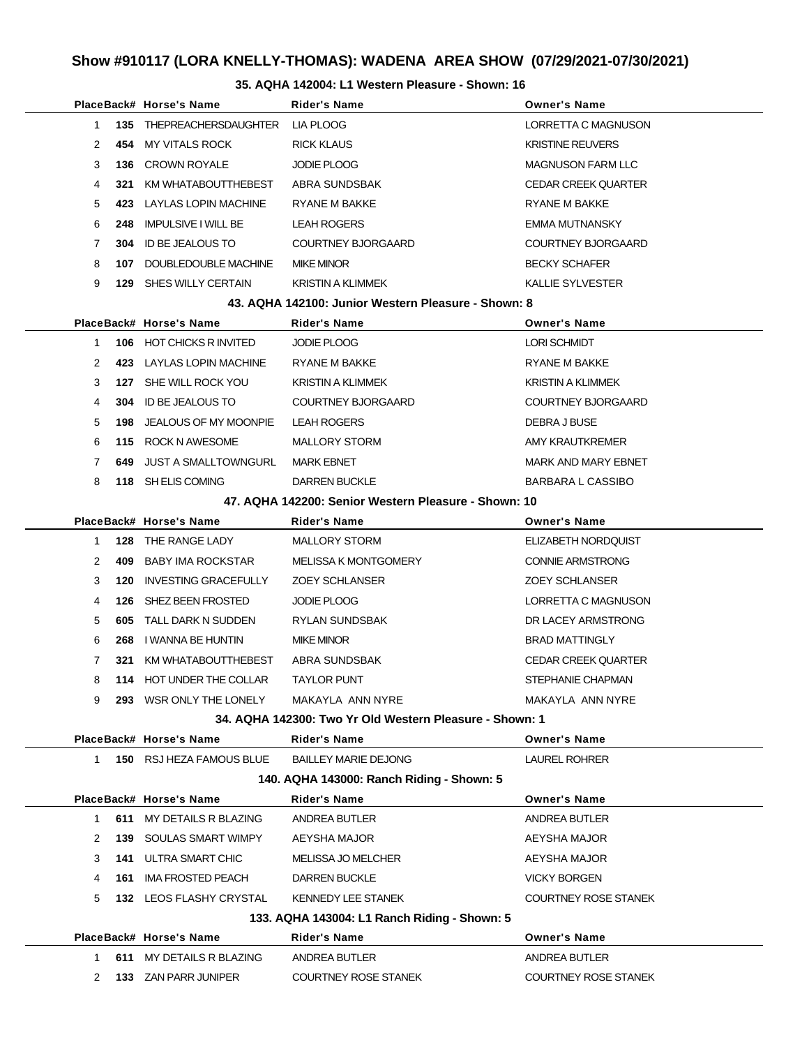# Show #910117 (LORA KNELLY-THOMAS): WADENA AREA SHOW (07/29/2021-07/30/2021)

### 35. AQHA 142004: L1 Western Pleasure - Shown: 16

| Place | Back# | Horse's Name | Rider's Name | Owner's Name |
|---|---|---|---|---|
| 1 | 135 | THEPREACHERSDAUGHTER | LIA PLOOG | LORRETTA C MAGNUSON |
| 2 | 454 | MY VITALS ROCK | RICK KLAUS | KRISTINE REUVERS |
| 3 | 136 | CROWN ROYALE | JODIE PLOOG | MAGNUSON FARM LLC |
| 4 | 321 | KM WHATABOUTTHEBEST | ABRA SUNDSBAK | CEDAR CREEK QUARTER |
| 5 | 423 | LAYLAS LOPIN MACHINE | RYANE M BAKKE | RYANE M BAKKE |
| 6 | 248 | IMPULSIVE I WILL BE | LEAH ROGERS | EMMA MUTNANSKY |
| 7 | 304 | ID BE JEALOUS TO | COURTNEY BJORGAARD | COURTNEY BJORGAARD |
| 8 | 107 | DOUBLEDOUBLE MACHINE | MIKE MINOR | BECKY SCHAFER |
| 9 | 129 | SHES WILLY CERTAIN | KRISTIN A KLIMMEK | KALLIE SYLVESTER |

### 43. AQHA 142100: Junior Western Pleasure - Shown: 8

| Place | Back# | Horse's Name | Rider's Name | Owner's Name |
|---|---|---|---|---|
| 1 | 106 | HOT CHICKS R INVITED | JODIE PLOOG | LORI SCHMIDT |
| 2 | 423 | LAYLAS LOPIN MACHINE | RYANE M BAKKE | RYANE M BAKKE |
| 3 | 127 | SHE WILL ROCK YOU | KRISTIN A KLIMMEK | KRISTIN A KLIMMEK |
| 4 | 304 | ID BE JEALOUS TO | COURTNEY BJORGAARD | COURTNEY BJORGAARD |
| 5 | 198 | JEALOUS OF MY MOONPIE | LEAH ROGERS | DEBRA J BUSE |
| 6 | 115 | ROCK N AWESOME | MALLORY STORM | AMY KRAUTKREMER |
| 7 | 649 | JUST A SMALLTOWNGURL | MARK EBNET | MARK AND MARY EBNET |
| 8 | 118 | SH ELIS COMING | DARREN BUCKLE | BARBARA L CASSIBO |

### 47. AQHA 142200: Senior Western Pleasure - Shown: 10

| Place | Back# | Horse's Name | Rider's Name | Owner's Name |
|---|---|---|---|---|
| 1 | 128 | THE RANGE LADY | MALLORY STORM | ELIZABETH NORDQUIST |
| 2 | 409 | BABY IMA ROCKSTAR | MELISSA K MONTGOMERY | CONNIE ARMSTRONG |
| 3 | 120 | INVESTING GRACEFULLY | ZOEY SCHLANSER | ZOEY SCHLANSER |
| 4 | 126 | SHEZ BEEN FROSTED | JODIE PLOOG | LORRETTA C MAGNUSON |
| 5 | 605 | TALL DARK N SUDDEN | RYLAN SUNDSBAK | DR LACEY ARMSTRONG |
| 6 | 268 | I WANNA BE HUNTIN | MIKE MINOR | BRAD MATTINGLY |
| 7 | 321 | KM WHATABOUTTHEBEST | ABRA SUNDSBAK | CEDAR CREEK QUARTER |
| 8 | 114 | HOT UNDER THE COLLAR | TAYLOR PUNT | STEPHANIE CHAPMAN |
| 9 | 293 | WSR ONLY THE LONELY | MAKAYLA ANN NYRE | MAKAYLA ANN NYRE |

### 34. AQHA 142300: Two Yr Old Western Pleasure - Shown: 1

| Place | Back# | Horse's Name | Rider's Name | Owner's Name |
|---|---|---|---|---|
| 1 | 150 | RSJ HEZA FAMOUS BLUE | BAILLEY MARIE DEJONG | LAUREL ROHRER |

### 140. AQHA 143000: Ranch Riding - Shown: 5

| Place | Back# | Horse's Name | Rider's Name | Owner's Name |
|---|---|---|---|---|
| 1 | 611 | MY DETAILS R BLAZING | ANDREA BUTLER | ANDREA BUTLER |
| 2 | 139 | SOULAS SMART WIMPY | AEYSHA MAJOR | AEYSHA MAJOR |
| 3 | 141 | ULTRA SMART CHIC | MELISSA JO MELCHER | AEYSHA MAJOR |
| 4 | 161 | IMA FROSTED PEACH | DARREN BUCKLE | VICKY BORGEN |
| 5 | 132 | LEOS FLASHY CRYSTAL | KENNEDY LEE STANEK | COURTNEY ROSE STANEK |

### 133. AQHA 143004: L1 Ranch Riding - Shown: 5

| Place | Back# | Horse's Name | Rider's Name | Owner's Name |
|---|---|---|---|---|
| 1 | 611 | MY DETAILS R BLAZING | ANDREA BUTLER | ANDREA BUTLER |
| 2 | 133 | ZAN PARR JUNIPER | COURTNEY ROSE STANEK | COURTNEY ROSE STANEK |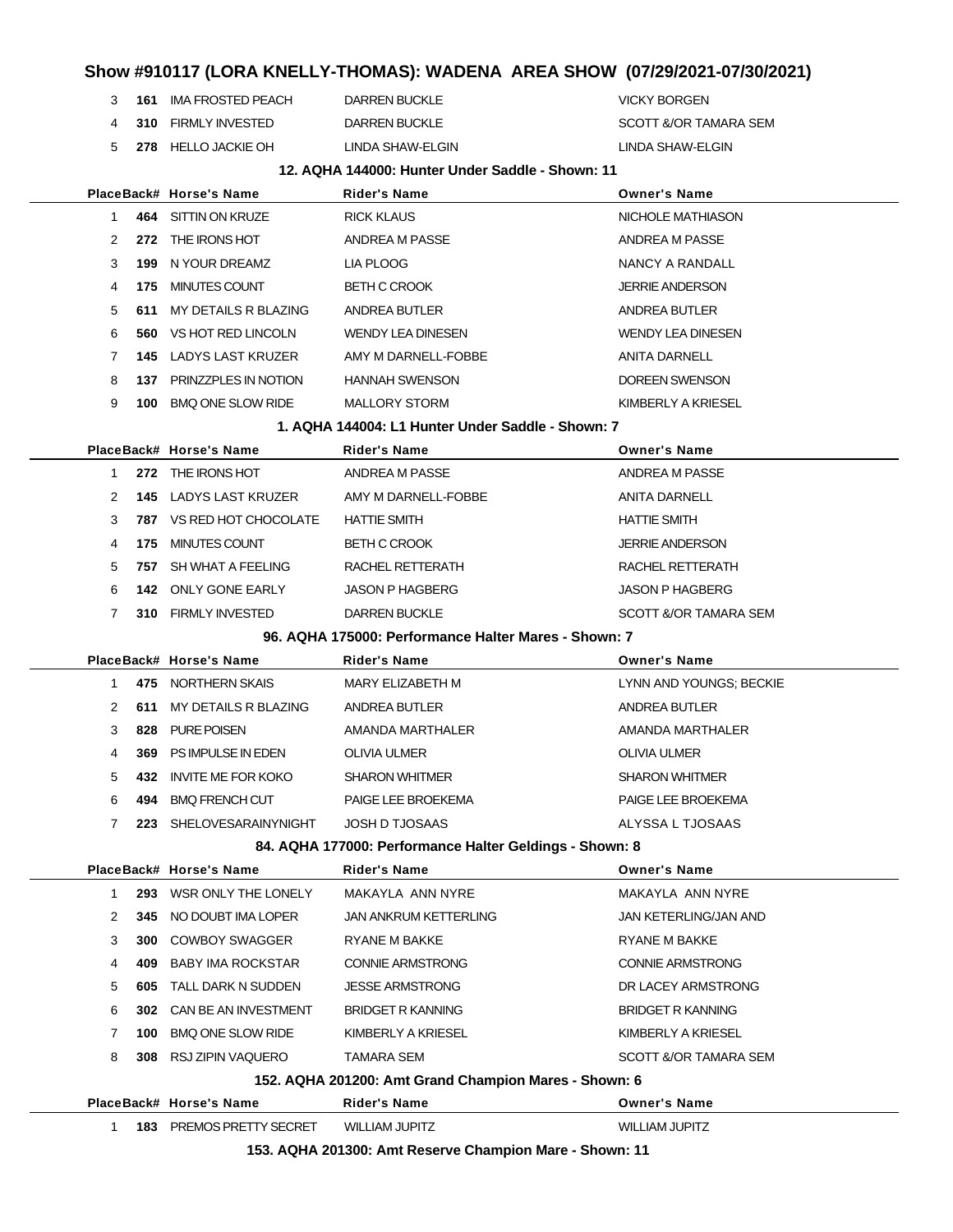# Show #910117 (LORA KNELLY-THOMAS): WADENA AREA SHOW (07/29/2021-07/30/2021)

| Place | Back# | Horse's Name | Rider's Name | Owner's Name |
|---|---|---|---|---|
| 3 | 161 | IMA FROSTED PEACH | DARREN BUCKLE | VICKY BORGEN |
| 4 | 310 | FIRMLY INVESTED | DARREN BUCKLE | SCOTT &/OR TAMARA SEM |
| 5 | 278 | HELLO JACKIE OH | LINDA SHAW-ELGIN | LINDA SHAW-ELGIN |

### 12. AQHA 144000: Hunter Under Saddle - Shown: 11

| Place | Back# | Horse's Name | Rider's Name | Owner's Name |
|---|---|---|---|---|
| 1 | 464 | SITTIN ON KRUZE | RICK KLAUS | NICHOLE MATHIASON |
| 2 | 272 | THE IRONS HOT | ANDREA M PASSE | ANDREA M PASSE |
| 3 | 199 | N YOUR DREAMZ | LIA PLOOG | NANCY A RANDALL |
| 4 | 175 | MINUTES COUNT | BETH C CROOK | JERRIE ANDERSON |
| 5 | 611 | MY DETAILS R BLAZING | ANDREA BUTLER | ANDREA BUTLER |
| 6 | 560 | VS HOT RED LINCOLN | WENDY LEA DINESEN | WENDY LEA DINESEN |
| 7 | 145 | LADYS LAST KRUZER | AMY M DARNELL-FOBBE | ANITA DARNELL |
| 8 | 137 | PRINZZPLES IN NOTION | HANNAH SWENSON | DOREEN SWENSON |
| 9 | 100 | BMQ ONE SLOW RIDE | MALLORY STORM | KIMBERLY A KRIESEL |

### 1. AQHA 144004: L1 Hunter Under Saddle - Shown: 7

| Place | Back# | Horse's Name | Rider's Name | Owner's Name |
|---|---|---|---|---|
| 1 | 272 | THE IRONS HOT | ANDREA M PASSE | ANDREA M PASSE |
| 2 | 145 | LADYS LAST KRUZER | AMY M DARNELL-FOBBE | ANITA DARNELL |
| 3 | 787 | VS RED HOT CHOCOLATE | HATTIE SMITH | HATTIE SMITH |
| 4 | 175 | MINUTES COUNT | BETH C CROOK | JERRIE ANDERSON |
| 5 | 757 | SH WHAT A FEELING | RACHEL RETTERATH | RACHEL RETTERATH |
| 6 | 142 | ONLY GONE EARLY | JASON P HAGBERG | JASON P HAGBERG |
| 7 | 310 | FIRMLY INVESTED | DARREN BUCKLE | SCOTT &/OR TAMARA SEM |

### 96. AQHA 175000: Performance Halter Mares - Shown: 7

| Place | Back# | Horse's Name | Rider's Name | Owner's Name |
|---|---|---|---|---|
| 1 | 475 | NORTHERN SKAIS | MARY ELIZABETH M | LYNN AND YOUNGS; BECKIE |
| 2 | 611 | MY DETAILS R BLAZING | ANDREA BUTLER | ANDREA BUTLER |
| 3 | 828 | PURE POISEN | AMANDA MARTHALER | AMANDA MARTHALER |
| 4 | 369 | PS IMPULSE IN EDEN | OLIVIA ULMER | OLIVIA ULMER |
| 5 | 432 | INVITE ME FOR KOKO | SHARON WHITMER | SHARON WHITMER |
| 6 | 494 | BMQ FRENCH CUT | PAIGE LEE BROEKEMA | PAIGE LEE BROEKEMA |
| 7 | 223 | SHELOVESARAINYNIGHT | JOSH D TJOSAAS | ALYSSA L TJOSAAS |

### 84. AQHA 177000: Performance Halter Geldings - Shown: 8

| Place | Back# | Horse's Name | Rider's Name | Owner's Name |
|---|---|---|---|---|
| 1 | 293 | WSR ONLY THE LONELY | MAKAYLA ANN NYRE | MAKAYLA ANN NYRE |
| 2 | 345 | NO DOUBT IMA LOPER | JAN ANKRUM KETTERLING | JAN KETERLING/JAN AND |
| 3 | 300 | COWBOY SWAGGER | RYANE M BAKKE | RYANE M BAKKE |
| 4 | 409 | BABY IMA ROCKSTAR | CONNIE ARMSTRONG | CONNIE ARMSTRONG |
| 5 | 605 | TALL DARK N SUDDEN | JESSE ARMSTRONG | DR LACEY ARMSTRONG |
| 6 | 302 | CAN BE AN INVESTMENT | BRIDGET R KANNING | BRIDGET R KANNING |
| 7 | 100 | BMQ ONE SLOW RIDE | KIMBERLY A KRIESEL | KIMBERLY A KRIESEL |
| 8 | 308 | RSJ ZIPIN VAQUERO | TAMARA SEM | SCOTT &/OR TAMARA SEM |

### 152. AQHA 201200: Amt Grand Champion Mares - Shown: 6

| Place | Back# | Horse's Name | Rider's Name | Owner's Name |
|---|---|---|---|---|
| 1 | 183 | PREMOS PRETTY SECRET | WILLIAM JUPITZ | WILLIAM JUPITZ |

### 153. AQHA 201300: Amt Reserve Champion Mare - Shown: 11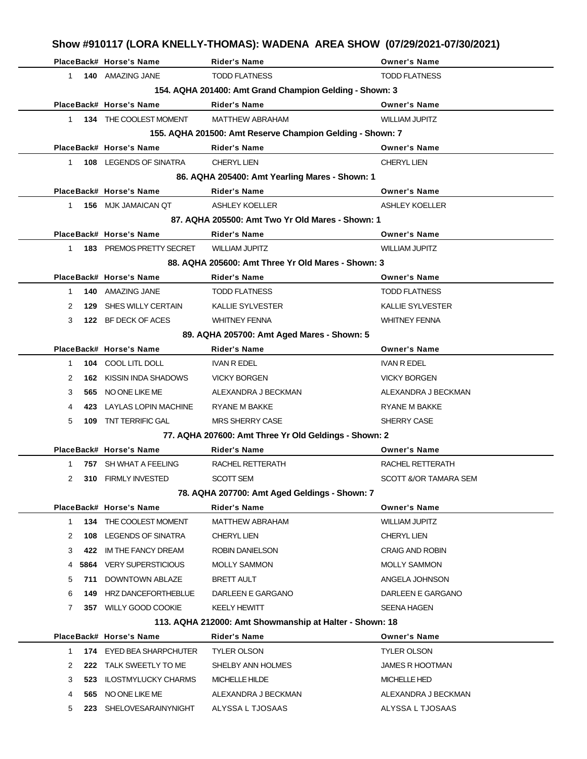# Show #910117 (LORA KNELLY-THOMAS): WADENA AREA SHOW (07/29/2021-07/30/2021)

| Place | Back# | Horse's Name | Rider's Name | Owner's Name |
|---|---|---|---|---|
| 1 | 140 | AMAZING JANE | TODD FLATNESS | TODD FLATNESS |

### 154. AQHA 201400: Amt Grand Champion Gelding - Shown: 3

| Place | Back# | Horse's Name | Rider's Name | Owner's Name |
|---|---|---|---|---|
| 1 | 134 | THE COOLEST MOMENT | MATTHEW ABRAHAM | WILLIAM JUPITZ |

### 155. AQHA 201500: Amt Reserve Champion Gelding - Shown: 7

| Place | Back# | Horse's Name | Rider's Name | Owner's Name |
|---|---|---|---|---|
| 1 | 108 | LEGENDS OF SINATRA | CHERYL LIEN | CHERYL LIEN |

### 86. AQHA 205400: Amt Yearling Mares - Shown: 1

| Place | Back# | Horse's Name | Rider's Name | Owner's Name |
|---|---|---|---|---|
| 1 | 156 | MJK JAMAICAN QT | ASHLEY KOELLER | ASHLEY KOELLER |

### 87. AQHA 205500: Amt Two Yr Old Mares - Shown: 1

| Place | Back# | Horse's Name | Rider's Name | Owner's Name |
|---|---|---|---|---|
| 1 | 183 | PREMOS PRETTY SECRET | WILLIAM JUPITZ | WILLIAM JUPITZ |

### 88. AQHA 205600: Amt Three Yr Old Mares - Shown: 3

| Place | Back# | Horse's Name | Rider's Name | Owner's Name |
|---|---|---|---|---|
| 1 | 140 | AMAZING JANE | TODD FLATNESS | TODD FLATNESS |
| 2 | 129 | SHES WILLY CERTAIN | KALLIE SYLVESTER | KALLIE SYLVESTER |
| 3 | 122 | BF DECK OF ACES | WHITNEY FENNA | WHITNEY FENNA |

### 89. AQHA 205700: Amt Aged Mares - Shown: 5

| Place | Back# | Horse's Name | Rider's Name | Owner's Name |
|---|---|---|---|---|
| 1 | 104 | COOL LITL DOLL | IVAN R EDEL | IVAN R EDEL |
| 2 | 162 | KISSIN INDA SHADOWS | VICKY BORGEN | VICKY BORGEN |
| 3 | 565 | NO ONE LIKE ME | ALEXANDRA J BECKMAN | ALEXANDRA J BECKMAN |
| 4 | 423 | LAYLAS LOPIN MACHINE | RYANE M BAKKE | RYANE M BAKKE |
| 5 | 109 | TNT TERRIFIC GAL | MRS SHERRY CASE | SHERRY CASE |

### 77. AQHA 207600: Amt Three Yr Old Geldings - Shown: 2

| Place | Back# | Horse's Name | Rider's Name | Owner's Name |
|---|---|---|---|---|
| 1 | 757 | SH WHAT A FEELING | RACHEL RETTERATH | RACHEL RETTERATH |
| 2 | 310 | FIRMLY INVESTED | SCOTT SEM | SCOTT &/OR TAMARA SEM |

### 78. AQHA 207700: Amt Aged Geldings - Shown: 7

| Place | Back# | Horse's Name | Rider's Name | Owner's Name |
|---|---|---|---|---|
| 1 | 134 | THE COOLEST MOMENT | MATTHEW ABRAHAM | WILLIAM JUPITZ |
| 2 | 108 | LEGENDS OF SINATRA | CHERYL LIEN | CHERYL LIEN |
| 3 | 422 | IM THE FANCY DREAM | ROBIN DANIELSON | CRAIG AND ROBIN |
| 4 | 5864 | VERY SUPERSTICIOUS | MOLLY SAMMON | MOLLY SAMMON |
| 5 | 711 | DOWNTOWN ABLAZE | BRETT AULT | ANGELA JOHNSON |
| 6 | 149 | HRZ DANCEFORTHEBLUE | DARLEEN E GARGANO | DARLEEN E GARGANO |
| 7 | 357 | WILLY GOOD COOKIE | KEELY HEWITT | SEENA HAGEN |

### 113. AQHA 212000: Amt Showmanship at Halter - Shown: 18

| Place | Back# | Horse's Name | Rider's Name | Owner's Name |
|---|---|---|---|---|
| 1 | 174 | EYED BEA SHARPCHUTER | TYLER OLSON | TYLER OLSON |
| 2 | 222 | TALK SWEETLY TO ME | SHELBY ANN HOLMES | JAMES R HOOTMAN |
| 3 | 523 | ILOSTMYLUCKY CHARMS | MICHELLE HILDE | MICHELLE HED |
| 4 | 565 | NO ONE LIKE ME | ALEXANDRA J BECKMAN | ALEXANDRA J BECKMAN |
| 5 | 223 | SHELOVESARAINYNIGHT | ALYSSA L TJOSAAS | ALYSSA L TJOSAAS |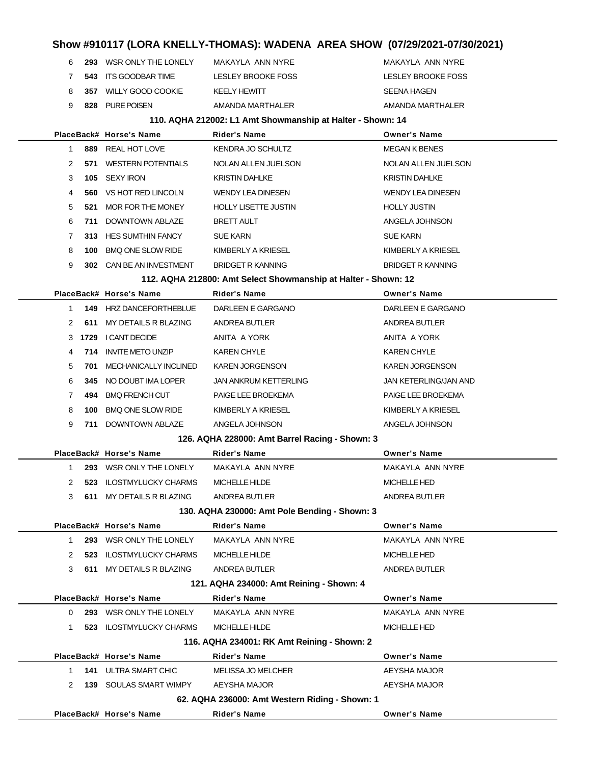# Show #910117 (LORA KNELLY-THOMAS): WADENA AREA SHOW (07/29/2021-07/30/2021)

| Place | Back# | Horse's Name | Rider's Name | Owner's Name |
|---|---|---|---|---|
| 6 | 293 | WSR ONLY THE LONELY | MAKAYLA ANN NYRE | MAKAYLA ANN NYRE |
| 7 | 543 | ITS GOODBAR TIME | LESLEY BROOKE FOSS | LESLEY BROOKE FOSS |
| 8 | 357 | WILLY GOOD COOKIE | KEELY HEWITT | SEENA HAGEN |
| 9 | 828 | PURE POISEN | AMANDA MARTHALER | AMANDA MARTHALER |

### 110. AQHA 212002: L1 Amt Showmanship at Halter - Shown: 14

| Place | Back# | Horse's Name | Rider's Name | Owner's Name |
|---|---|---|---|---|
| 1 | 889 | REAL HOT LOVE | KENDRA JO SCHULTZ | MEGAN K BENES |
| 2 | 571 | WESTERN POTENTIALS | NOLAN ALLEN JUELSON | NOLAN ALLEN JUELSON |
| 3 | 105 | SEXY IRON | KRISTIN DAHLKE | KRISTIN DAHLKE |
| 4 | 560 | VS HOT RED LINCOLN | WENDY LEA DINESEN | WENDY LEA DINESEN |
| 5 | 521 | MOR FOR THE MONEY | HOLLY LISETTE JUSTIN | HOLLY JUSTIN |
| 6 | 711 | DOWNTOWN ABLAZE | BRETT AULT | ANGELA JOHNSON |
| 7 | 313 | HES SUMTHIN FANCY | SUE KARN | SUE KARN |
| 8 | 100 | BMQ ONE SLOW RIDE | KIMBERLY A KRIESEL | KIMBERLY A KRIESEL |
| 9 | 302 | CAN BE AN INVESTMENT | BRIDGET R KANNING | BRIDGET R KANNING |

### 112. AQHA 212800: Amt Select Showmanship at Halter - Shown: 12

| Place | Back# | Horse's Name | Rider's Name | Owner's Name |
|---|---|---|---|---|
| 1 | 149 | HRZ DANCEFORTHEBLUE | DARLEEN E GARGANO | DARLEEN E GARGANO |
| 2 | 611 | MY DETAILS R BLAZING | ANDREA BUTLER | ANDREA BUTLER |
| 3 | 1729 | I CANT DECIDE | ANITA A YORK | ANITA A YORK |
| 4 | 714 | INVITE METO UNZIP | KAREN CHYLE | KAREN CHYLE |
| 5 | 701 | MECHANICALLY INCLINED | KAREN JORGENSON | KAREN JORGENSON |
| 6 | 345 | NO DOUBT IMA LOPER | JAN ANKRUM KETTERLING | JAN KETERLING/JAN AND |
| 7 | 494 | BMQ FRENCH CUT | PAIGE LEE BROEKEMA | PAIGE LEE BROEKEMA |
| 8 | 100 | BMQ ONE SLOW RIDE | KIMBERLY A KRIESEL | KIMBERLY A KRIESEL |
| 9 | 711 | DOWNTOWN ABLAZE | ANGELA JOHNSON | ANGELA JOHNSON |

### 126. AQHA 228000: Amt Barrel Racing - Shown: 3

| Place | Back# | Horse's Name | Rider's Name | Owner's Name |
|---|---|---|---|---|
| 1 | 293 | WSR ONLY THE LONELY | MAKAYLA ANN NYRE | MAKAYLA ANN NYRE |
| 2 | 523 | ILOSTMYLUCKY CHARMS | MICHELLE HILDE | MICHELLE HED |
| 3 | 611 | MY DETAILS R BLAZING | ANDREA BUTLER | ANDREA BUTLER |

### 130. AQHA 230000: Amt Pole Bending - Shown: 3

| Place | Back# | Horse's Name | Rider's Name | Owner's Name |
|---|---|---|---|---|
| 1 | 293 | WSR ONLY THE LONELY | MAKAYLA ANN NYRE | MAKAYLA ANN NYRE |
| 2 | 523 | ILOSTMYLUCKY CHARMS | MICHELLE HILDE | MICHELLE HED |
| 3 | 611 | MY DETAILS R BLAZING | ANDREA BUTLER | ANDREA BUTLER |

### 121. AQHA 234000: Amt Reining - Shown: 4

| Place | Back# | Horse's Name | Rider's Name | Owner's Name |
|---|---|---|---|---|
| 0 | 293 | WSR ONLY THE LONELY | MAKAYLA ANN NYRE | MAKAYLA ANN NYRE |
| 1 | 523 | ILOSTMYLUCKY CHARMS | MICHELLE HILDE | MICHELLE HED |

### 116. AQHA 234001: RK Amt Reining - Shown: 2

| Place | Back# | Horse's Name | Rider's Name | Owner's Name |
|---|---|---|---|---|
| 1 | 141 | ULTRA SMART CHIC | MELISSA JO MELCHER | AEYSHA MAJOR |
| 2 | 139 | SOULAS SMART WIMPY | AEYSHA MAJOR | AEYSHA MAJOR |

### 62. AQHA 236000: Amt Western Riding - Shown: 1

| Place | Back# | Horse's Name | Rider's Name | Owner's Name |
|---|---|---|---|---|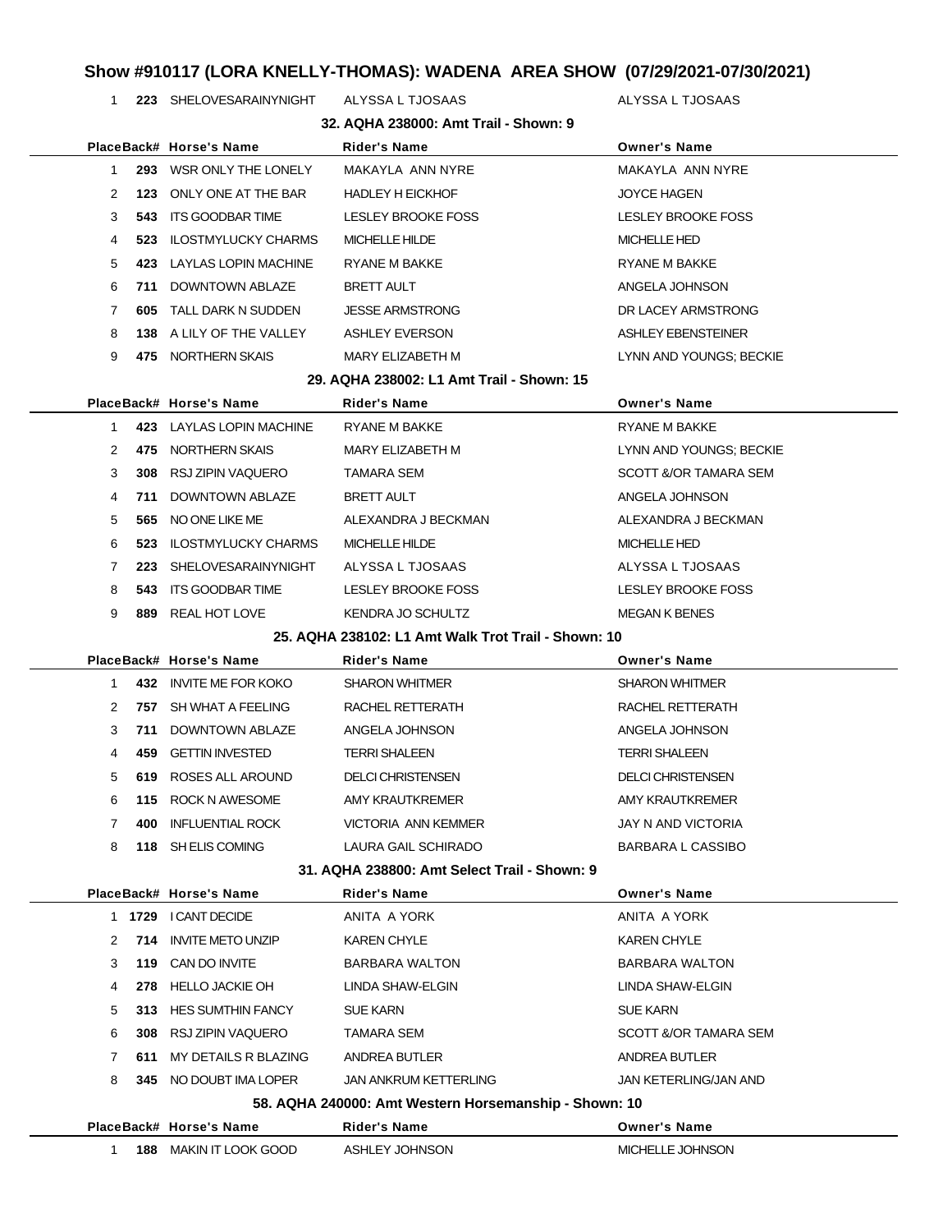## Show #910117 (LORA KNELLY-THOMAS): WADENA AREA SHOW (07/29/2021-07/30/2021)

| Place | Back# | Horse's Name | Rider's Name | Owner's Name |
|---|---|---|---|---|
| 1 | 223 | SHELOVESARAINYNIGHT | ALYSSA L TJOSAAS | ALYSSA L TJOSAAS |

### 32. AQHA 238000: Amt Trail - Shown: 9

| Place | Back# | Horse's Name | Rider's Name | Owner's Name |
|---|---|---|---|---|
| 1 | 293 | WSR ONLY THE LONELY | MAKAYLA ANN NYRE | MAKAYLA ANN NYRE |
| 2 | 123 | ONLY ONE AT THE BAR | HADLEY H EICKHOF | JOYCE HAGEN |
| 3 | 543 | ITS GOODBAR TIME | LESLEY BROOKE FOSS | LESLEY BROOKE FOSS |
| 4 | 523 | ILOSTMYLUCKY CHARMS | MICHELLE HILDE | MICHELLE HED |
| 5 | 423 | LAYLAS LOPIN MACHINE | RYANE M BAKKE | RYANE M BAKKE |
| 6 | 711 | DOWNTOWN ABLAZE | BRETT AULT | ANGELA JOHNSON |
| 7 | 605 | TALL DARK N SUDDEN | JESSE ARMSTRONG | DR LACEY ARMSTRONG |
| 8 | 138 | A LILY OF THE VALLEY | ASHLEY EVERSON | ASHLEY EBENSTEINER |
| 9 | 475 | NORTHERN SKAIS | MARY ELIZABETH M | LYNN AND YOUNGS; BECKIE |

### 29. AQHA 238002: L1 Amt Trail - Shown: 15

| Place | Back# | Horse's Name | Rider's Name | Owner's Name |
|---|---|---|---|---|
| 1 | 423 | LAYLAS LOPIN MACHINE | RYANE M BAKKE | RYANE M BAKKE |
| 2 | 475 | NORTHERN SKAIS | MARY ELIZABETH M | LYNN AND YOUNGS; BECKIE |
| 3 | 308 | RSJ ZIPIN VAQUERO | TAMARA SEM | SCOTT &/OR TAMARA SEM |
| 4 | 711 | DOWNTOWN ABLAZE | BRETT AULT | ANGELA JOHNSON |
| 5 | 565 | NO ONE LIKE ME | ALEXANDRA J BECKMAN | ALEXANDRA J BECKMAN |
| 6 | 523 | ILOSTMYLUCKY CHARMS | MICHELLE HILDE | MICHELLE HED |
| 7 | 223 | SHELOVESARAINYNIGHT | ALYSSA L TJOSAAS | ALYSSA L TJOSAAS |
| 8 | 543 | ITS GOODBAR TIME | LESLEY BROOKE FOSS | LESLEY BROOKE FOSS |
| 9 | 889 | REAL HOT LOVE | KENDRA JO SCHULTZ | MEGAN K BENES |

### 25. AQHA 238102: L1 Amt Walk Trot Trail - Shown: 10

| Place | Back# | Horse's Name | Rider's Name | Owner's Name |
|---|---|---|---|---|
| 1 | 432 | INVITE ME FOR KOKO | SHARON WHITMER | SHARON WHITMER |
| 2 | 757 | SH WHAT A FEELING | RACHEL RETTERATH | RACHEL RETTERATH |
| 3 | 711 | DOWNTOWN ABLAZE | ANGELA JOHNSON | ANGELA JOHNSON |
| 4 | 459 | GETTIN INVESTED | TERRI SHALEEN | TERRI SHALEEN |
| 5 | 619 | ROSES ALL AROUND | DELCI CHRISTENSEN | DELCI CHRISTENSEN |
| 6 | 115 | ROCK N AWESOME | AMY KRAUTKREMER | AMY KRAUTKREMER |
| 7 | 400 | INFLUENTIAL ROCK | VICTORIA ANN KEMMER | JAY N AND VICTORIA |
| 8 | 118 | SH ELIS COMING | LAURA GAIL SCHIRADO | BARBARA L CASSIBO |

### 31. AQHA 238800: Amt Select Trail - Shown: 9

| Place | Back# | Horse's Name | Rider's Name | Owner's Name |
|---|---|---|---|---|
| 1 | 1729 | I CANT DECIDE | ANITA A YORK | ANITA A YORK |
| 2 | 714 | INVITE METO UNZIP | KAREN CHYLE | KAREN CHYLE |
| 3 | 119 | CAN DO INVITE | BARBARA WALTON | BARBARA WALTON |
| 4 | 278 | HELLO JACKIE OH | LINDA SHAW-ELGIN | LINDA SHAW-ELGIN |
| 5 | 313 | HES SUMTHIN FANCY | SUE KARN | SUE KARN |
| 6 | 308 | RSJ ZIPIN VAQUERO | TAMARA SEM | SCOTT &/OR TAMARA SEM |
| 7 | 611 | MY DETAILS R BLAZING | ANDREA BUTLER | ANDREA BUTLER |
| 8 | 345 | NO DOUBT IMA LOPER | JAN ANKRUM KETTERLING | JAN KETERLING/JAN AND |

### 58. AQHA 240000: Amt Western Horsemanship - Shown: 10

| Place | Back# | Horse's Name | Rider's Name | Owner's Name |
|---|---|---|---|---|
| 1 | 188 | MAKIN IT LOOK GOOD | ASHLEY JOHNSON | MICHELLE JOHNSON |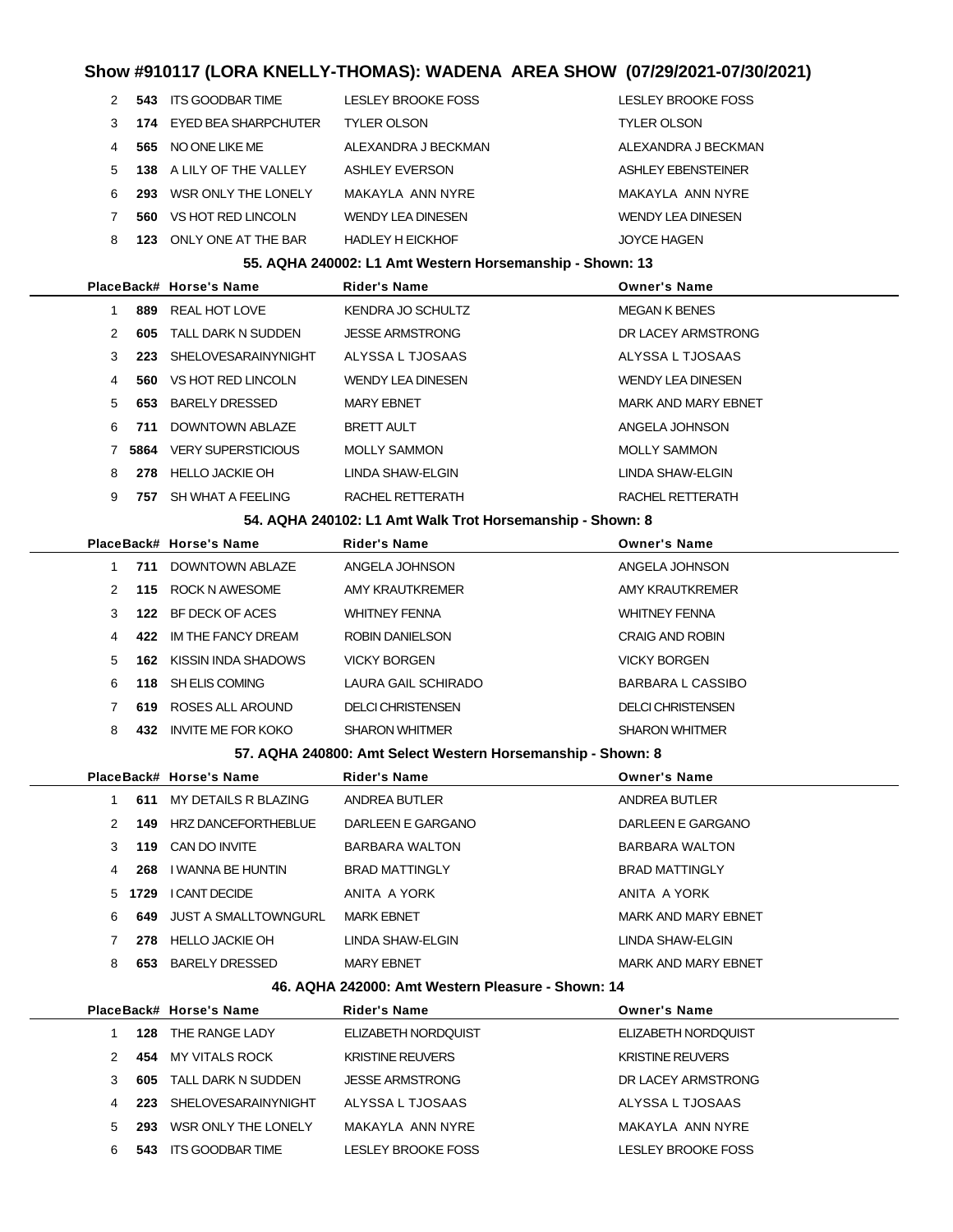# Show #910117 (LORA KNELLY-THOMAS): WADENA AREA SHOW (07/29/2021-07/30/2021)

| Place | Back# | Horse's Name | Rider's Name | Owner's Name |
|---|---|---|---|---|
| 2 | **543** | ITS GOODBAR TIME | LESLEY BROOKE FOSS | LESLEY BROOKE FOSS |
| 3 | **174** | EYED BEA SHARPCHUTER | TYLER OLSON | TYLER OLSON |
| 4 | **565** | NO ONE LIKE ME | ALEXANDRA J BECKMAN | ALEXANDRA J BECKMAN |
| 5 | **138** | A LILY OF THE VALLEY | ASHLEY EVERSON | ASHLEY EBENSTEINER |
| 6 | **293** | WSR ONLY THE LONELY | MAKAYLA ANN NYRE | MAKAYLA ANN NYRE |
| 7 | **560** | VS HOT RED LINCOLN | WENDY LEA DINESEN | WENDY LEA DINESEN |
| 8 | **123** | ONLY ONE AT THE BAR | HADLEY H EICKHOF | JOYCE HAGEN |

### 55. AQHA 240002: L1 Amt Western Horsemanship - Shown: 13

| Place | Back# | Horse's Name | Rider's Name | Owner's Name |
|---|---|---|---|---|
| 1 | **889** | REAL HOT LOVE | KENDRA JO SCHULTZ | MEGAN K BENES |
| 2 | **605** | TALL DARK N SUDDEN | JESSE ARMSTRONG | DR LACEY ARMSTRONG |
| 3 | **223** | SHELOVESARAINYNIGHT | ALYSSA L TJOSAAS | ALYSSA L TJOSAAS |
| 4 | **560** | VS HOT RED LINCOLN | WENDY LEA DINESEN | WENDY LEA DINESEN |
| 5 | **653** | BARELY DRESSED | MARY EBNET | MARK AND MARY EBNET |
| 6 | **711** | DOWNTOWN ABLAZE | BRETT AULT | ANGELA JOHNSON |
| 7 | **5864** | VERY SUPERSTICIOUS | MOLLY SAMMON | MOLLY SAMMON |
| 8 | **278** | HELLO JACKIE OH | LINDA SHAW-ELGIN | LINDA SHAW-ELGIN |
| 9 | **757** | SH WHAT A FEELING | RACHEL RETTERATH | RACHEL RETTERATH |

### 54. AQHA 240102: L1 Amt Walk Trot Horsemanship - Shown: 8

| Place | Back# | Horse's Name | Rider's Name | Owner's Name |
|---|---|---|---|---|
| 1 | **711** | DOWNTOWN ABLAZE | ANGELA JOHNSON | ANGELA JOHNSON |
| 2 | **115** | ROCK N AWESOME | AMY KRAUTKREMER | AMY KRAUTKREMER |
| 3 | **122** | BF DECK OF ACES | WHITNEY FENNA | WHITNEY FENNA |
| 4 | **422** | IM THE FANCY DREAM | ROBIN DANIELSON | CRAIG AND ROBIN |
| 5 | **162** | KISSIN INDA SHADOWS | VICKY BORGEN | VICKY BORGEN |
| 6 | **118** | SH ELIS COMING | LAURA GAIL SCHIRADO | BARBARA L CASSIBO |
| 7 | **619** | ROSES ALL AROUND | DELCI CHRISTENSEN | DELCI CHRISTENSEN |
| 8 | **432** | INVITE ME FOR KOKO | SHARON WHITMER | SHARON WHITMER |

### 57. AQHA 240800: Amt Select Western Horsemanship - Shown: 8

| Place | Back# | Horse's Name | Rider's Name | Owner's Name |
|---|---|---|---|---|
| 1 | **611** | MY DETAILS R BLAZING | ANDREA BUTLER | ANDREA BUTLER |
| 2 | **149** | HRZ DANCEFORTHEBLUE | DARLEEN E GARGANO | DARLEEN E GARGANO |
| 3 | **119** | CAN DO INVITE | BARBARA WALTON | BARBARA WALTON |
| 4 | **268** | I WANNA BE HUNTIN | BRAD MATTINGLY | BRAD MATTINGLY |
| 5 | **1729** | I CANT DECIDE | ANITA A YORK | ANITA A YORK |
| 6 | **649** | JUST A SMALLTOWNGURL | MARK EBNET | MARK AND MARY EBNET |
| 7 | **278** | HELLO JACKIE OH | LINDA SHAW-ELGIN | LINDA SHAW-ELGIN |
| 8 | **653** | BARELY DRESSED | MARY EBNET | MARK AND MARY EBNET |

### 46. AQHA 242000: Amt Western Pleasure - Shown: 14

| Place | Back# | Horse's Name | Rider's Name | Owner's Name |
|---|---|---|---|---|
| 1 | **128** | THE RANGE LADY | ELIZABETH NORDQUIST | ELIZABETH NORDQUIST |
| 2 | **454** | MY VITALS ROCK | KRISTINE REUVERS | KRISTINE REUVERS |
| 3 | **605** | TALL DARK N SUDDEN | JESSE ARMSTRONG | DR LACEY ARMSTRONG |
| 4 | **223** | SHELOVESARAINYNIGHT | ALYSSA L TJOSAAS | ALYSSA L TJOSAAS |
| 5 | **293** | WSR ONLY THE LONELY | MAKAYLA ANN NYRE | MAKAYLA ANN NYRE |
| 6 | **543** | ITS GOODBAR TIME | LESLEY BROOKE FOSS | LESLEY BROOKE FOSS |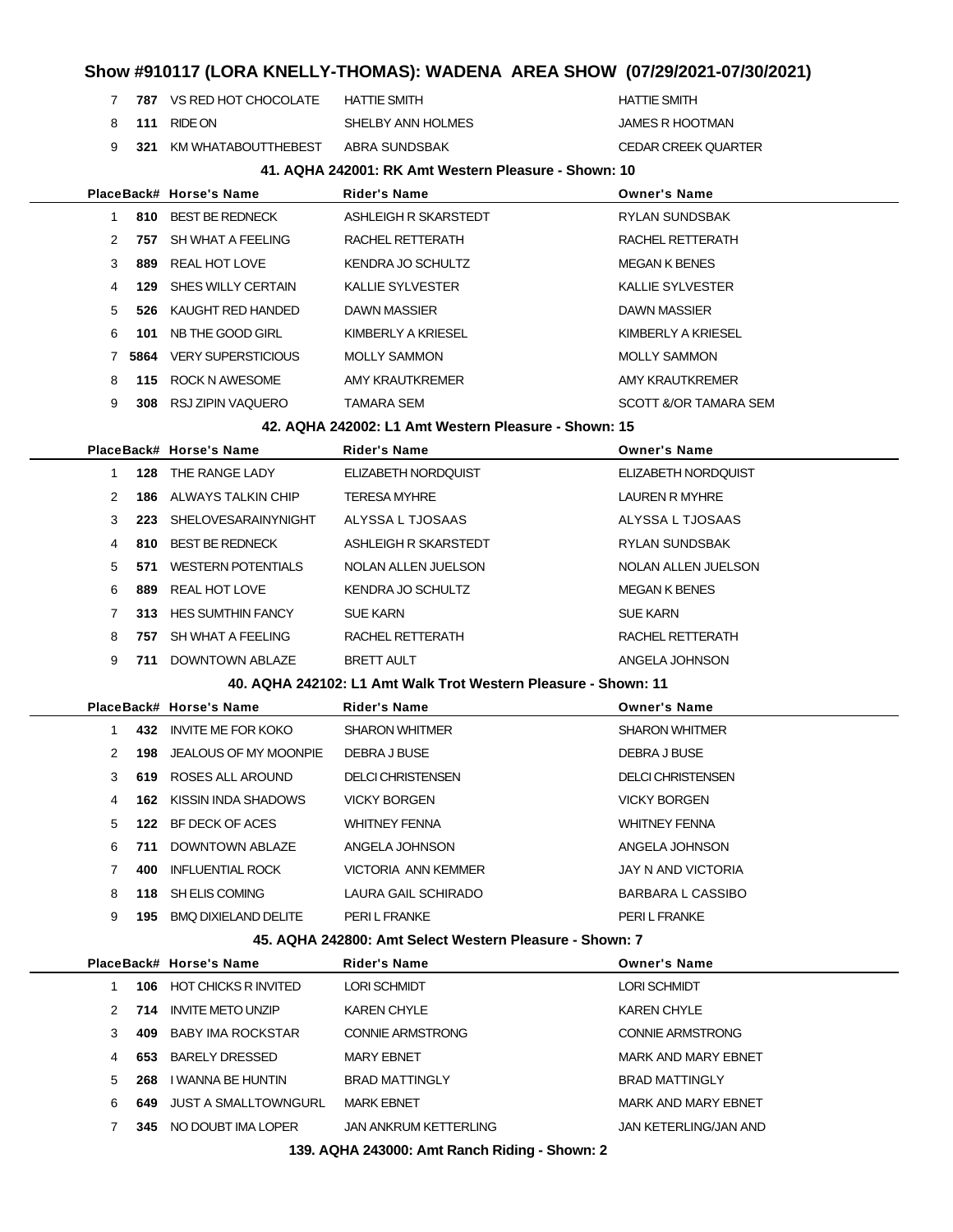# Show #910117 (LORA KNELLY-THOMAS): WADENA AREA SHOW (07/29/2021-07/30/2021)

| Place | Back# | Horse's Name | Rider's Name | Owner's Name |
|---|---|---|---|---|
| 7 | 787 | VS RED HOT CHOCOLATE | HATTIE SMITH | HATTIE SMITH |
| 8 | 111 | RIDE ON | SHELBY ANN HOLMES | JAMES R HOOTMAN |
| 9 | 321 | KM WHATABOUTTHEBEST | ABRA SUNDSBAK | CEDAR CREEK QUARTER |

### 41. AQHA 242001: RK Amt Western Pleasure - Shown: 10

| Place | Back# | Horse's Name | Rider's Name | Owner's Name |
|---|---|---|---|---|
| 1 | 810 | BEST BE REDNECK | ASHLEIGH R SKARSTEDT | RYLAN SUNDSBAK |
| 2 | 757 | SH WHAT A FEELING | RACHEL RETTERATH | RACHEL RETTERATH |
| 3 | 889 | REAL HOT LOVE | KENDRA JO SCHULTZ | MEGAN K BENES |
| 4 | 129 | SHES WILLY CERTAIN | KALLIE SYLVESTER | KALLIE SYLVESTER |
| 5 | 526 | KAUGHT RED HANDED | DAWN MASSIER | DAWN MASSIER |
| 6 | 101 | NB THE GOOD GIRL | KIMBERLY A KRIESEL | KIMBERLY A KRIESEL |
| 7 | 5864 | VERY SUPERSTICIOUS | MOLLY SAMMON | MOLLY SAMMON |
| 8 | 115 | ROCK N AWESOME | AMY KRAUTKREMER | AMY KRAUTKREMER |
| 9 | 308 | RSJ ZIPIN VAQUERO | TAMARA SEM | SCOTT &/OR TAMARA SEM |

### 42. AQHA 242002: L1 Amt Western Pleasure - Shown: 15

| Place | Back# | Horse's Name | Rider's Name | Owner's Name |
|---|---|---|---|---|
| 1 | 128 | THE RANGE LADY | ELIZABETH NORDQUIST | ELIZABETH NORDQUIST |
| 2 | 186 | ALWAYS TALKIN CHIP | TERESA MYHRE | LAUREN R MYHRE |
| 3 | 223 | SHELOVESARAINYNIGHT | ALYSSA L TJOSAAS | ALYSSA L TJOSAAS |
| 4 | 810 | BEST BE REDNECK | ASHLEIGH R SKARSTEDT | RYLAN SUNDSBAK |
| 5 | 571 | WESTERN POTENTIALS | NOLAN ALLEN JUELSON | NOLAN ALLEN JUELSON |
| 6 | 889 | REAL HOT LOVE | KENDRA JO SCHULTZ | MEGAN K BENES |
| 7 | 313 | HES SUMTHIN FANCY | SUE KARN | SUE KARN |
| 8 | 757 | SH WHAT A FEELING | RACHEL RETTERATH | RACHEL RETTERATH |
| 9 | 711 | DOWNTOWN ABLAZE | BRETT AULT | ANGELA JOHNSON |

### 40. AQHA 242102: L1 Amt Walk Trot Western Pleasure - Shown: 11

| Place | Back# | Horse's Name | Rider's Name | Owner's Name |
|---|---|---|---|---|
| 1 | 432 | INVITE ME FOR KOKO | SHARON WHITMER | SHARON WHITMER |
| 2 | 198 | JEALOUS OF MY MOONPIE | DEBRA J BUSE | DEBRA J BUSE |
| 3 | 619 | ROSES ALL AROUND | DELCI CHRISTENSEN | DELCI CHRISTENSEN |
| 4 | 162 | KISSIN INDA SHADOWS | VICKY BORGEN | VICKY BORGEN |
| 5 | 122 | BF DECK OF ACES | WHITNEY FENNA | WHITNEY FENNA |
| 6 | 711 | DOWNTOWN ABLAZE | ANGELA JOHNSON | ANGELA JOHNSON |
| 7 | 400 | INFLUENTIAL ROCK | VICTORIA ANN KEMMER | JAY N AND VICTORIA |
| 8 | 118 | SH ELIS COMING | LAURA GAIL SCHIRADO | BARBARA L CASSIBO |
| 9 | 195 | BMQ DIXIELAND DELITE | PERI L FRANKE | PERI L FRANKE |

### 45. AQHA 242800: Amt Select Western Pleasure - Shown: 7

| Place | Back# | Horse's Name | Rider's Name | Owner's Name |
|---|---|---|---|---|
| 1 | 106 | HOT CHICKS R INVITED | LORI SCHMIDT | LORI SCHMIDT |
| 2 | 714 | INVITE METO UNZIP | KAREN CHYLE | KAREN CHYLE |
| 3 | 409 | BABY IMA ROCKSTAR | CONNIE ARMSTRONG | CONNIE ARMSTRONG |
| 4 | 653 | BARELY DRESSED | MARY EBNET | MARK AND MARY EBNET |
| 5 | 268 | I WANNA BE HUNTIN | BRAD MATTINGLY | BRAD MATTINGLY |
| 6 | 649 | JUST A SMALLTOWNGURL | MARK EBNET | MARK AND MARY EBNET |
| 7 | 345 | NO DOUBT IMA LOPER | JAN ANKRUM KETTERLING | JAN KETERLING/JAN AND |

### 139. AQHA 243000: Amt Ranch Riding - Shown: 2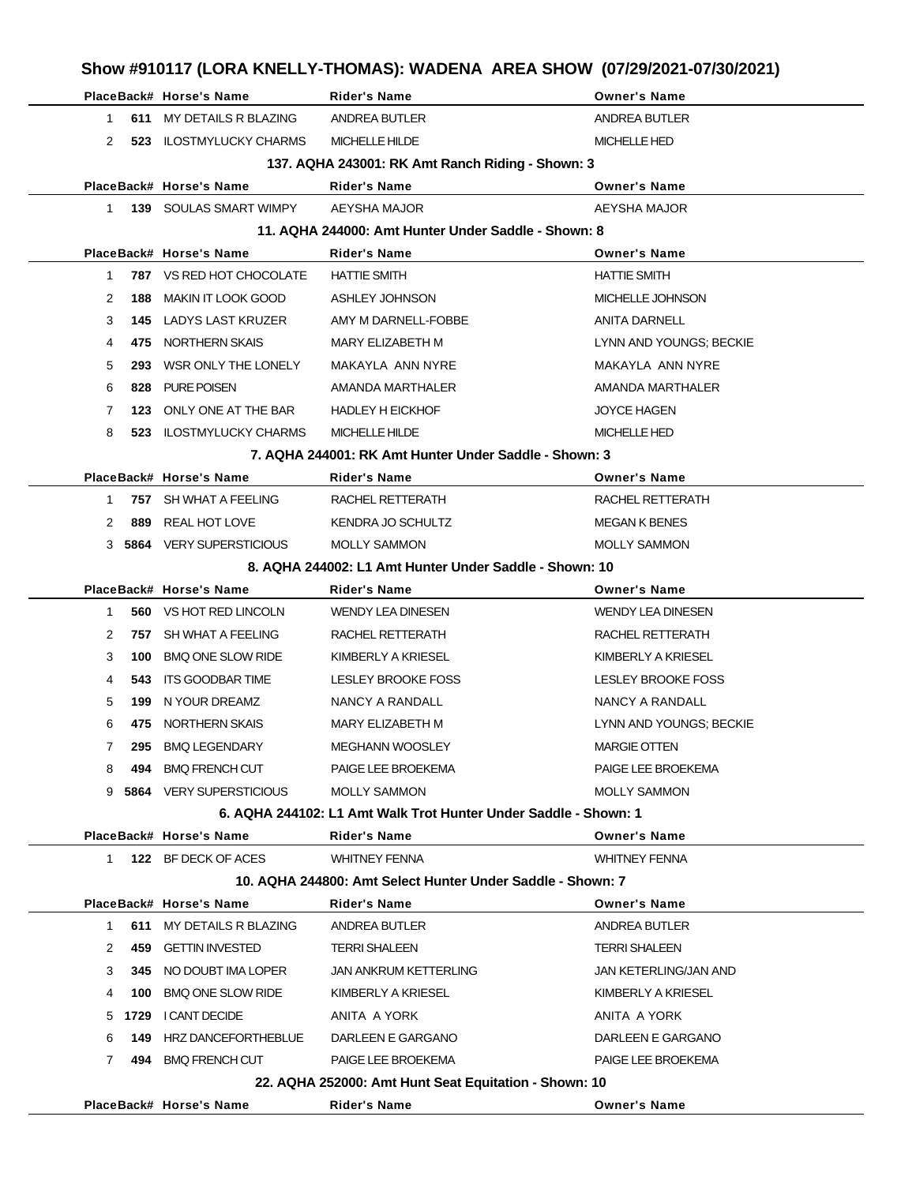# Show #910117 (LORA KNELLY-THOMAS): WADENA AREA SHOW (07/29/2021-07/30/2021)

| Place | Back# | Horse's Name | Rider's Name | Owner's Name |
|---|---|---|---|---|
| 1 | 611 | MY DETAILS R BLAZING | ANDREA BUTLER | ANDREA BUTLER |
| 2 | 523 | ILOSTMYLUCKY CHARMS | MICHELLE HILDE | MICHELLE HED |

### 137. AQHA 243001: RK Amt Ranch Riding - Shown: 3

| Place | Back# | Horse's Name | Rider's Name | Owner's Name |
|---|---|---|---|---|
| 1 | 139 | SOULAS SMART WIMPY | AEYSHA MAJOR | AEYSHA MAJOR |

### 11. AQHA 244000: Amt Hunter Under Saddle - Shown: 8

| Place | Back# | Horse's Name | Rider's Name | Owner's Name |
|---|---|---|---|---|
| 1 | 787 | VS RED HOT CHOCOLATE | HATTIE SMITH | HATTIE SMITH |
| 2 | 188 | MAKIN IT LOOK GOOD | ASHLEY JOHNSON | MICHELLE JOHNSON |
| 3 | 145 | LADYS LAST KRUZER | AMY M DARNELL-FOBBE | ANITA DARNELL |
| 4 | 475 | NORTHERN SKAIS | MARY ELIZABETH M | LYNN AND YOUNGS; BECKIE |
| 5 | 293 | WSR ONLY THE LONELY | MAKAYLA ANN NYRE | MAKAYLA ANN NYRE |
| 6 | 828 | PURE POISEN | AMANDA MARTHALER | AMANDA MARTHALER |
| 7 | 123 | ONLY ONE AT THE BAR | HADLEY H EICKHOF | JOYCE HAGEN |
| 8 | 523 | ILOSTMYLUCKY CHARMS | MICHELLE HILDE | MICHELLE HED |

### 7. AQHA 244001: RK Amt Hunter Under Saddle - Shown: 3

| Place | Back# | Horse's Name | Rider's Name | Owner's Name |
|---|---|---|---|---|
| 1 | 757 | SH WHAT A FEELING | RACHEL RETTERATH | RACHEL RETTERATH |
| 2 | 889 | REAL HOT LOVE | KENDRA JO SCHULTZ | MEGAN K BENES |
| 3 | 5864 | VERY SUPERSTICIOUS | MOLLY SAMMON | MOLLY SAMMON |

### 8. AQHA 244002: L1 Amt Hunter Under Saddle - Shown: 10

| Place | Back# | Horse's Name | Rider's Name | Owner's Name |
|---|---|---|---|---|
| 1 | 560 | VS HOT RED LINCOLN | WENDY LEA DINESEN | WENDY LEA DINESEN |
| 2 | 757 | SH WHAT A FEELING | RACHEL RETTERATH | RACHEL RETTERATH |
| 3 | 100 | BMQ ONE SLOW RIDE | KIMBERLY A KRIESEL | KIMBERLY A KRIESEL |
| 4 | 543 | ITS GOODBAR TIME | LESLEY BROOKE FOSS | LESLEY BROOKE FOSS |
| 5 | 199 | N YOUR DREAMZ | NANCY A RANDALL | NANCY A RANDALL |
| 6 | 475 | NORTHERN SKAIS | MARY ELIZABETH M | LYNN AND YOUNGS; BECKIE |
| 7 | 295 | BMQ LEGENDARY | MEGHANN WOOSLEY | MARGIE OTTEN |
| 8 | 494 | BMQ FRENCH CUT | PAIGE LEE BROEKEMA | PAIGE LEE BROEKEMA |
| 9 | 5864 | VERY SUPERSTICIOUS | MOLLY SAMMON | MOLLY SAMMON |

### 6. AQHA 244102: L1 Amt Walk Trot Hunter Under Saddle - Shown: 1

| Place | Back# | Horse's Name | Rider's Name | Owner's Name |
|---|---|---|---|---|
| 1 | 122 | BF DECK OF ACES | WHITNEY FENNA | WHITNEY FENNA |

### 10. AQHA 244800: Amt Select Hunter Under Saddle - Shown: 7

| Place | Back# | Horse's Name | Rider's Name | Owner's Name |
|---|---|---|---|---|
| 1 | 611 | MY DETAILS R BLAZING | ANDREA BUTLER | ANDREA BUTLER |
| 2 | 459 | GETTIN INVESTED | TERRI SHALEEN | TERRI SHALEEN |
| 3 | 345 | NO DOUBT IMA LOPER | JAN ANKRUM KETTERLING | JAN KETERLING/JAN AND |
| 4 | 100 | BMQ ONE SLOW RIDE | KIMBERLY A KRIESEL | KIMBERLY A KRIESEL |
| 5 | 1729 | I CANT DECIDE | ANITA A YORK | ANITA A YORK |
| 6 | 149 | HRZ DANCEFORTHEBLUE | DARLEEN E GARGANO | DARLEEN E GARGANO |
| 7 | 494 | BMQ FRENCH CUT | PAIGE LEE BROEKEMA | PAIGE LEE BROEKEMA |

### 22. AQHA 252000: Amt Hunt Seat Equitation - Shown: 10

| Place | Back# | Horse's Name | Rider's Name | Owner's Name |
|---|---|---|---|---|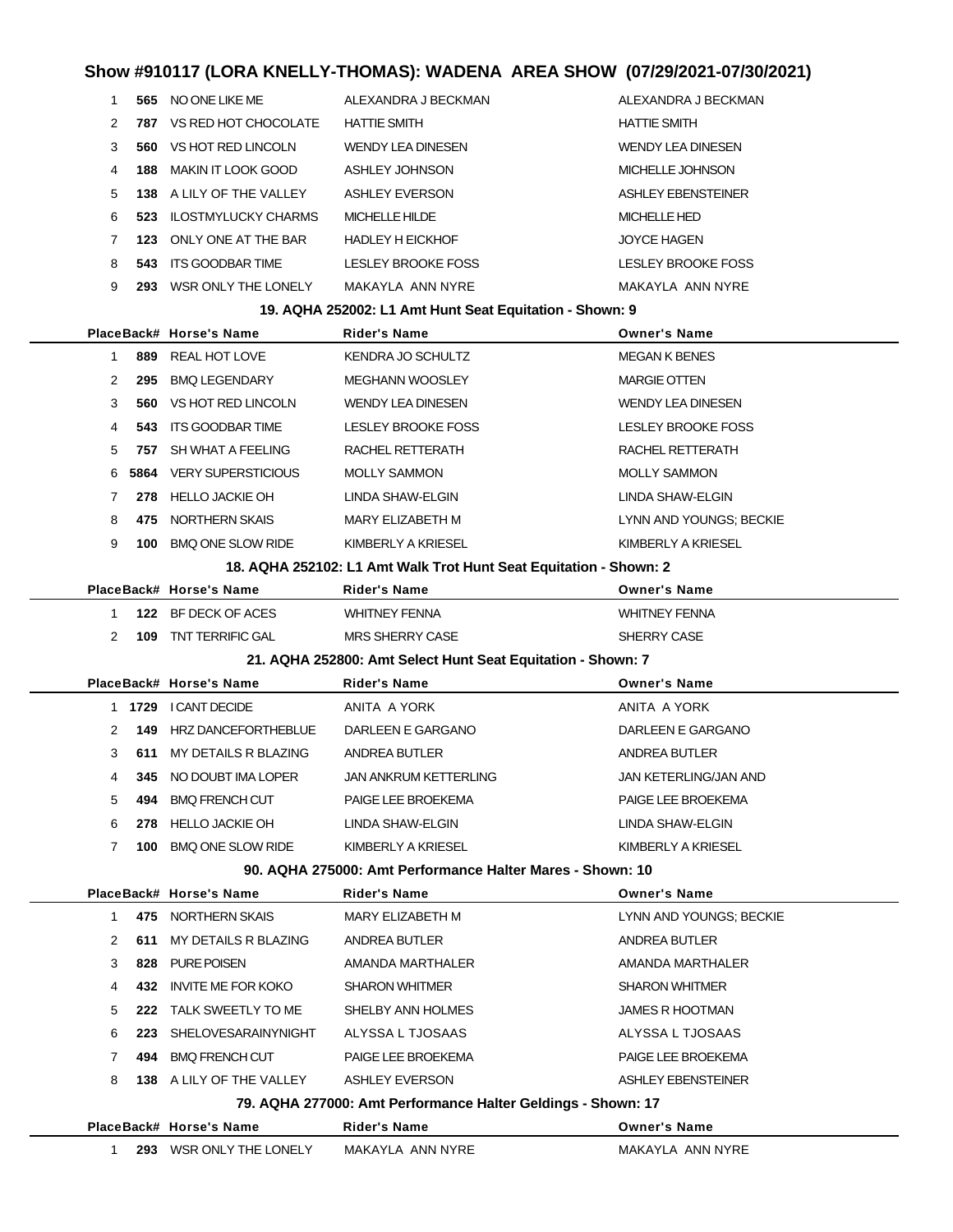# Show #910117 (LORA KNELLY-THOMAS): WADENA AREA SHOW (07/29/2021-07/30/2021)

| Place | Back# | Horse's Name | Rider's Name | Owner's Name |
|---|---|---|---|---|
| 1 | 565 | NO ONE LIKE ME | ALEXANDRA J BECKMAN | ALEXANDRA J BECKMAN |
| 2 | 787 | VS RED HOT CHOCOLATE | HATTIE SMITH | HATTIE SMITH |
| 3 | 560 | VS HOT RED LINCOLN | WENDY LEA DINESEN | WENDY LEA DINESEN |
| 4 | 188 | MAKIN IT LOOK GOOD | ASHLEY JOHNSON | MICHELLE JOHNSON |
| 5 | 138 | A LILY OF THE VALLEY | ASHLEY EVERSON | ASHLEY EBENSTEINER |
| 6 | 523 | ILOSTMYLUCKY CHARMS | MICHELLE HILDE | MICHELLE HED |
| 7 | 123 | ONLY ONE AT THE BAR | HADLEY H EICKHOF | JOYCE HAGEN |
| 8 | 543 | ITS GOODBAR TIME | LESLEY BROOKE FOSS | LESLEY BROOKE FOSS |
| 9 | 293 | WSR ONLY THE LONELY | MAKAYLA ANN NYRE | MAKAYLA ANN NYRE |

### 19. AQHA 252002: L1 Amt Hunt Seat Equitation - Shown: 9

| Place | Back# | Horse's Name | Rider's Name | Owner's Name |
|---|---|---|---|---|
| 1 | 889 | REAL HOT LOVE | KENDRA JO SCHULTZ | MEGAN K BENES |
| 2 | 295 | BMQ LEGENDARY | MEGHANN WOOSLEY | MARGIE OTTEN |
| 3 | 560 | VS HOT RED LINCOLN | WENDY LEA DINESEN | WENDY LEA DINESEN |
| 4 | 543 | ITS GOODBAR TIME | LESLEY BROOKE FOSS | LESLEY BROOKE FOSS |
| 5 | 757 | SH WHAT A FEELING | RACHEL RETTERATH | RACHEL RETTERATH |
| 6 | 5864 | VERY SUPERSTICIOUS | MOLLY SAMMON | MOLLY SAMMON |
| 7 | 278 | HELLO JACKIE OH | LINDA SHAW-ELGIN | LINDA SHAW-ELGIN |
| 8 | 475 | NORTHERN SKAIS | MARY ELIZABETH M | LYNN AND YOUNGS; BECKIE |
| 9 | 100 | BMQ ONE SLOW RIDE | KIMBERLY A KRIESEL | KIMBERLY A KRIESEL |

### 18. AQHA 252102: L1 Amt Walk Trot Hunt Seat Equitation - Shown: 2

| Place | Back# | Horse's Name | Rider's Name | Owner's Name |
|---|---|---|---|---|
| 1 | 122 | BF DECK OF ACES | WHITNEY FENNA | WHITNEY FENNA |
| 2 | 109 | TNT TERRIFIC GAL | MRS SHERRY CASE | SHERRY CASE |

### 21. AQHA 252800: Amt Select Hunt Seat Equitation - Shown: 7

| Place | Back# | Horse's Name | Rider's Name | Owner's Name |
|---|---|---|---|---|
| 1 | 1729 | I CANT DECIDE | ANITA A YORK | ANITA A YORK |
| 2 | 149 | HRZ DANCEFORTHEBLUE | DARLEEN E GARGANO | DARLEEN E GARGANO |
| 3 | 611 | MY DETAILS R BLAZING | ANDREA BUTLER | ANDREA BUTLER |
| 4 | 345 | NO DOUBT IMA LOPER | JAN ANKRUM KETTERLING | JAN KETERLING/JAN AND |
| 5 | 494 | BMQ FRENCH CUT | PAIGE LEE BROEKEMA | PAIGE LEE BROEKEMA |
| 6 | 278 | HELLO JACKIE OH | LINDA SHAW-ELGIN | LINDA SHAW-ELGIN |
| 7 | 100 | BMQ ONE SLOW RIDE | KIMBERLY A KRIESEL | KIMBERLY A KRIESEL |

### 90. AQHA 275000: Amt Performance Halter Mares - Shown: 10

| Place | Back# | Horse's Name | Rider's Name | Owner's Name |
|---|---|---|---|---|
| 1 | 475 | NORTHERN SKAIS | MARY ELIZABETH M | LYNN AND YOUNGS; BECKIE |
| 2 | 611 | MY DETAILS R BLAZING | ANDREA BUTLER | ANDREA BUTLER |
| 3 | 828 | PURE POISEN | AMANDA MARTHALER | AMANDA MARTHALER |
| 4 | 432 | INVITE ME FOR KOKO | SHARON WHITMER | SHARON WHITMER |
| 5 | 222 | TALK SWEETLY TO ME | SHELBY ANN HOLMES | JAMES R HOOTMAN |
| 6 | 223 | SHELOVESARAINYNIGHT | ALYSSA L TJOSAAS | ALYSSA L TJOSAAS |
| 7 | 494 | BMQ FRENCH CUT | PAIGE LEE BROEKEMA | PAIGE LEE BROEKEMA |
| 8 | 138 | A LILY OF THE VALLEY | ASHLEY EVERSON | ASHLEY EBENSTEINER |

### 79. AQHA 277000: Amt Performance Halter Geldings - Shown: 17

| Place | Back# | Horse's Name | Rider's Name | Owner's Name |
|---|---|---|---|---|
| 1 | 293 | WSR ONLY THE LONELY | MAKAYLA ANN NYRE | MAKAYLA ANN NYRE |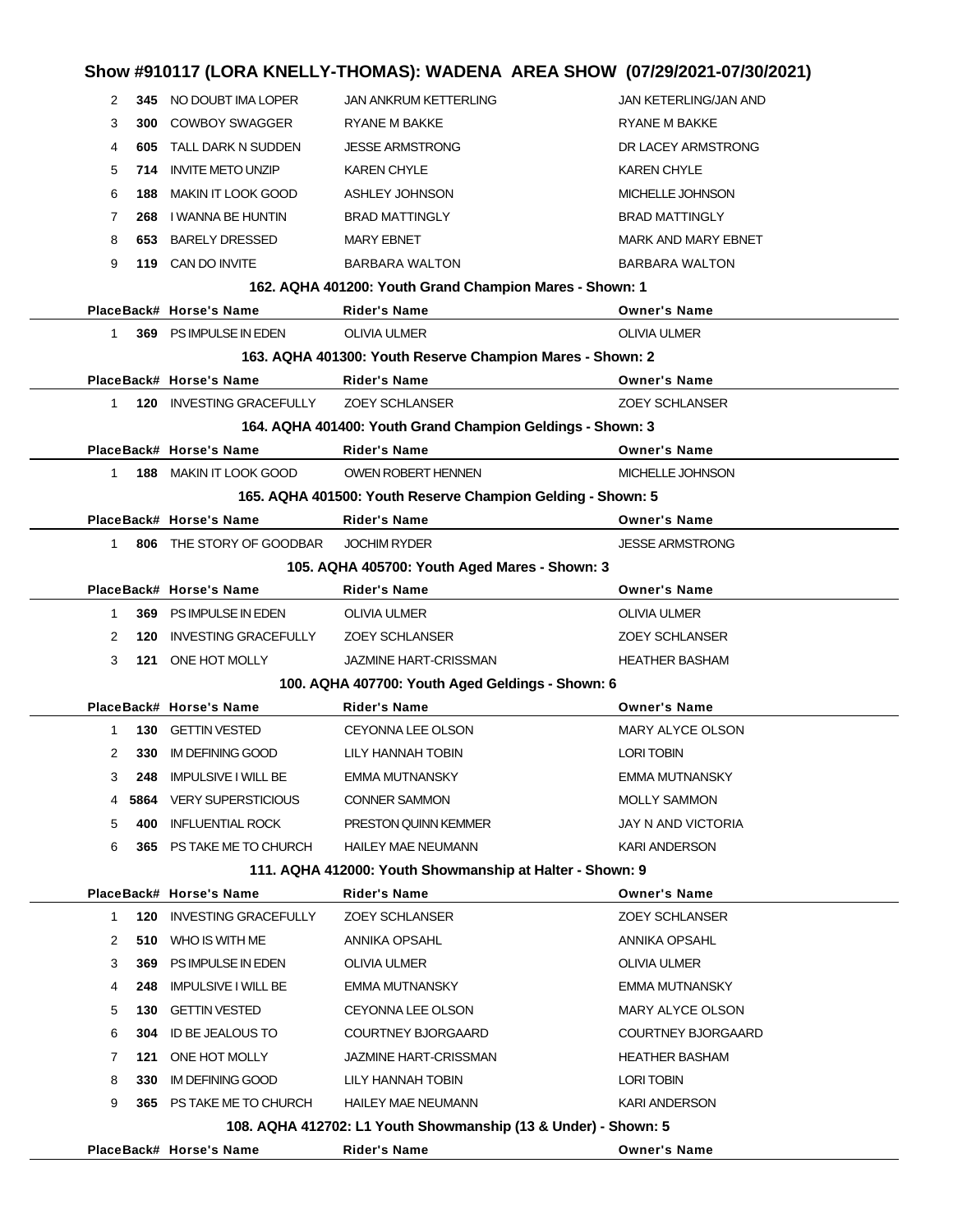## Show #910117 (LORA KNELLY-THOMAS): WADENA AREA SHOW (07/29/2021-07/30/2021)

| Place | Back# | Horse's Name | Rider's Name | Owner's Name |
|---|---|---|---|---|
| 2 | 345 | NO DOUBT IMA LOPER | JAN ANKRUM KETTERLING | JAN KETERLING/JAN AND |
| 3 | 300 | COWBOY SWAGGER | RYANE M BAKKE | RYANE M BAKKE |
| 4 | 605 | TALL DARK N SUDDEN | JESSE ARMSTRONG | DR LACEY ARMSTRONG |
| 5 | 714 | INVITE METO UNZIP | KAREN CHYLE | KAREN CHYLE |
| 6 | 188 | MAKIN IT LOOK GOOD | ASHLEY JOHNSON | MICHELLE JOHNSON |
| 7 | 268 | I WANNA BE HUNTIN | BRAD MATTINGLY | BRAD MATTINGLY |
| 8 | 653 | BARELY DRESSED | MARY EBNET | MARK AND MARY EBNET |
| 9 | 119 | CAN DO INVITE | BARBARA WALTON | BARBARA WALTON |

### 162. AQHA 401200: Youth Grand Champion Mares - Shown: 1

| Place | Back# | Horse's Name | Rider's Name | Owner's Name |
|---|---|---|---|---|
| 1 | 369 | PS IMPULSE IN EDEN | OLIVIA ULMER | OLIVIA ULMER |

### 163. AQHA 401300: Youth Reserve Champion Mares - Shown: 2

| Place | Back# | Horse's Name | Rider's Name | Owner's Name |
|---|---|---|---|---|
| 1 | 120 | INVESTING GRACEFULLY | ZOEY SCHLANSER | ZOEY SCHLANSER |

### 164. AQHA 401400: Youth Grand Champion Geldings - Shown: 3

| Place | Back# | Horse's Name | Rider's Name | Owner's Name |
|---|---|---|---|---|
| 1 | 188 | MAKIN IT LOOK GOOD | OWEN ROBERT HENNEN | MICHELLE JOHNSON |

### 165. AQHA 401500: Youth Reserve Champion Gelding - Shown: 5

| Place | Back# | Horse's Name | Rider's Name | Owner's Name |
|---|---|---|---|---|
| 1 | 806 | THE STORY OF GOODBAR | JOCHIM RYDER | JESSE ARMSTRONG |

### 105. AQHA 405700: Youth Aged Mares - Shown: 3

| Place | Back# | Horse's Name | Rider's Name | Owner's Name |
|---|---|---|---|---|
| 1 | 369 | PS IMPULSE IN EDEN | OLIVIA ULMER | OLIVIA ULMER |
| 2 | 120 | INVESTING GRACEFULLY | ZOEY SCHLANSER | ZOEY SCHLANSER |
| 3 | 121 | ONE HOT MOLLY | JAZMINE HART-CRISSMAN | HEATHER BASHAM |

### 100. AQHA 407700: Youth Aged Geldings - Shown: 6

| Place | Back# | Horse's Name | Rider's Name | Owner's Name |
|---|---|---|---|---|
| 1 | 130 | GETTIN VESTED | CEYONNA LEE OLSON | MARY ALYCE OLSON |
| 2 | 330 | IM DEFINING GOOD | LILY HANNAH TOBIN | LORI TOBIN |
| 3 | 248 | IMPULSIVE I WILL BE | EMMA MUTNANSKY | EMMA MUTNANSKY |
| 4 | 5864 | VERY SUPERSTICIOUS | CONNER SAMMON | MOLLY SAMMON |
| 5 | 400 | INFLUENTIAL ROCK | PRESTON QUINN KEMMER | JAY N AND VICTORIA |
| 6 | 365 | PS TAKE ME TO CHURCH | HAILEY MAE NEUMANN | KARI ANDERSON |

### 111. AQHA 412000: Youth Showmanship at Halter - Shown: 9

| Place | Back# | Horse's Name | Rider's Name | Owner's Name |
|---|---|---|---|---|
| 1 | 120 | INVESTING GRACEFULLY | ZOEY SCHLANSER | ZOEY SCHLANSER |
| 2 | 510 | WHO IS WITH ME | ANNIKA OPSAHL | ANNIKA OPSAHL |
| 3 | 369 | PS IMPULSE IN EDEN | OLIVIA ULMER | OLIVIA ULMER |
| 4 | 248 | IMPULSIVE I WILL BE | EMMA MUTNANSKY | EMMA MUTNANSKY |
| 5 | 130 | GETTIN VESTED | CEYONNA LEE OLSON | MARY ALYCE OLSON |
| 6 | 304 | ID BE JEALOUS TO | COURTNEY BJORGAARD | COURTNEY BJORGAARD |
| 7 | 121 | ONE HOT MOLLY | JAZMINE HART-CRISSMAN | HEATHER BASHAM |
| 8 | 330 | IM DEFINING GOOD | LILY HANNAH TOBIN | LORI TOBIN |
| 9 | 365 | PS TAKE ME TO CHURCH | HAILEY MAE NEUMANN | KARI ANDERSON |

### 108. AQHA 412702: L1 Youth Showmanship (13 & Under) - Shown: 5

| Place | Back# | Horse's Name | Rider's Name | Owner's Name |
|---|---|---|---|---|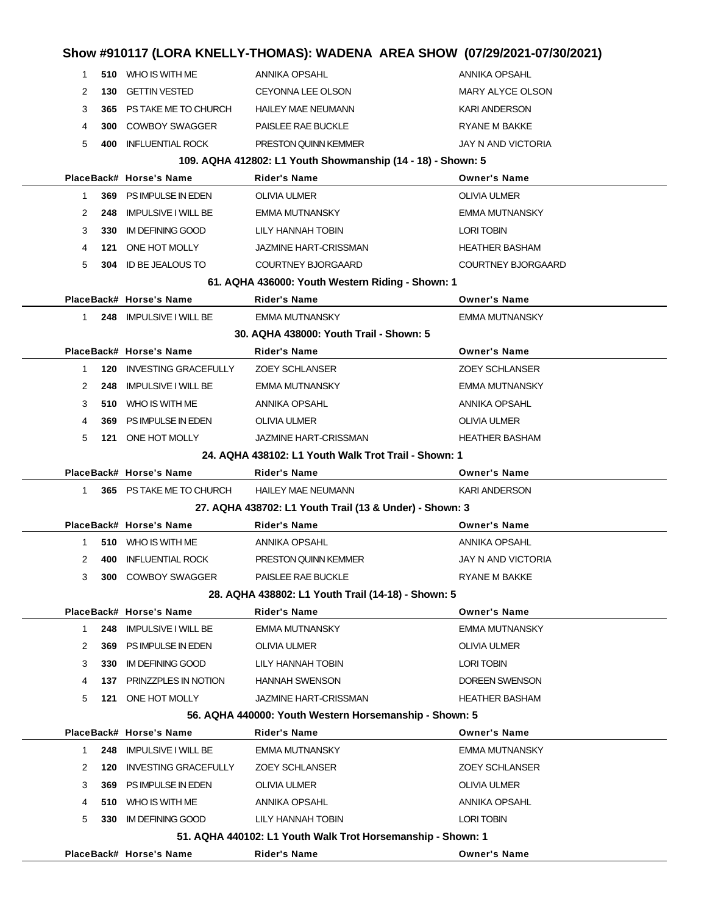# Show #910117 (LORA KNELLY-THOMAS): WADENA AREA SHOW (07/29/2021-07/30/2021)

| Place | Back# | Horse's Name | Rider's Name | Owner's Name |
|---|---|---|---|---|
| 1 | 510 | WHO IS WITH ME | ANNIKA OPSAHL | ANNIKA OPSAHL |
| 2 | 130 | GETTIN VESTED | CEYONNA LEE OLSON | MARY ALYCE OLSON |
| 3 | 365 | PS TAKE ME TO CHURCH | HAILEY MAE NEUMANN | KARI ANDERSON |
| 4 | 300 | COWBOY SWAGGER | PAISLEE RAE BUCKLE | RYANE M BAKKE |
| 5 | 400 | INFLUENTIAL ROCK | PRESTON QUINN KEMMER | JAY N AND VICTORIA |

### 109. AQHA 412802: L1 Youth Showmanship (14 - 18) - Shown: 5

| Place | Back# | Horse's Name | Rider's Name | Owner's Name |
|---|---|---|---|---|
| 1 | 369 | PS IMPULSE IN EDEN | OLIVIA ULMER | OLIVIA ULMER |
| 2 | 248 | IMPULSIVE I WILL BE | EMMA MUTNANSKY | EMMA MUTNANSKY |
| 3 | 330 | IM DEFINING GOOD | LILY HANNAH TOBIN | LORI TOBIN |
| 4 | 121 | ONE HOT MOLLY | JAZMINE HART-CRISSMAN | HEATHER BASHAM |
| 5 | 304 | ID BE JEALOUS TO | COURTNEY BJORGAARD | COURTNEY BJORGAARD |

### 61. AQHA 436000: Youth Western Riding - Shown: 1

| Place | Back# | Horse's Name | Rider's Name | Owner's Name |
|---|---|---|---|---|
| 1 | 248 | IMPULSIVE I WILL BE | EMMA MUTNANSKY | EMMA MUTNANSKY |

### 30. AQHA 438000: Youth Trail - Shown: 5

| Place | Back# | Horse's Name | Rider's Name | Owner's Name |
|---|---|---|---|---|
| 1 | 120 | INVESTING GRACEFULLY | ZOEY SCHLANSER | ZOEY SCHLANSER |
| 2 | 248 | IMPULSIVE I WILL BE | EMMA MUTNANSKY | EMMA MUTNANSKY |
| 3 | 510 | WHO IS WITH ME | ANNIKA OPSAHL | ANNIKA OPSAHL |
| 4 | 369 | PS IMPULSE IN EDEN | OLIVIA ULMER | OLIVIA ULMER |
| 5 | 121 | ONE HOT MOLLY | JAZMINE HART-CRISSMAN | HEATHER BASHAM |

### 24. AQHA 438102: L1 Youth Walk Trot Trail - Shown: 1

| Place | Back# | Horse's Name | Rider's Name | Owner's Name |
|---|---|---|---|---|
| 1 | 365 | PS TAKE ME TO CHURCH | HAILEY MAE NEUMANN | KARI ANDERSON |

### 27. AQHA 438702: L1 Youth Trail (13 & Under) - Shown: 3

| Place | Back# | Horse's Name | Rider's Name | Owner's Name |
|---|---|---|---|---|
| 1 | 510 | WHO IS WITH ME | ANNIKA OPSAHL | ANNIKA OPSAHL |
| 2 | 400 | INFLUENTIAL ROCK | PRESTON QUINN KEMMER | JAY N AND VICTORIA |
| 3 | 300 | COWBOY SWAGGER | PAISLEE RAE BUCKLE | RYANE M BAKKE |

### 28. AQHA 438802: L1 Youth Trail (14-18) - Shown: 5

| Place | Back# | Horse's Name | Rider's Name | Owner's Name |
|---|---|---|---|---|
| 1 | 248 | IMPULSIVE I WILL BE | EMMA MUTNANSKY | EMMA MUTNANSKY |
| 2 | 369 | PS IMPULSE IN EDEN | OLIVIA ULMER | OLIVIA ULMER |
| 3 | 330 | IM DEFINING GOOD | LILY HANNAH TOBIN | LORI TOBIN |
| 4 | 137 | PRINZZPLES IN NOTION | HANNAH SWENSON | DOREEN SWENSON |
| 5 | 121 | ONE HOT MOLLY | JAZMINE HART-CRISSMAN | HEATHER BASHAM |

### 56. AQHA 440000: Youth Western Horsemanship - Shown: 5

| Place | Back# | Horse's Name | Rider's Name | Owner's Name |
|---|---|---|---|---|
| 1 | 248 | IMPULSIVE I WILL BE | EMMA MUTNANSKY | EMMA MUTNANSKY |
| 2 | 120 | INVESTING GRACEFULLY | ZOEY SCHLANSER | ZOEY SCHLANSER |
| 3 | 369 | PS IMPULSE IN EDEN | OLIVIA ULMER | OLIVIA ULMER |
| 4 | 510 | WHO IS WITH ME | ANNIKA OPSAHL | ANNIKA OPSAHL |
| 5 | 330 | IM DEFINING GOOD | LILY HANNAH TOBIN | LORI TOBIN |

### 51. AQHA 440102: L1 Youth Walk Trot Horsemanship - Shown: 1

| Place | Back# | Horse's Name | Rider's Name | Owner's Name |
|---|---|---|---|---|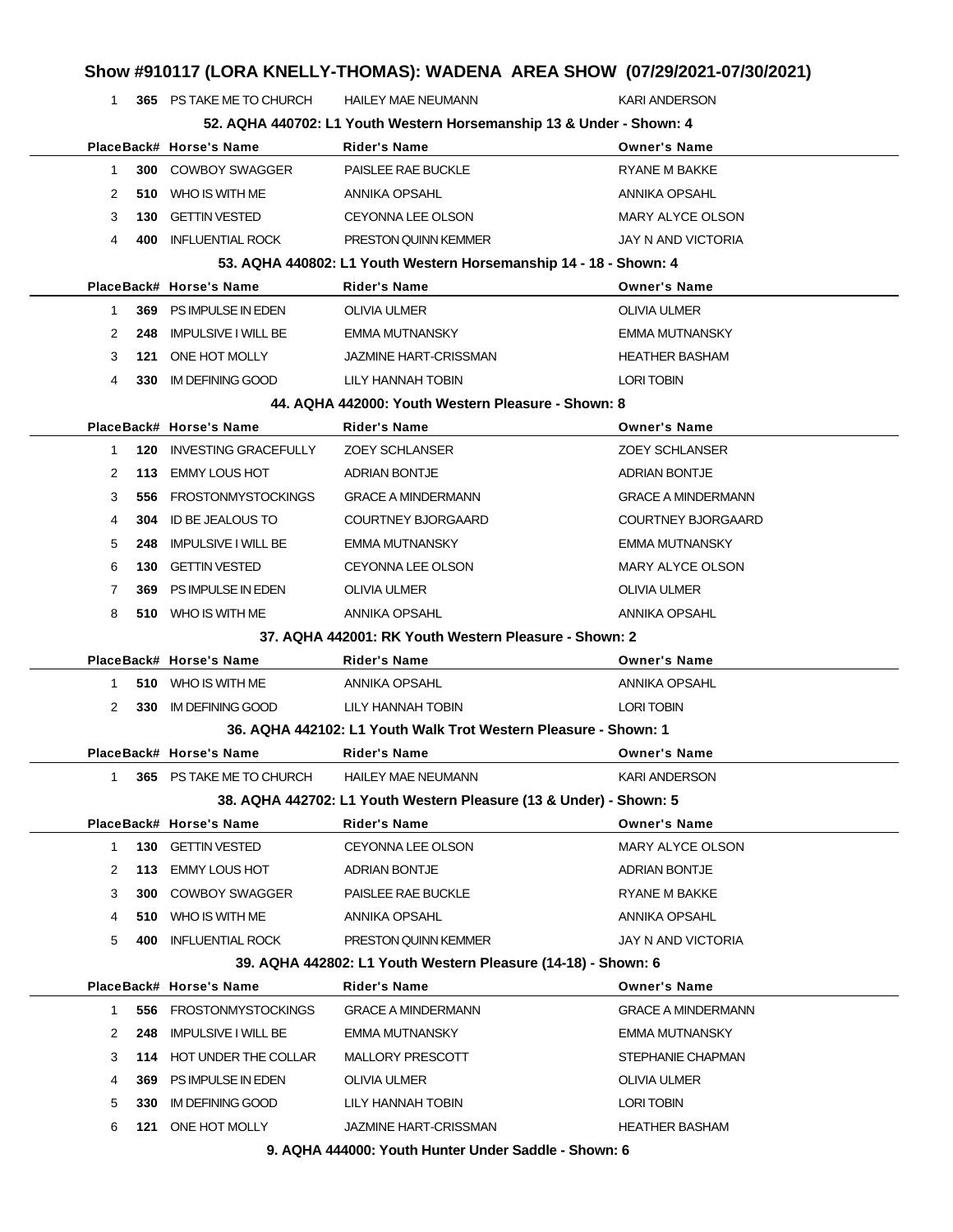# Show #910117 (LORA KNELLY-THOMAS): WADENA AREA SHOW (07/29/2021-07/30/2021)

| Place | Back# | Horse's Name | Rider's Name | Owner's Name |
|---|---|---|---|---|
| 1 | 365 | PS TAKE ME TO CHURCH | HAILEY MAE NEUMANN | KARI ANDERSON |

### 52. AQHA 440702: L1 Youth Western Horsemanship 13 & Under - Shown: 4

| Place | Back# | Horse's Name | Rider's Name | Owner's Name |
|---|---|---|---|---|
| 1 | 300 | COWBOY SWAGGER | PAISLEE RAE BUCKLE | RYANE M BAKKE |
| 2 | 510 | WHO IS WITH ME | ANNIKA OPSAHL | ANNIKA OPSAHL |
| 3 | 130 | GETTIN VESTED | CEYONNA LEE OLSON | MARY ALYCE OLSON |
| 4 | 400 | INFLUENTIAL ROCK | PRESTON QUINN KEMMER | JAY N AND VICTORIA |

### 53. AQHA 440802: L1 Youth Western Horsemanship 14 - 18 - Shown: 4

| Place | Back# | Horse's Name | Rider's Name | Owner's Name |
|---|---|---|---|---|
| 1 | 369 | PS IMPULSE IN EDEN | OLIVIA ULMER | OLIVIA ULMER |
| 2 | 248 | IMPULSIVE I WILL BE | EMMA MUTNANSKY | EMMA MUTNANSKY |
| 3 | 121 | ONE HOT MOLLY | JAZMINE HART-CRISSMAN | HEATHER BASHAM |
| 4 | 330 | IM DEFINING GOOD | LILY HANNAH TOBIN | LORI TOBIN |

### 44. AQHA 442000: Youth Western Pleasure - Shown: 8

| Place | Back# | Horse's Name | Rider's Name | Owner's Name |
|---|---|---|---|---|
| 1 | 120 | INVESTING GRACEFULLY | ZOEY SCHLANSER | ZOEY SCHLANSER |
| 2 | 113 | EMMY LOUS HOT | ADRIAN BONTJE | ADRIAN BONTJE |
| 3 | 556 | FROSTONMYSTOCKINGS | GRACE A MINDERMANN | GRACE A MINDERMANN |
| 4 | 304 | ID BE JEALOUS TO | COURTNEY BJORGAARD | COURTNEY BJORGAARD |
| 5 | 248 | IMPULSIVE I WILL BE | EMMA MUTNANSKY | EMMA MUTNANSKY |
| 6 | 130 | GETTIN VESTED | CEYONNA LEE OLSON | MARY ALYCE OLSON |
| 7 | 369 | PS IMPULSE IN EDEN | OLIVIA ULMER | OLIVIA ULMER |
| 8 | 510 | WHO IS WITH ME | ANNIKA OPSAHL | ANNIKA OPSAHL |

### 37. AQHA 442001: RK Youth Western Pleasure - Shown: 2

| Place | Back# | Horse's Name | Rider's Name | Owner's Name |
|---|---|---|---|---|
| 1 | 510 | WHO IS WITH ME | ANNIKA OPSAHL | ANNIKA OPSAHL |
| 2 | 330 | IM DEFINING GOOD | LILY HANNAH TOBIN | LORI TOBIN |

### 36. AQHA 442102: L1 Youth Walk Trot Western Pleasure - Shown: 1

| Place | Back# | Horse's Name | Rider's Name | Owner's Name |
|---|---|---|---|---|
| 1 | 365 | PS TAKE ME TO CHURCH | HAILEY MAE NEUMANN | KARI ANDERSON |

### 38. AQHA 442702: L1 Youth Western Pleasure (13 & Under) - Shown: 5

| Place | Back# | Horse's Name | Rider's Name | Owner's Name |
|---|---|---|---|---|
| 1 | 130 | GETTIN VESTED | CEYONNA LEE OLSON | MARY ALYCE OLSON |
| 2 | 113 | EMMY LOUS HOT | ADRIAN BONTJE | ADRIAN BONTJE |
| 3 | 300 | COWBOY SWAGGER | PAISLEE RAE BUCKLE | RYANE M BAKKE |
| 4 | 510 | WHO IS WITH ME | ANNIKA OPSAHL | ANNIKA OPSAHL |
| 5 | 400 | INFLUENTIAL ROCK | PRESTON QUINN KEMMER | JAY N AND VICTORIA |

### 39. AQHA 442802: L1 Youth Western Pleasure (14-18) - Shown: 6

| Place | Back# | Horse's Name | Rider's Name | Owner's Name |
|---|---|---|---|---|
| 1 | 556 | FROSTONMYSTOCKINGS | GRACE A MINDERMANN | GRACE A MINDERMANN |
| 2 | 248 | IMPULSIVE I WILL BE | EMMA MUTNANSKY | EMMA MUTNANSKY |
| 3 | 114 | HOT UNDER THE COLLAR | MALLORY PRESCOTT | STEPHANIE CHAPMAN |
| 4 | 369 | PS IMPULSE IN EDEN | OLIVIA ULMER | OLIVIA ULMER |
| 5 | 330 | IM DEFINING GOOD | LILY HANNAH TOBIN | LORI TOBIN |
| 6 | 121 | ONE HOT MOLLY | JAZMINE HART-CRISSMAN | HEATHER BASHAM |

### 9. AQHA 444000: Youth Hunter Under Saddle - Shown: 6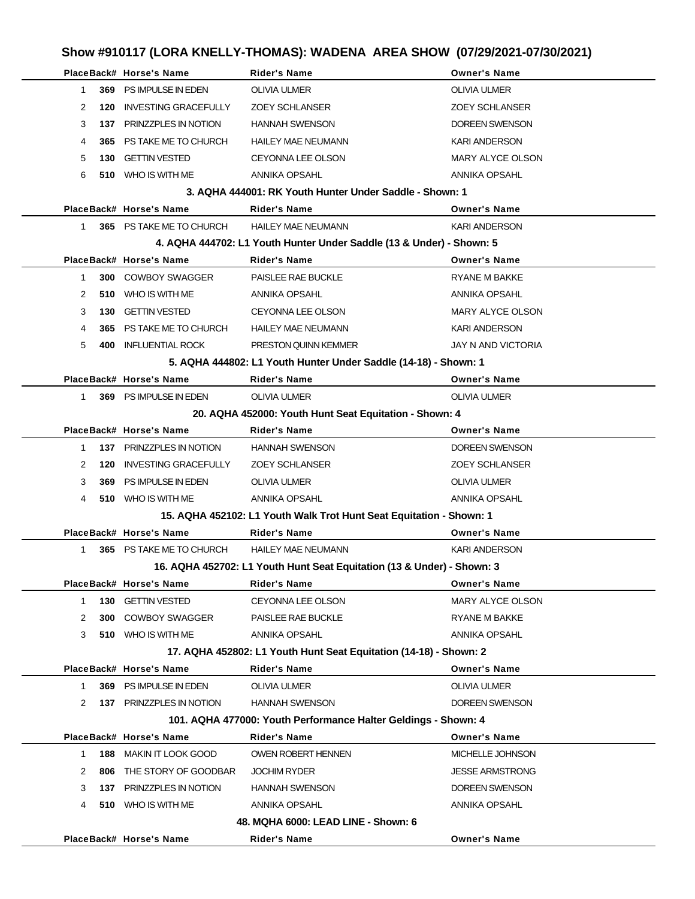# Show #910117 (LORA KNELLY-THOMAS): WADENA AREA SHOW (07/29/2021-07/30/2021)

| Place | Back# | Horse's Name | Rider's Name | Owner's Name |
|---|---|---|---|---|
| 1 | 369 | PS IMPULSE IN EDEN | OLIVIA ULMER | OLIVIA ULMER |
| 2 | 120 | INVESTING GRACEFULLY | ZOEY SCHLANSER | ZOEY SCHLANSER |
| 3 | 137 | PRINZZPLES IN NOTION | HANNAH SWENSON | DOREEN SWENSON |
| 4 | 365 | PS TAKE ME TO CHURCH | HAILEY MAE NEUMANN | KARI ANDERSON |
| 5 | 130 | GETTIN VESTED | CEYONNA LEE OLSON | MARY ALYCE OLSON |
| 6 | 510 | WHO IS WITH ME | ANNIKA OPSAHL | ANNIKA OPSAHL |

### 3. AQHA 444001: RK Youth Hunter Under Saddle - Shown: 1

| Place | Back# | Horse's Name | Rider's Name | Owner's Name |
|---|---|---|---|---|
| 1 | 365 | PS TAKE ME TO CHURCH | HAILEY MAE NEUMANN | KARI ANDERSON |

### 4. AQHA 444702: L1 Youth Hunter Under Saddle (13 & Under) - Shown: 5

| Place | Back# | Horse's Name | Rider's Name | Owner's Name |
|---|---|---|---|---|
| 1 | 300 | COWBOY SWAGGER | PAISLEE RAE BUCKLE | RYANE M BAKKE |
| 2 | 510 | WHO IS WITH ME | ANNIKA OPSAHL | ANNIKA OPSAHL |
| 3 | 130 | GETTIN VESTED | CEYONNA LEE OLSON | MARY ALYCE OLSON |
| 4 | 365 | PS TAKE ME TO CHURCH | HAILEY MAE NEUMANN | KARI ANDERSON |
| 5 | 400 | INFLUENTIAL ROCK | PRESTON QUINN KEMMER | JAY N AND VICTORIA |

### 5. AQHA 444802: L1 Youth Hunter Under Saddle (14-18) - Shown: 1

| Place | Back# | Horse's Name | Rider's Name | Owner's Name |
|---|---|---|---|---|
| 1 | 369 | PS IMPULSE IN EDEN | OLIVIA ULMER | OLIVIA ULMER |

### 20. AQHA 452000: Youth Hunt Seat Equitation - Shown: 4

| Place | Back# | Horse's Name | Rider's Name | Owner's Name |
|---|---|---|---|---|
| 1 | 137 | PRINZZPLES IN NOTION | HANNAH SWENSON | DOREEN SWENSON |
| 2 | 120 | INVESTING GRACEFULLY | ZOEY SCHLANSER | ZOEY SCHLANSER |
| 3 | 369 | PS IMPULSE IN EDEN | OLIVIA ULMER | OLIVIA ULMER |
| 4 | 510 | WHO IS WITH ME | ANNIKA OPSAHL | ANNIKA OPSAHL |

### 15. AQHA 452102: L1 Youth Walk Trot Hunt Seat Equitation - Shown: 1

| Place | Back# | Horse's Name | Rider's Name | Owner's Name |
|---|---|---|---|---|
| 1 | 365 | PS TAKE ME TO CHURCH | HAILEY MAE NEUMANN | KARI ANDERSON |

### 16. AQHA 452702: L1 Youth Hunt Seat Equitation (13 & Under) - Shown: 3

| Place | Back# | Horse's Name | Rider's Name | Owner's Name |
|---|---|---|---|---|
| 1 | 130 | GETTIN VESTED | CEYONNA LEE OLSON | MARY ALYCE OLSON |
| 2 | 300 | COWBOY SWAGGER | PAISLEE RAE BUCKLE | RYANE M BAKKE |
| 3 | 510 | WHO IS WITH ME | ANNIKA OPSAHL | ANNIKA OPSAHL |

### 17. AQHA 452802: L1 Youth Hunt Seat Equitation (14-18) - Shown: 2

| Place | Back# | Horse's Name | Rider's Name | Owner's Name |
|---|---|---|---|---|
| 1 | 369 | PS IMPULSE IN EDEN | OLIVIA ULMER | OLIVIA ULMER |
| 2 | 137 | PRINZZPLES IN NOTION | HANNAH SWENSON | DOREEN SWENSON |

### 101. AQHA 477000: Youth Performance Halter Geldings - Shown: 4

| Place | Back# | Horse's Name | Rider's Name | Owner's Name |
|---|---|---|---|---|
| 1 | 188 | MAKIN IT LOOK GOOD | OWEN ROBERT HENNEN | MICHELLE JOHNSON |
| 2 | 806 | THE STORY OF GOODBAR | JOCHIM RYDER | JESSE ARMSTRONG |
| 3 | 137 | PRINZZPLES IN NOTION | HANNAH SWENSON | DOREEN SWENSON |
| 4 | 510 | WHO IS WITH ME | ANNIKA OPSAHL | ANNIKA OPSAHL |

### 48. MQHA 6000: LEAD LINE - Shown: 6

| Place | Back# | Horse's Name | Rider's Name | Owner's Name |
|---|---|---|---|---|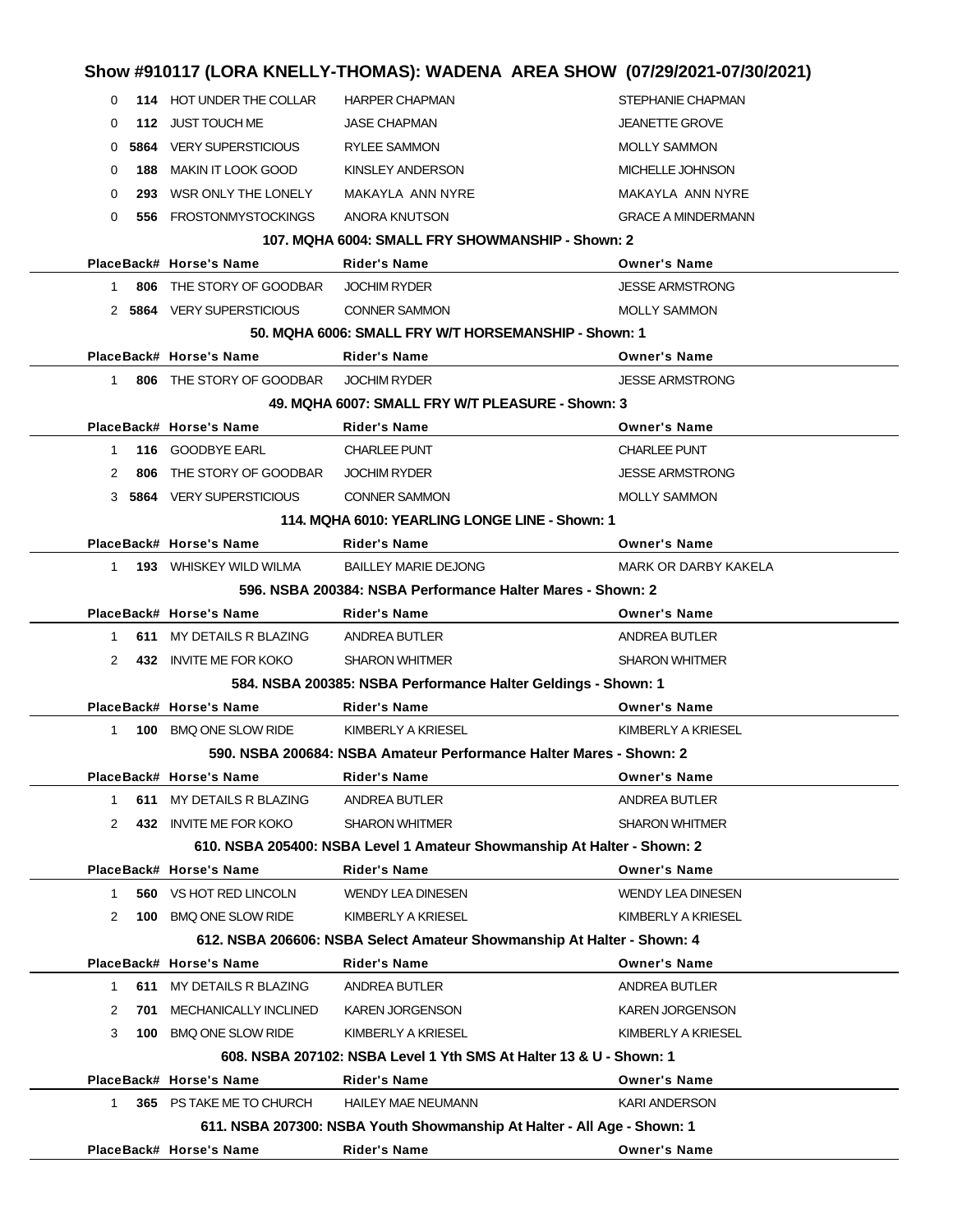## Show #910117 (LORA KNELLY-THOMAS): WADENA AREA SHOW (07/29/2021-07/30/2021)

| Place | Back# | Horse's Name | Rider's Name | Owner's Name |
|---|---|---|---|---|
| 0 | 114 | HOT UNDER THE COLLAR | HARPER CHAPMAN | STEPHANIE CHAPMAN |
| 0 | 112 | JUST TOUCH ME | JASE CHAPMAN | JEANETTE GROVE |
| 0 | 5864 | VERY SUPERSTICIOUS | RYLEE SAMMON | MOLLY SAMMON |
| 0 | 188 | MAKIN IT LOOK GOOD | KINSLEY ANDERSON | MICHELLE JOHNSON |
| 0 | 293 | WSR ONLY THE LONELY | MAKAYLA ANN NYRE | MAKAYLA ANN NYRE |
| 0 | 556 | FROSTONMYSTOCKINGS | ANORA KNUTSON | GRACE A MINDERMANN |

### 107. MQHA 6004: SMALL FRY SHOWMANSHIP - Shown: 2

| Place | Back# | Horse's Name | Rider's Name | Owner's Name |
|---|---|---|---|---|
| 1 | 806 | THE STORY OF GOODBAR | JOCHIM RYDER | JESSE ARMSTRONG |
| 2 | 5864 | VERY SUPERSTICIOUS | CONNER SAMMON | MOLLY SAMMON |

### 50. MQHA 6006: SMALL FRY W/T HORSEMANSHIP - Shown: 1

| Place | Back# | Horse's Name | Rider's Name | Owner's Name |
|---|---|---|---|---|
| 1 | 806 | THE STORY OF GOODBAR | JOCHIM RYDER | JESSE ARMSTRONG |

### 49. MQHA 6007: SMALL FRY W/T PLEASURE - Shown: 3

| Place | Back# | Horse's Name | Rider's Name | Owner's Name |
|---|---|---|---|---|
| 1 | 116 | GOODBYE EARL | CHARLEE PUNT | CHARLEE PUNT |
| 2 | 806 | THE STORY OF GOODBAR | JOCHIM RYDER | JESSE ARMSTRONG |
| 3 | 5864 | VERY SUPERSTICIOUS | CONNER SAMMON | MOLLY SAMMON |

### 114. MQHA 6010: YEARLING LONGE LINE - Shown: 1

| Place | Back# | Horse's Name | Rider's Name | Owner's Name |
|---|---|---|---|---|
| 1 | 193 | WHISKEY WILD WILMA | BAILLEY MARIE DEJONG | MARK OR DARBY KAKELA |

### 596. NSBA 200384: NSBA Performance Halter Mares - Shown: 2

| Place | Back# | Horse's Name | Rider's Name | Owner's Name |
|---|---|---|---|---|
| 1 | 611 | MY DETAILS R BLAZING | ANDREA BUTLER | ANDREA BUTLER |
| 2 | 432 | INVITE ME FOR KOKO | SHARON WHITMER | SHARON WHITMER |

### 584. NSBA 200385: NSBA Performance Halter Geldings - Shown: 1

| Place | Back# | Horse's Name | Rider's Name | Owner's Name |
|---|---|---|---|---|
| 1 | 100 | BMQ ONE SLOW RIDE | KIMBERLY A KRIESEL | KIMBERLY A KRIESEL |

### 590. NSBA 200684: NSBA Amateur Performance Halter Mares - Shown: 2

| Place | Back# | Horse's Name | Rider's Name | Owner's Name |
|---|---|---|---|---|
| 1 | 611 | MY DETAILS R BLAZING | ANDREA BUTLER | ANDREA BUTLER |
| 2 | 432 | INVITE ME FOR KOKO | SHARON WHITMER | SHARON WHITMER |

### 610. NSBA 205400: NSBA Level 1 Amateur Showmanship At Halter - Shown: 2

| Place | Back# | Horse's Name | Rider's Name | Owner's Name |
|---|---|---|---|---|
| 1 | 560 | VS HOT RED LINCOLN | WENDY LEA DINESEN | WENDY LEA DINESEN |
| 2 | 100 | BMQ ONE SLOW RIDE | KIMBERLY A KRIESEL | KIMBERLY A KRIESEL |

### 612. NSBA 206606: NSBA Select Amateur Showmanship At Halter - Shown: 4

| Place | Back# | Horse's Name | Rider's Name | Owner's Name |
|---|---|---|---|---|
| 1 | 611 | MY DETAILS R BLAZING | ANDREA BUTLER | ANDREA BUTLER |
| 2 | 701 | MECHANICALLY INCLINED | KAREN JORGENSON | KAREN JORGENSON |
| 3 | 100 | BMQ ONE SLOW RIDE | KIMBERLY A KRIESEL | KIMBERLY A KRIESEL |

### 608. NSBA 207102: NSBA Level 1 Yth SMS At Halter 13 & U - Shown: 1

| Place | Back# | Horse's Name | Rider's Name | Owner's Name |
|---|---|---|---|---|
| 1 | 365 | PS TAKE ME TO CHURCH | HAILEY MAE NEUMANN | KARI ANDERSON |

### 611. NSBA 207300: NSBA Youth Showmanship At Halter - All Age - Shown: 1

| Place | Back# | Horse's Name | Rider's Name | Owner's Name |
|---|---|---|---|---|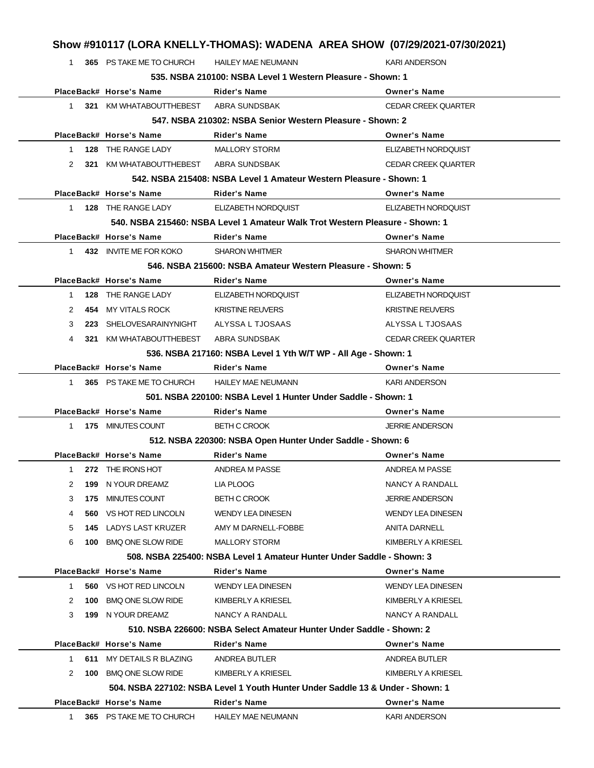# Show #910117 (LORA KNELLY-THOMAS): WADENA AREA SHOW (07/29/2021-07/30/2021)

| Place | Back# | Horse's Name | Rider's Name | Owner's Name |
|---|---|---|---|---|
| 1 | 365 | PS TAKE ME TO CHURCH | HAILEY MAE NEUMANN | KARI ANDERSON |

### 535. NSBA 210100: NSBA Level 1 Western Pleasure - Shown: 1

| Place | Back# | Horse's Name | Rider's Name | Owner's Name |
|---|---|---|---|---|
| 1 | 321 | KM WHATABOUTTHEBEST | ABRA SUNDSBAK | CEDAR CREEK QUARTER |

### 547. NSBA 210302: NSBA Senior Western Pleasure - Shown: 2

| Place | Back# | Horse's Name | Rider's Name | Owner's Name |
|---|---|---|---|---|
| 1 | 128 | THE RANGE LADY | MALLORY STORM | ELIZABETH NORDQUIST |
| 2 | 321 | KM WHATABOUTTHEBEST | ABRA SUNDSBAK | CEDAR CREEK QUARTER |

### 542. NSBA 215408: NSBA Level 1 Amateur Western Pleasure - Shown: 1

| Place | Back# | Horse's Name | Rider's Name | Owner's Name |
|---|---|---|---|---|
| 1 | 128 | THE RANGE LADY | ELIZABETH NORDQUIST | ELIZABETH NORDQUIST |

### 540. NSBA 215460: NSBA Level 1 Amateur Walk Trot Western Pleasure - Shown: 1

| Place | Back# | Horse's Name | Rider's Name | Owner's Name |
|---|---|---|---|---|
| 1 | 432 | INVITE ME FOR KOKO | SHARON WHITMER | SHARON WHITMER |

### 546. NSBA 215600: NSBA Amateur Western Pleasure - Shown: 5

| Place | Back# | Horse's Name | Rider's Name | Owner's Name |
|---|---|---|---|---|
| 1 | 128 | THE RANGE LADY | ELIZABETH NORDQUIST | ELIZABETH NORDQUIST |
| 2 | 454 | MY VITALS ROCK | KRISTINE REUVERS | KRISTINE REUVERS |
| 3 | 223 | SHELOVESARAINYNIGHT | ALYSSA L TJOSAAS | ALYSSA L TJOSAAS |
| 4 | 321 | KM WHATABOUTTHEBEST | ABRA SUNDSBAK | CEDAR CREEK QUARTER |

### 536. NSBA 217160: NSBA Level 1 Yth W/T WP - All Age - Shown: 1

| Place | Back# | Horse's Name | Rider's Name | Owner's Name |
|---|---|---|---|---|
| 1 | 365 | PS TAKE ME TO CHURCH | HAILEY MAE NEUMANN | KARI ANDERSON |

### 501. NSBA 220100: NSBA Level 1 Hunter Under Saddle - Shown: 1

| Place | Back# | Horse's Name | Rider's Name | Owner's Name |
|---|---|---|---|---|
| 1 | 175 | MINUTES COUNT | BETH C CROOK | JERRIE ANDERSON |

### 512. NSBA 220300: NSBA Open Hunter Under Saddle - Shown: 6

| Place | Back# | Horse's Name | Rider's Name | Owner's Name |
|---|---|---|---|---|
| 1 | 272 | THE IRONS HOT | ANDREA M PASSE | ANDREA M PASSE |
| 2 | 199 | N YOUR DREAMZ | LIA PLOOG | NANCY A RANDALL |
| 3 | 175 | MINUTES COUNT | BETH C CROOK | JERRIE ANDERSON |
| 4 | 560 | VS HOT RED LINCOLN | WENDY LEA DINESEN | WENDY LEA DINESEN |
| 5 | 145 | LADYS LAST KRUZER | AMY M DARNELL-FOBBE | ANITA DARNELL |
| 6 | 100 | BMQ ONE SLOW RIDE | MALLORY STORM | KIMBERLY A KRIESEL |

### 508. NSBA 225400: NSBA Level 1 Amateur Hunter Under Saddle - Shown: 3

| Place | Back# | Horse's Name | Rider's Name | Owner's Name |
|---|---|---|---|---|
| 1 | 560 | VS HOT RED LINCOLN | WENDY LEA DINESEN | WENDY LEA DINESEN |
| 2 | 100 | BMQ ONE SLOW RIDE | KIMBERLY A KRIESEL | KIMBERLY A KRIESEL |
| 3 | 199 | N YOUR DREAMZ | NANCY A RANDALL | NANCY A RANDALL |

### 510. NSBA 226600: NSBA Select Amateur Hunter Under Saddle - Shown: 2

| Place | Back# | Horse's Name | Rider's Name | Owner's Name |
|---|---|---|---|---|
| 1 | 611 | MY DETAILS R BLAZING | ANDREA BUTLER | ANDREA BUTLER |
| 2 | 100 | BMQ ONE SLOW RIDE | KIMBERLY A KRIESEL | KIMBERLY A KRIESEL |

### 504. NSBA 227102: NSBA Level 1 Youth Hunter Under Saddle 13 & Under - Shown: 1

| Place | Back# | Horse's Name | Rider's Name | Owner's Name |
|---|---|---|---|---|
| 1 | 365 | PS TAKE ME TO CHURCH | HAILEY MAE NEUMANN | KARI ANDERSON |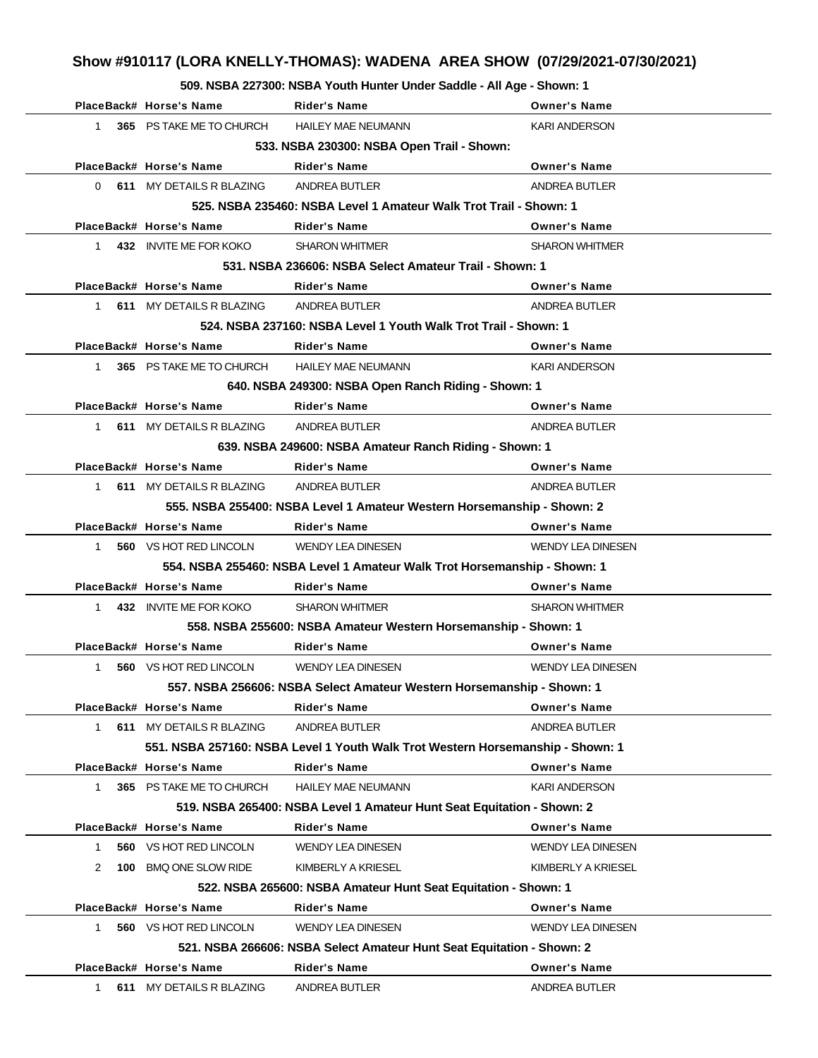# Show #910117 (LORA KNELLY-THOMAS): WADENA AREA SHOW (07/29/2021-07/30/2021)

### 509. NSBA 227300: NSBA Youth Hunter Under Saddle - All Age - Shown: 1

| Place | Back# | Horse's Name | Rider's Name | Owner's Name |
|---|---|---|---|---|
| 1 | 365 | PS TAKE ME TO CHURCH | HAILEY MAE NEUMANN | KARI ANDERSON |

### 533. NSBA 230300: NSBA Open Trail - Shown:

| Place | Back# | Horse's Name | Rider's Name | Owner's Name |
|---|---|---|---|---|
| 0 | 611 | MY DETAILS R BLAZING | ANDREA BUTLER | ANDREA BUTLER |

### 525. NSBA 235460: NSBA Level 1 Amateur Walk Trot Trail - Shown: 1

| Place | Back# | Horse's Name | Rider's Name | Owner's Name |
|---|---|---|---|---|
| 1 | 432 | INVITE ME FOR KOKO | SHARON WHITMER | SHARON WHITMER |

### 531. NSBA 236606: NSBA Select Amateur Trail - Shown: 1

| Place | Back# | Horse's Name | Rider's Name | Owner's Name |
|---|---|---|---|---|
| 1 | 611 | MY DETAILS R BLAZING | ANDREA BUTLER | ANDREA BUTLER |

### 524. NSBA 237160: NSBA Level 1 Youth Walk Trot Trail - Shown: 1

| Place | Back# | Horse's Name | Rider's Name | Owner's Name |
|---|---|---|---|---|
| 1 | 365 | PS TAKE ME TO CHURCH | HAILEY MAE NEUMANN | KARI ANDERSON |

### 640. NSBA 249300: NSBA Open Ranch Riding - Shown: 1

| Place | Back# | Horse's Name | Rider's Name | Owner's Name |
|---|---|---|---|---|
| 1 | 611 | MY DETAILS R BLAZING | ANDREA BUTLER | ANDREA BUTLER |

### 639. NSBA 249600: NSBA Amateur Ranch Riding - Shown: 1

| Place | Back# | Horse's Name | Rider's Name | Owner's Name |
|---|---|---|---|---|
| 1 | 611 | MY DETAILS R BLAZING | ANDREA BUTLER | ANDREA BUTLER |

### 555. NSBA 255400: NSBA Level 1 Amateur Western Horsemanship - Shown: 2

| Place | Back# | Horse's Name | Rider's Name | Owner's Name |
|---|---|---|---|---|
| 1 | 560 | VS HOT RED LINCOLN | WENDY LEA DINESEN | WENDY LEA DINESEN |

### 554. NSBA 255460: NSBA Level 1 Amateur Walk Trot Horsemanship - Shown: 1

| Place | Back# | Horse's Name | Rider's Name | Owner's Name |
|---|---|---|---|---|
| 1 | 432 | INVITE ME FOR KOKO | SHARON WHITMER | SHARON WHITMER |

### 558. NSBA 255600: NSBA Amateur Western Horsemanship - Shown: 1

| Place | Back# | Horse's Name | Rider's Name | Owner's Name |
|---|---|---|---|---|
| 1 | 560 | VS HOT RED LINCOLN | WENDY LEA DINESEN | WENDY LEA DINESEN |

### 557. NSBA 256606: NSBA Select Amateur Western Horsemanship - Shown: 1

| Place | Back# | Horse's Name | Rider's Name | Owner's Name |
|---|---|---|---|---|
| 1 | 611 | MY DETAILS R BLAZING | ANDREA BUTLER | ANDREA BUTLER |

### 551. NSBA 257160: NSBA Level 1 Youth Walk Trot Western Horsemanship - Shown: 1

| Place | Back# | Horse's Name | Rider's Name | Owner's Name |
|---|---|---|---|---|
| 1 | 365 | PS TAKE ME TO CHURCH | HAILEY MAE NEUMANN | KARI ANDERSON |

### 519. NSBA 265400: NSBA Level 1 Amateur Hunt Seat Equitation - Shown: 2

| Place | Back# | Horse's Name | Rider's Name | Owner's Name |
|---|---|---|---|---|
| 1 | 560 | VS HOT RED LINCOLN | WENDY LEA DINESEN | WENDY LEA DINESEN |
| 2 | 100 | BMQ ONE SLOW RIDE | KIMBERLY A KRIESEL | KIMBERLY A KRIESEL |

### 522. NSBA 265600: NSBA Amateur Hunt Seat Equitation - Shown: 1

| Place | Back# | Horse's Name | Rider's Name | Owner's Name |
|---|---|---|---|---|
| 1 | 560 | VS HOT RED LINCOLN | WENDY LEA DINESEN | WENDY LEA DINESEN |

### 521. NSBA 266606: NSBA Select Amateur Hunt Seat Equitation - Shown: 2

| Place | Back# | Horse's Name | Rider's Name | Owner's Name |
|---|---|---|---|---|
| 1 | 611 | MY DETAILS R BLAZING | ANDREA BUTLER | ANDREA BUTLER |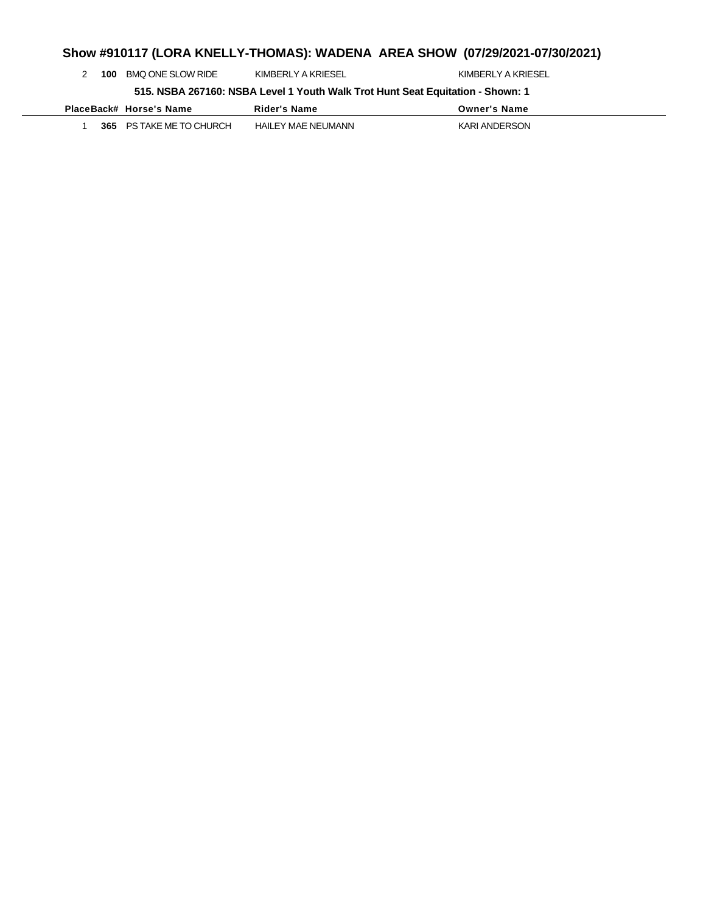## Show #910117 (LORA KNELLY-THOMAS): WADENA AREA SHOW (07/29/2021-07/30/2021)

| Place | Back# | Horse's Name | Rider's Name | Owner's Name |
|---|---|---|---|---|
| 2 | **100** | BMQ ONE SLOW RIDE | KIMBERLY A KRIESEL | KIMBERLY A KRIESEL |

**515. NSBA 267160: NSBA Level 1 Youth Walk Trot Hunt Seat Equitation - Shown: 1**

| Place | Back# | Horse's Name | Rider's Name | Owner's Name |
|---|---|---|---|---|
| 1 | **365** | PS TAKE ME TO CHURCH | HAILEY MAE NEUMANN | KARI ANDERSON |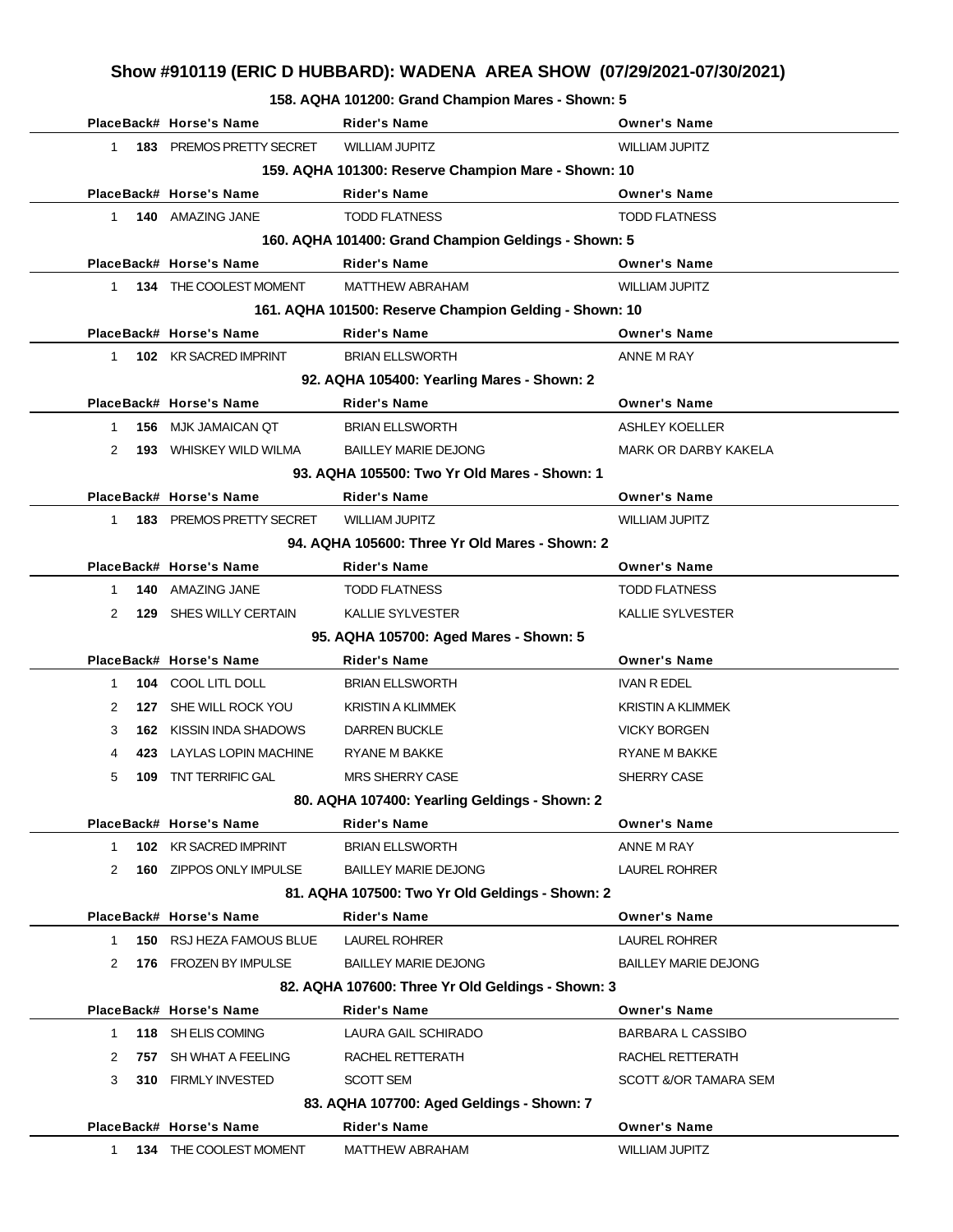# Show #910119 (ERIC D HUBBARD): WADENA AREA SHOW (07/29/2021-07/30/2021)

### 158. AQHA 101200: Grand Champion Mares - Shown: 5

| Place | Back# | Horse's Name | Rider's Name | Owner's Name |
|---|---|---|---|---|
| 1 | 183 | PREMOS PRETTY SECRET | WILLIAM JUPITZ | WILLIAM JUPITZ |

### 159. AQHA 101300: Reserve Champion Mare - Shown: 10

| Place | Back# | Horse's Name | Rider's Name | Owner's Name |
|---|---|---|---|---|
| 1 | 140 | AMAZING JANE | TODD FLATNESS | TODD FLATNESS |

### 160. AQHA 101400: Grand Champion Geldings - Shown: 5

| Place | Back# | Horse's Name | Rider's Name | Owner's Name |
|---|---|---|---|---|
| 1 | 134 | THE COOLEST MOMENT | MATTHEW ABRAHAM | WILLIAM JUPITZ |

### 161. AQHA 101500: Reserve Champion Gelding - Shown: 10

| Place | Back# | Horse's Name | Rider's Name | Owner's Name |
|---|---|---|---|---|
| 1 | 102 | KR SACRED IMPRINT | BRIAN ELLSWORTH | ANNE M RAY |

### 92. AQHA 105400: Yearling Mares - Shown: 2

| Place | Back# | Horse's Name | Rider's Name | Owner's Name |
|---|---|---|---|---|
| 1 | 156 | MJK JAMAICAN QT | BRIAN ELLSWORTH | ASHLEY KOELLER |
| 2 | 193 | WHISKEY WILD WILMA | BAILLEY MARIE DEJONG | MARK OR DARBY KAKELA |

### 93. AQHA 105500: Two Yr Old Mares - Shown: 1

| Place | Back# | Horse's Name | Rider's Name | Owner's Name |
|---|---|---|---|---|
| 1 | 183 | PREMOS PRETTY SECRET | WILLIAM JUPITZ | WILLIAM JUPITZ |

### 94. AQHA 105600: Three Yr Old Mares - Shown: 2

| Place | Back# | Horse's Name | Rider's Name | Owner's Name |
|---|---|---|---|---|
| 1 | 140 | AMAZING JANE | TODD FLATNESS | TODD FLATNESS |
| 2 | 129 | SHES WILLY CERTAIN | KALLIE SYLVESTER | KALLIE SYLVESTER |

### 95. AQHA 105700: Aged Mares - Shown: 5

| Place | Back# | Horse's Name | Rider's Name | Owner's Name |
|---|---|---|---|---|
| 1 | 104 | COOL LITL DOLL | BRIAN ELLSWORTH | IVAN R EDEL |
| 2 | 127 | SHE WILL ROCK YOU | KRISTIN A KLIMMEK | KRISTIN A KLIMMEK |
| 3 | 162 | KISSIN INDA SHADOWS | DARREN BUCKLE | VICKY BORGEN |
| 4 | 423 | LAYLAS LOPIN MACHINE | RYANE M BAKKE | RYANE M BAKKE |
| 5 | 109 | TNT TERRIFIC GAL | MRS SHERRY CASE | SHERRY CASE |

### 80. AQHA 107400: Yearling Geldings - Shown: 2

| Place | Back# | Horse's Name | Rider's Name | Owner's Name |
|---|---|---|---|---|
| 1 | 102 | KR SACRED IMPRINT | BRIAN ELLSWORTH | ANNE M RAY |
| 2 | 160 | ZIPPOS ONLY IMPULSE | BAILLEY MARIE DEJONG | LAUREL ROHRER |

### 81. AQHA 107500: Two Yr Old Geldings - Shown: 2

| Place | Back# | Horse's Name | Rider's Name | Owner's Name |
|---|---|---|---|---|
| 1 | 150 | RSJ HEZA FAMOUS BLUE | LAUREL ROHRER | LAUREL ROHRER |
| 2 | 176 | FROZEN BY IMPULSE | BAILLEY MARIE DEJONG | BAILLEY MARIE DEJONG |

### 82. AQHA 107600: Three Yr Old Geldings - Shown: 3

| Place | Back# | Horse's Name | Rider's Name | Owner's Name |
|---|---|---|---|---|
| 1 | 118 | SH ELIS COMING | LAURA GAIL SCHIRADO | BARBARA L CASSIBO |
| 2 | 757 | SH WHAT A FEELING | RACHEL RETTERATH | RACHEL RETTERATH |
| 3 | 310 | FIRMLY INVESTED | SCOTT SEM | SCOTT &/OR TAMARA SEM |

### 83. AQHA 107700: Aged Geldings - Shown: 7

| Place | Back# | Horse's Name | Rider's Name | Owner's Name |
|---|---|---|---|---|
| 1 | 134 | THE COOLEST MOMENT | MATTHEW ABRAHAM | WILLIAM JUPITZ |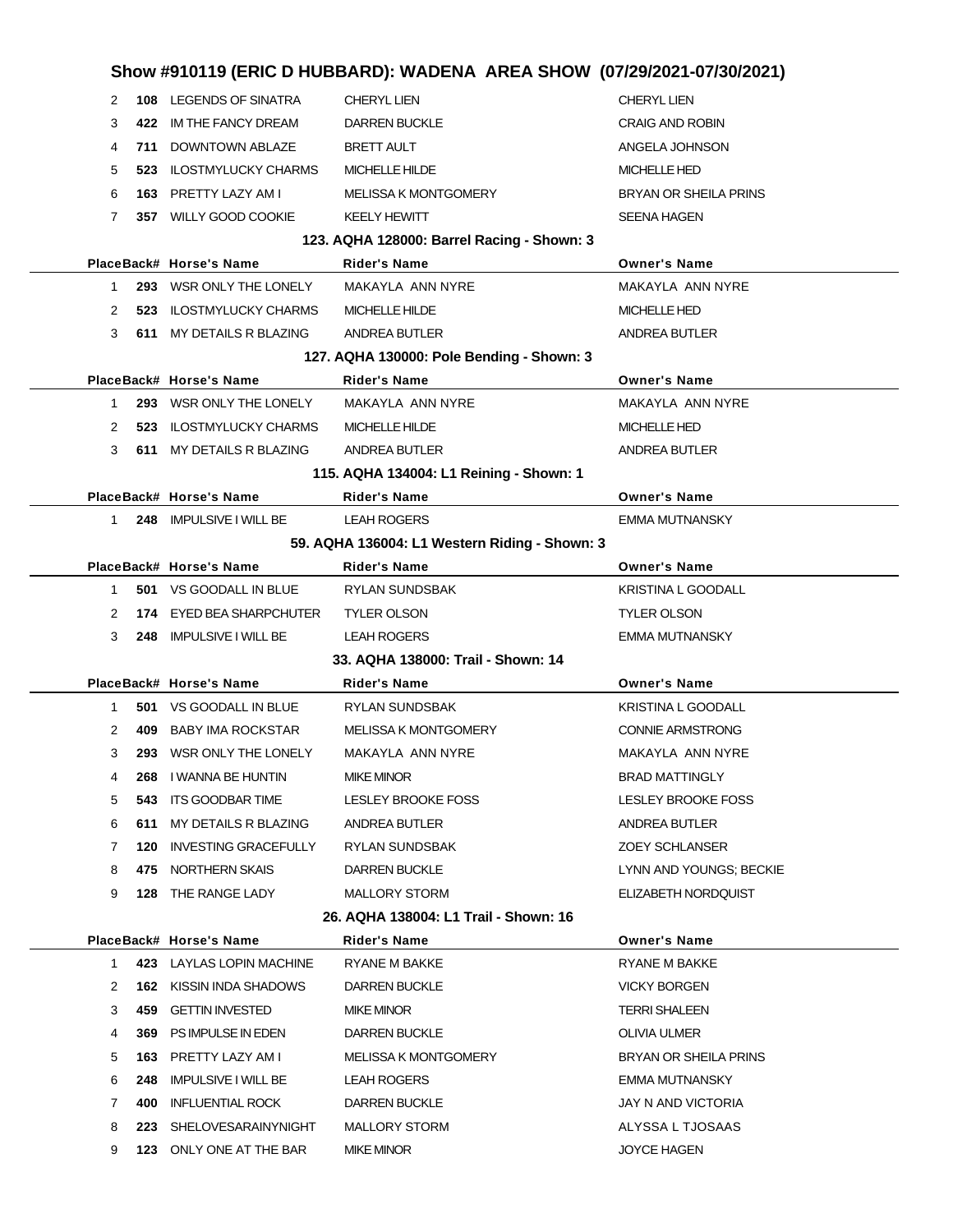# Show #910119 (ERIC D HUBBARD): WADENA AREA SHOW (07/29/2021-07/30/2021)

| Place | Back# | Horse's Name | Rider's Name | Owner's Name |
|---|---|---|---|---|
| 2 | 108 | LEGENDS OF SINATRA | CHERYL LIEN | CHERYL LIEN |
| 3 | 422 | IM THE FANCY DREAM | DARREN BUCKLE | CRAIG AND ROBIN |
| 4 | 711 | DOWNTOWN ABLAZE | BRETT AULT | ANGELA JOHNSON |
| 5 | 523 | ILOSTMYLUCKY CHARMS | MICHELLE HILDE | MICHELLE HED |
| 6 | 163 | PRETTY LAZY AM I | MELISSA K MONTGOMERY | BRYAN OR SHEILA PRINS |
| 7 | 357 | WILLY GOOD COOKIE | KEELY HEWITT | SEENA HAGEN |

### 123. AQHA 128000: Barrel Racing - Shown: 3

| Place | Back# | Horse's Name | Rider's Name | Owner's Name |
|---|---|---|---|---|
| 1 | 293 | WSR ONLY THE LONELY | MAKAYLA ANN NYRE | MAKAYLA ANN NYRE |
| 2 | 523 | ILOSTMYLUCKY CHARMS | MICHELLE HILDE | MICHELLE HED |
| 3 | 611 | MY DETAILS R BLAZING | ANDREA BUTLER | ANDREA BUTLER |

### 127. AQHA 130000: Pole Bending - Shown: 3

| Place | Back# | Horse's Name | Rider's Name | Owner's Name |
|---|---|---|---|---|
| 1 | 293 | WSR ONLY THE LONELY | MAKAYLA ANN NYRE | MAKAYLA ANN NYRE |
| 2 | 523 | ILOSTMYLUCKY CHARMS | MICHELLE HILDE | MICHELLE HED |
| 3 | 611 | MY DETAILS R BLAZING | ANDREA BUTLER | ANDREA BUTLER |

### 115. AQHA 134004: L1 Reining - Shown: 1

| Place | Back# | Horse's Name | Rider's Name | Owner's Name |
|---|---|---|---|---|
| 1 | 248 | IMPULSIVE I WILL BE | LEAH ROGERS | EMMA MUTNANSKY |

### 59. AQHA 136004: L1 Western Riding - Shown: 3

| Place | Back# | Horse's Name | Rider's Name | Owner's Name |
|---|---|---|---|---|
| 1 | 501 | VS GOODALL IN BLUE | RYLAN SUNDSBAK | KRISTINA L GOODALL |
| 2 | 174 | EYED BEA SHARPCHUTER | TYLER OLSON | TYLER OLSON |
| 3 | 248 | IMPULSIVE I WILL BE | LEAH ROGERS | EMMA MUTNANSKY |

### 33. AQHA 138000: Trail - Shown: 14

| Place | Back# | Horse's Name | Rider's Name | Owner's Name |
|---|---|---|---|---|
| 1 | 501 | VS GOODALL IN BLUE | RYLAN SUNDSBAK | KRISTINA L GOODALL |
| 2 | 409 | BABY IMA ROCKSTAR | MELISSA K MONTGOMERY | CONNIE ARMSTRONG |
| 3 | 293 | WSR ONLY THE LONELY | MAKAYLA ANN NYRE | MAKAYLA ANN NYRE |
| 4 | 268 | I WANNA BE HUNTIN | MIKE MINOR | BRAD MATTINGLY |
| 5 | 543 | ITS GOODBAR TIME | LESLEY BROOKE FOSS | LESLEY BROOKE FOSS |
| 6 | 611 | MY DETAILS R BLAZING | ANDREA BUTLER | ANDREA BUTLER |
| 7 | 120 | INVESTING GRACEFULLY | RYLAN SUNDSBAK | ZOEY SCHLANSER |
| 8 | 475 | NORTHERN SKAIS | DARREN BUCKLE | LYNN AND YOUNGS; BECKIE |
| 9 | 128 | THE RANGE LADY | MALLORY STORM | ELIZABETH NORDQUIST |

### 26. AQHA 138004: L1 Trail - Shown: 16

| Place | Back# | Horse's Name | Rider's Name | Owner's Name |
|---|---|---|---|---|
| 1 | 423 | LAYLAS LOPIN MACHINE | RYANE M BAKKE | RYANE M BAKKE |
| 2 | 162 | KISSIN INDA SHADOWS | DARREN BUCKLE | VICKY BORGEN |
| 3 | 459 | GETTIN INVESTED | MIKE MINOR | TERRI SHALEEN |
| 4 | 369 | PS IMPULSE IN EDEN | DARREN BUCKLE | OLIVIA ULMER |
| 5 | 163 | PRETTY LAZY AM I | MELISSA K MONTGOMERY | BRYAN OR SHEILA PRINS |
| 6 | 248 | IMPULSIVE I WILL BE | LEAH ROGERS | EMMA MUTNANSKY |
| 7 | 400 | INFLUENTIAL ROCK | DARREN BUCKLE | JAY N AND VICTORIA |
| 8 | 223 | SHELOVESARAINYNIGHT | MALLORY STORM | ALYSSA L TJOSAAS |
| 9 | 123 | ONLY ONE AT THE BAR | MIKE MINOR | JOYCE HAGEN |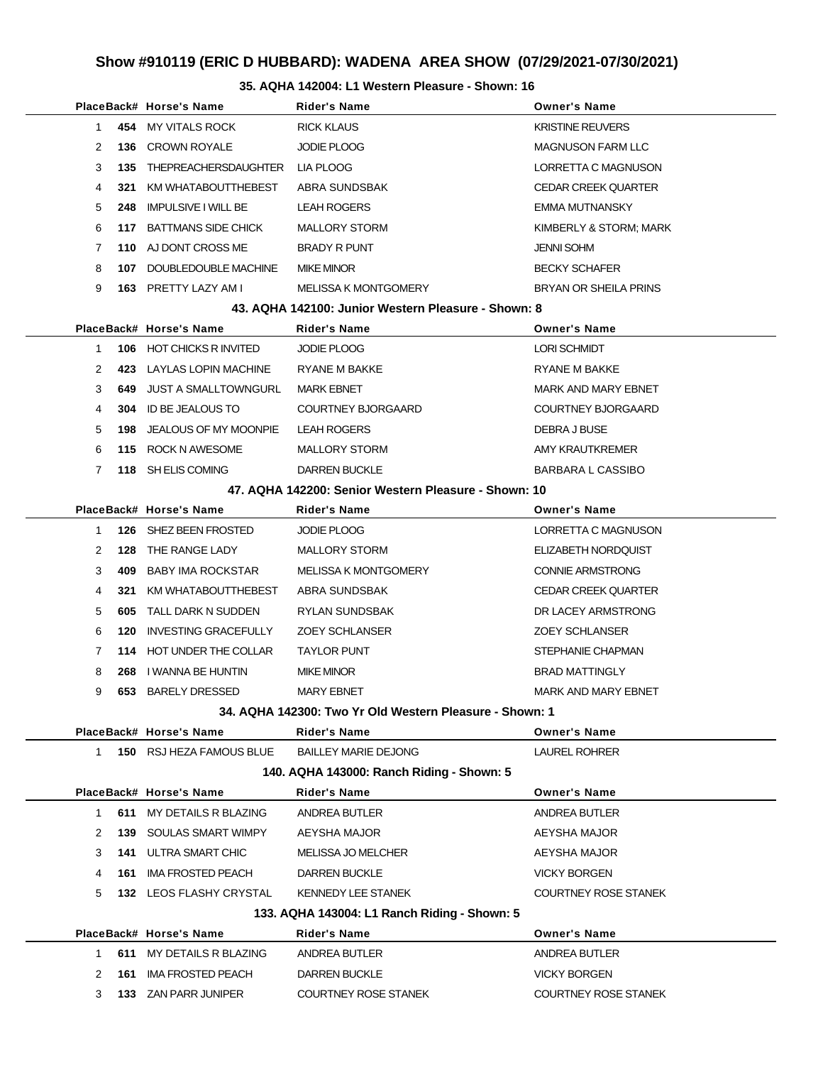# Show #910119 (ERIC D HUBBARD): WADENA AREA SHOW (07/29/2021-07/30/2021)

### 35. AQHA 142004: L1 Western Pleasure - Shown: 16

| Place | Back# | Horse's Name | Rider's Name | Owner's Name |
|---|---|---|---|---|
| 1 | **454** | MY VITALS ROCK | RICK KLAUS | KRISTINE REUVERS |
| 2 | **136** | CROWN ROYALE | JODIE PLOOG | MAGNUSON FARM LLC |
| 3 | **135** | THEPREACHERSDAUGHTER | LIA PLOOG | LORRETTA C MAGNUSON |
| 4 | **321** | KM WHATABOUTTHEBEST | ABRA SUNDSBAK | CEDAR CREEK QUARTER |
| 5 | **248** | IMPULSIVE I WILL BE | LEAH ROGERS | EMMA MUTNANSKY |
| 6 | **117** | BATTMANS SIDE CHICK | MALLORY STORM | KIMBERLY & STORM; MARK |
| 7 | **110** | AJ DONT CROSS ME | BRADY R PUNT | JENNI SOHM |
| 8 | **107** | DOUBLEDOUBLE MACHINE | MIKE MINOR | BECKY SCHAFER |
| 9 | **163** | PRETTY LAZY AM I | MELISSA K MONTGOMERY | BRYAN OR SHEILA PRINS |

### 43. AQHA 142100: Junior Western Pleasure - Shown: 8

| Place | Back# | Horse's Name | Rider's Name | Owner's Name |
|---|---|---|---|---|
| 1 | **106** | HOT CHICKS R INVITED | JODIE PLOOG | LORI SCHMIDT |
| 2 | **423** | LAYLAS LOPIN MACHINE | RYANE M BAKKE | RYANE M BAKKE |
| 3 | **649** | JUST A SMALLTOWNGURL | MARK EBNET | MARK AND MARY EBNET |
| 4 | **304** | ID BE JEALOUS TO | COURTNEY BJORGAARD | COURTNEY BJORGAARD |
| 5 | **198** | JEALOUS OF MY MOONPIE | LEAH ROGERS | DEBRA J BUSE |
| 6 | **115** | ROCK N AWESOME | MALLORY STORM | AMY KRAUTKREMER |
| 7 | **118** | SH ELIS COMING | DARREN BUCKLE | BARBARA L CASSIBO |

### 47. AQHA 142200: Senior Western Pleasure - Shown: 10

| Place | Back# | Horse's Name | Rider's Name | Owner's Name |
|---|---|---|---|---|
| 1 | **126** | SHEZ BEEN FROSTED | JODIE PLOOG | LORRETTA C MAGNUSON |
| 2 | **128** | THE RANGE LADY | MALLORY STORM | ELIZABETH NORDQUIST |
| 3 | **409** | BABY IMA ROCKSTAR | MELISSA K MONTGOMERY | CONNIE ARMSTRONG |
| 4 | **321** | KM WHATABOUTTHEBEST | ABRA SUNDSBAK | CEDAR CREEK QUARTER |
| 5 | **605** | TALL DARK N SUDDEN | RYLAN SUNDSBAK | DR LACEY ARMSTRONG |
| 6 | **120** | INVESTING GRACEFULLY | ZOEY SCHLANSER | ZOEY SCHLANSER |
| 7 | **114** | HOT UNDER THE COLLAR | TAYLOR PUNT | STEPHANIE CHAPMAN |
| 8 | **268** | I WANNA BE HUNTIN | MIKE MINOR | BRAD MATTINGLY |
| 9 | **653** | BARELY DRESSED | MARY EBNET | MARK AND MARY EBNET |

### 34. AQHA 142300: Two Yr Old Western Pleasure - Shown: 1

| Place | Back# | Horse's Name | Rider's Name | Owner's Name |
|---|---|---|---|---|
| 1 | **150** | RSJ HEZA FAMOUS BLUE | BAILLEY MARIE DEJONG | LAUREL ROHRER |

### 140. AQHA 143000: Ranch Riding - Shown: 5

| Place | Back# | Horse's Name | Rider's Name | Owner's Name |
|---|---|---|---|---|
| 1 | **611** | MY DETAILS R BLAZING | ANDREA BUTLER | ANDREA BUTLER |
| 2 | **139** | SOULAS SMART WIMPY | AEYSHA MAJOR | AEYSHA MAJOR |
| 3 | **141** | ULTRA SMART CHIC | MELISSA JO MELCHER | AEYSHA MAJOR |
| 4 | **161** | IMA FROSTED PEACH | DARREN BUCKLE | VICKY BORGEN |
| 5 | **132** | LEOS FLASHY CRYSTAL | KENNEDY LEE STANEK | COURTNEY ROSE STANEK |

### 133. AQHA 143004: L1 Ranch Riding - Shown: 5

| Place | Back# | Horse's Name | Rider's Name | Owner's Name |
|---|---|---|---|---|
| 1 | **611** | MY DETAILS R BLAZING | ANDREA BUTLER | ANDREA BUTLER |
| 2 | **161** | IMA FROSTED PEACH | DARREN BUCKLE | VICKY BORGEN |
| 3 | **133** | ZAN PARR JUNIPER | COURTNEY ROSE STANEK | COURTNEY ROSE STANEK |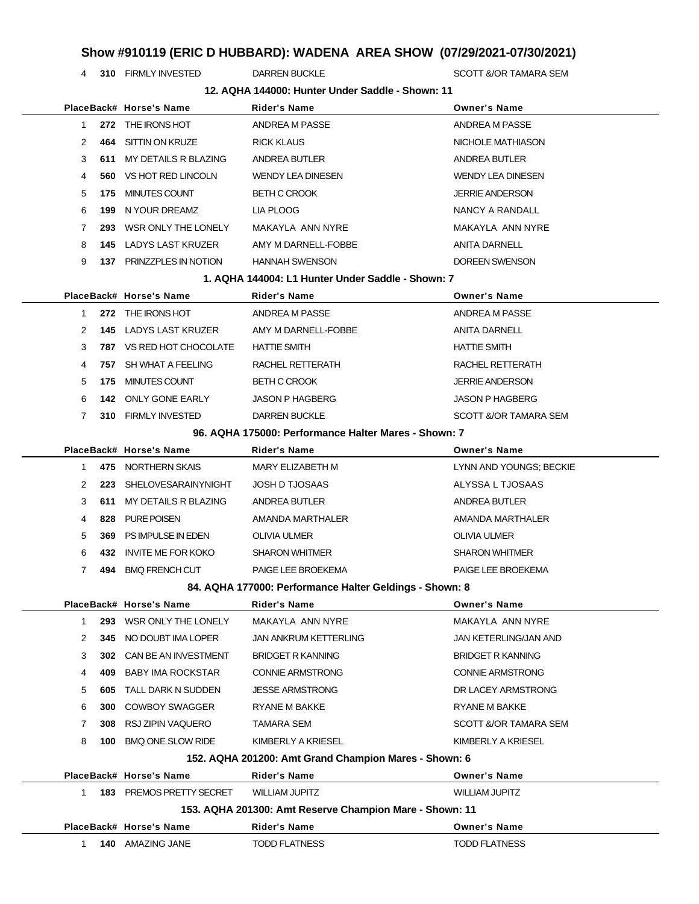# Show #910119 (ERIC D HUBBARD): WADENA AREA SHOW (07/29/2021-07/30/2021)

| Place | Back# | Horse's Name | Rider's Name | Owner's Name |
|---|---|---|---|---|
| 4 | **310** | FIRMLY INVESTED | DARREN BUCKLE | SCOTT &/OR TAMARA SEM |

### 12. AQHA 144000: Hunter Under Saddle - Shown: 11

| Place | Back# | Horse's Name | Rider's Name | Owner's Name |
|---|---|---|---|---|
| 1 | **272** | THE IRONS HOT | ANDREA M PASSE | ANDREA M PASSE |
| 2 | **464** | SITTIN ON KRUZE | RICK KLAUS | NICHOLE MATHIASON |
| 3 | **611** | MY DETAILS R BLAZING | ANDREA BUTLER | ANDREA BUTLER |
| 4 | **560** | VS HOT RED LINCOLN | WENDY LEA DINESEN | WENDY LEA DINESEN |
| 5 | **175** | MINUTES COUNT | BETH C CROOK | JERRIE ANDERSON |
| 6 | **199** | N YOUR DREAMZ | LIA PLOOG | NANCY A RANDALL |
| 7 | **293** | WSR ONLY THE LONELY | MAKAYLA ANN NYRE | MAKAYLA ANN NYRE |
| 8 | **145** | LADYS LAST KRUZER | AMY M DARNELL-FOBBE | ANITA DARNELL |
| 9 | **137** | PRINZZPLES IN NOTION | HANNAH SWENSON | DOREEN SWENSON |

### 1. AQHA 144004: L1 Hunter Under Saddle - Shown: 7

| Place | Back# | Horse's Name | Rider's Name | Owner's Name |
|---|---|---|---|---|
| 1 | **272** | THE IRONS HOT | ANDREA M PASSE | ANDREA M PASSE |
| 2 | **145** | LADYS LAST KRUZER | AMY M DARNELL-FOBBE | ANITA DARNELL |
| 3 | **787** | VS RED HOT CHOCOLATE | HATTIE SMITH | HATTIE SMITH |
| 4 | **757** | SH WHAT A FEELING | RACHEL RETTERATH | RACHEL RETTERATH |
| 5 | **175** | MINUTES COUNT | BETH C CROOK | JERRIE ANDERSON |
| 6 | **142** | ONLY GONE EARLY | JASON P HAGBERG | JASON P HAGBERG |
| 7 | **310** | FIRMLY INVESTED | DARREN BUCKLE | SCOTT &/OR TAMARA SEM |

### 96. AQHA 175000: Performance Halter Mares - Shown: 7

| Place | Back# | Horse's Name | Rider's Name | Owner's Name |
|---|---|---|---|---|
| 1 | **475** | NORTHERN SKAIS | MARY ELIZABETH M | LYNN AND YOUNGS; BECKIE |
| 2 | **223** | SHELOVESARAINYNIGHT | JOSH D TJOSAAS | ALYSSA L TJOSAAS |
| 3 | **611** | MY DETAILS R BLAZING | ANDREA BUTLER | ANDREA BUTLER |
| 4 | **828** | PURE POISEN | AMANDA MARTHALER | AMANDA MARTHALER |
| 5 | **369** | PS IMPULSE IN EDEN | OLIVIA ULMER | OLIVIA ULMER |
| 6 | **432** | INVITE ME FOR KOKO | SHARON WHITMER | SHARON WHITMER |
| 7 | **494** | BMQ FRENCH CUT | PAIGE LEE BROEKEMA | PAIGE LEE BROEKEMA |

### 84. AQHA 177000: Performance Halter Geldings - Shown: 8

| Place | Back# | Horse's Name | Rider's Name | Owner's Name |
|---|---|---|---|---|
| 1 | **293** | WSR ONLY THE LONELY | MAKAYLA ANN NYRE | MAKAYLA ANN NYRE |
| 2 | **345** | NO DOUBT IMA LOPER | JAN ANKRUM KETTERLING | JAN KETERLING/JAN AND |
| 3 | **302** | CAN BE AN INVESTMENT | BRIDGET R KANNING | BRIDGET R KANNING |
| 4 | **409** | BABY IMA ROCKSTAR | CONNIE ARMSTRONG | CONNIE ARMSTRONG |
| 5 | **605** | TALL DARK N SUDDEN | JESSE ARMSTRONG | DR LACEY ARMSTRONG |
| 6 | **300** | COWBOY SWAGGER | RYANE M BAKKE | RYANE M BAKKE |
| 7 | **308** | RSJ ZIPIN VAQUERO | TAMARA SEM | SCOTT &/OR TAMARA SEM |
| 8 | **100** | BMQ ONE SLOW RIDE | KIMBERLY A KRIESEL | KIMBERLY A KRIESEL |

### 152. AQHA 201200: Amt Grand Champion Mares - Shown: 6

| Place | Back# | Horse's Name | Rider's Name | Owner's Name |
|---|---|---|---|---|
| 1 | **183** | PREMOS PRETTY SECRET | WILLIAM JUPITZ | WILLIAM JUPITZ |

### 153. AQHA 201300: Amt Reserve Champion Mare - Shown: 11

| Place | Back# | Horse's Name | Rider's Name | Owner's Name |
|---|---|---|---|---|
| 1 | **140** | AMAZING JANE | TODD FLATNESS | TODD FLATNESS |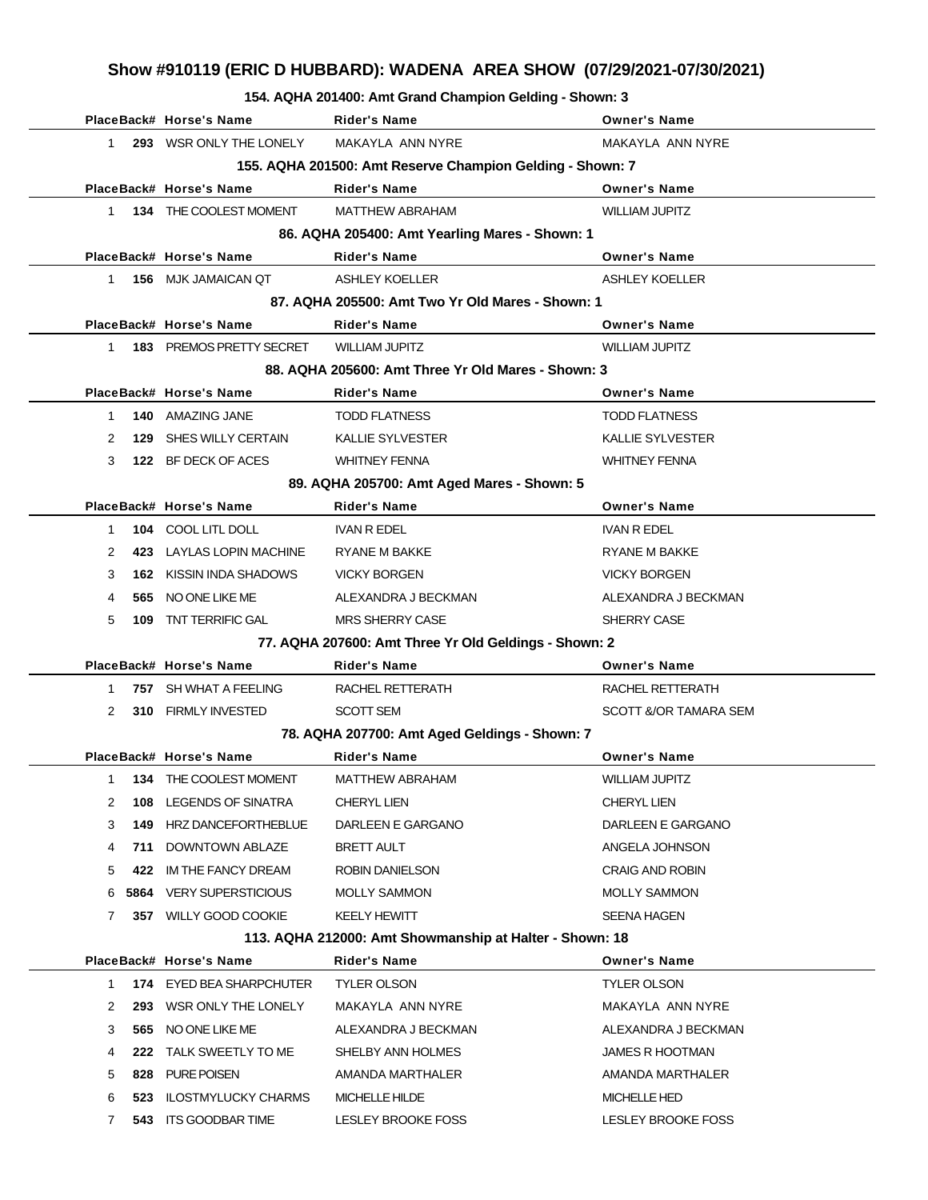# Show #910119 (ERIC D HUBBARD): WADENA AREA SHOW (07/29/2021-07/30/2021)

### 154. AQHA 201400: Amt Grand Champion Gelding - Shown: 3

| Place | Back# | Horse's Name | Rider's Name | Owner's Name |
|---|---|---|---|---|
| 1 | **293** | WSR ONLY THE LONELY | MAKAYLA ANN NYRE | MAKAYLA ANN NYRE |

### 155. AQHA 201500: Amt Reserve Champion Gelding - Shown: 7

| Place | Back# | Horse's Name | Rider's Name | Owner's Name |
|---|---|---|---|---|
| 1 | **134** | THE COOLEST MOMENT | MATTHEW ABRAHAM | WILLIAM JUPITZ |

### 86. AQHA 205400: Amt Yearling Mares - Shown: 1

| Place | Back# | Horse's Name | Rider's Name | Owner's Name |
|---|---|---|---|---|
| 1 | **156** | MJK JAMAICAN QT | ASHLEY KOELLER | ASHLEY KOELLER |

### 87. AQHA 205500: Amt Two Yr Old Mares - Shown: 1

| Place | Back# | Horse's Name | Rider's Name | Owner's Name |
|---|---|---|---|---|
| 1 | **183** | PREMOS PRETTY SECRET | WILLIAM JUPITZ | WILLIAM JUPITZ |

### 88. AQHA 205600: Amt Three Yr Old Mares - Shown: 3

| Place | Back# | Horse's Name | Rider's Name | Owner's Name |
|---|---|---|---|---|
| 1 | **140** | AMAZING JANE | TODD FLATNESS | TODD FLATNESS |
| 2 | **129** | SHES WILLY CERTAIN | KALLIE SYLVESTER | KALLIE SYLVESTER |
| 3 | **122** | BF DECK OF ACES | WHITNEY FENNA | WHITNEY FENNA |

### 89. AQHA 205700: Amt Aged Mares - Shown: 5

| Place | Back# | Horse's Name | Rider's Name | Owner's Name |
|---|---|---|---|---|
| 1 | **104** | COOL LITL DOLL | IVAN R EDEL | IVAN R EDEL |
| 2 | **423** | LAYLAS LOPIN MACHINE | RYANE M BAKKE | RYANE M BAKKE |
| 3 | **162** | KISSIN INDA SHADOWS | VICKY BORGEN | VICKY BORGEN |
| 4 | **565** | NO ONE LIKE ME | ALEXANDRA J BECKMAN | ALEXANDRA J BECKMAN |
| 5 | **109** | TNT TERRIFIC GAL | MRS SHERRY CASE | SHERRY CASE |

### 77. AQHA 207600: Amt Three Yr Old Geldings - Shown: 2

| Place | Back# | Horse's Name | Rider's Name | Owner's Name |
|---|---|---|---|---|
| 1 | **757** | SH WHAT A FEELING | RACHEL RETTERATH | RACHEL RETTERATH |
| 2 | **310** | FIRMLY INVESTED | SCOTT SEM | SCOTT &/OR TAMARA SEM |

### 78. AQHA 207700: Amt Aged Geldings - Shown: 7

| Place | Back# | Horse's Name | Rider's Name | Owner's Name |
|---|---|---|---|---|
| 1 | **134** | THE COOLEST MOMENT | MATTHEW ABRAHAM | WILLIAM JUPITZ |
| 2 | **108** | LEGENDS OF SINATRA | CHERYL LIEN | CHERYL LIEN |
| 3 | **149** | HRZ DANCEFORTHEBLUE | DARLEEN E GARGANO | DARLEEN E GARGANO |
| 4 | **711** | DOWNTOWN ABLAZE | BRETT AULT | ANGELA JOHNSON |
| 5 | **422** | IM THE FANCY DREAM | ROBIN DANIELSON | CRAIG AND ROBIN |
| 6 | **5864** | VERY SUPERSTICIOUS | MOLLY SAMMON | MOLLY SAMMON |
| 7 | **357** | WILLY GOOD COOKIE | KEELY HEWITT | SEENA HAGEN |

### 113. AQHA 212000: Amt Showmanship at Halter - Shown: 18

| Place | Back# | Horse's Name | Rider's Name | Owner's Name |
|---|---|---|---|---|
| 1 | **174** | EYED BEA SHARPCHUTER | TYLER OLSON | TYLER OLSON |
| 2 | **293** | WSR ONLY THE LONELY | MAKAYLA ANN NYRE | MAKAYLA ANN NYRE |
| 3 | **565** | NO ONE LIKE ME | ALEXANDRA J BECKMAN | ALEXANDRA J BECKMAN |
| 4 | **222** | TALK SWEETLY TO ME | SHELBY ANN HOLMES | JAMES R HOOTMAN |
| 5 | **828** | PURE POISEN | AMANDA MARTHALER | AMANDA MARTHALER |
| 6 | **523** | ILOSTMYLUCKY CHARMS | MICHELLE HILDE | MICHELLE HED |
| 7 | **543** | ITS GOODBAR TIME | LESLEY BROOKE FOSS | LESLEY BROOKE FOSS |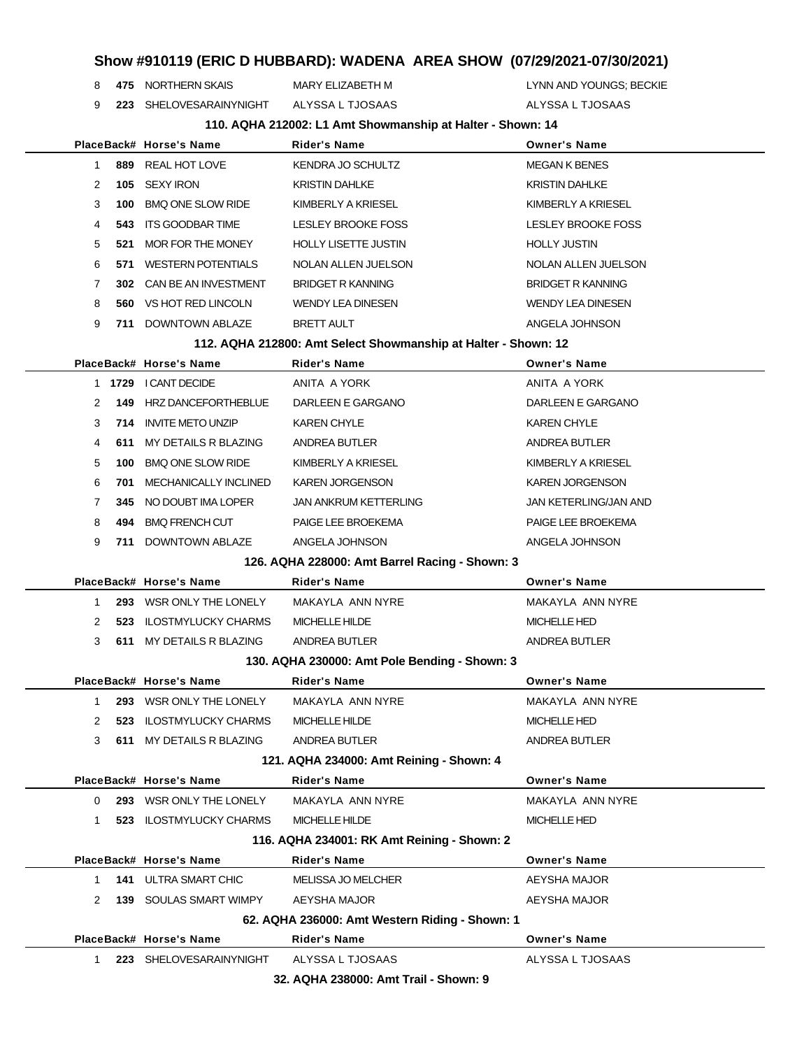## Show #910119 (ERIC D HUBBARD): WADENA AREA SHOW (07/29/2021-07/30/2021)

| Place | Back# | Horse's Name | Rider's Name | Owner's Name |
|---|---|---|---|---|
| 8 | 475 | NORTHERN SKAIS | MARY ELIZABETH M | LYNN AND YOUNGS; BECKIE |
| 9 | 223 | SHELOVESARAINYNIGHT | ALYSSA L TJOSAAS | ALYSSA L TJOSAAS |

### 110. AQHA 212002: L1 Amt Showmanship at Halter - Shown: 14

| Place | Back# | Horse's Name | Rider's Name | Owner's Name |
|---|---|---|---|---|
| 1 | 889 | REAL HOT LOVE | KENDRA JO SCHULTZ | MEGAN K BENES |
| 2 | 105 | SEXY IRON | KRISTIN DAHLKE | KRISTIN DAHLKE |
| 3 | 100 | BMQ ONE SLOW RIDE | KIMBERLY A KRIESEL | KIMBERLY A KRIESEL |
| 4 | 543 | ITS GOODBAR TIME | LESLEY BROOKE FOSS | LESLEY BROOKE FOSS |
| 5 | 521 | MOR FOR THE MONEY | HOLLY LISETTE JUSTIN | HOLLY JUSTIN |
| 6 | 571 | WESTERN POTENTIALS | NOLAN ALLEN JUELSON | NOLAN ALLEN JUELSON |
| 7 | 302 | CAN BE AN INVESTMENT | BRIDGET R KANNING | BRIDGET R KANNING |
| 8 | 560 | VS HOT RED LINCOLN | WENDY LEA DINESEN | WENDY LEA DINESEN |
| 9 | 711 | DOWNTOWN ABLAZE | BRETT AULT | ANGELA JOHNSON |

### 112. AQHA 212800: Amt Select Showmanship at Halter - Shown: 12

| Place | Back# | Horse's Name | Rider's Name | Owner's Name |
|---|---|---|---|---|
| 1 | 1729 | I CANT DECIDE | ANITA A YORK | ANITA A YORK |
| 2 | 149 | HRZ DANCEFORTHEBLUE | DARLEEN E GARGANO | DARLEEN E GARGANO |
| 3 | 714 | INVITE METO UNZIP | KAREN CHYLE | KAREN CHYLE |
| 4 | 611 | MY DETAILS R BLAZING | ANDREA BUTLER | ANDREA BUTLER |
| 5 | 100 | BMQ ONE SLOW RIDE | KIMBERLY A KRIESEL | KIMBERLY A KRIESEL |
| 6 | 701 | MECHANICALLY INCLINED | KAREN JORGENSON | KAREN JORGENSON |
| 7 | 345 | NO DOUBT IMA LOPER | JAN ANKRUM KETTERLING | JAN KETERLING/JAN AND |
| 8 | 494 | BMQ FRENCH CUT | PAIGE LEE BROEKEMA | PAIGE LEE BROEKEMA |
| 9 | 711 | DOWNTOWN ABLAZE | ANGELA JOHNSON | ANGELA JOHNSON |

### 126. AQHA 228000: Amt Barrel Racing - Shown: 3

| Place | Back# | Horse's Name | Rider's Name | Owner's Name |
|---|---|---|---|---|
| 1 | 293 | WSR ONLY THE LONELY | MAKAYLA ANN NYRE | MAKAYLA ANN NYRE |
| 2 | 523 | ILOSTMYLUCKY CHARMS | MICHELLE HILDE | MICHELLE HED |
| 3 | 611 | MY DETAILS R BLAZING | ANDREA BUTLER | ANDREA BUTLER |

### 130. AQHA 230000: Amt Pole Bending - Shown: 3

| Place | Back# | Horse's Name | Rider's Name | Owner's Name |
|---|---|---|---|---|
| 1 | 293 | WSR ONLY THE LONELY | MAKAYLA ANN NYRE | MAKAYLA ANN NYRE |
| 2 | 523 | ILOSTMYLUCKY CHARMS | MICHELLE HILDE | MICHELLE HED |
| 3 | 611 | MY DETAILS R BLAZING | ANDREA BUTLER | ANDREA BUTLER |

### 121. AQHA 234000: Amt Reining - Shown: 4

| Place | Back# | Horse's Name | Rider's Name | Owner's Name |
|---|---|---|---|---|
| 0 | 293 | WSR ONLY THE LONELY | MAKAYLA ANN NYRE | MAKAYLA ANN NYRE |
| 1 | 523 | ILOSTMYLUCKY CHARMS | MICHELLE HILDE | MICHELLE HED |

### 116. AQHA 234001: RK Amt Reining - Shown: 2

| Place | Back# | Horse's Name | Rider's Name | Owner's Name |
|---|---|---|---|---|
| 1 | 141 | ULTRA SMART CHIC | MELISSA JO MELCHER | AEYSHA MAJOR |
| 2 | 139 | SOULAS SMART WIMPY | AEYSHA MAJOR | AEYSHA MAJOR |

### 62. AQHA 236000: Amt Western Riding - Shown: 1

| Place | Back# | Horse's Name | Rider's Name | Owner's Name |
|---|---|---|---|---|
| 1 | 223 | SHELOVESARAINYNIGHT | ALYSSA L TJOSAAS | ALYSSA L TJOSAAS |

### 32. AQHA 238000: Amt Trail - Shown: 9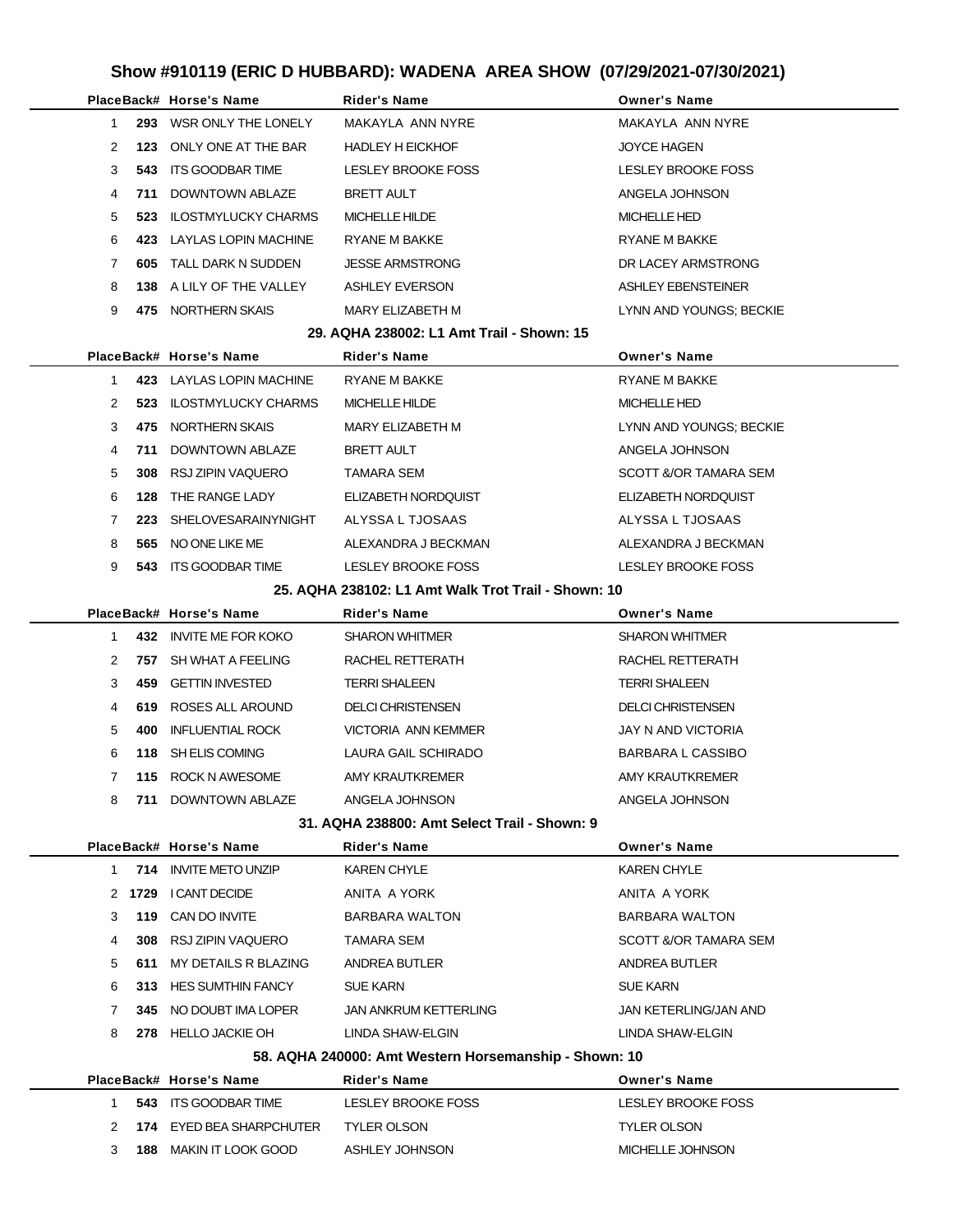# Show #910119 (ERIC D HUBBARD): WADENA AREA SHOW (07/29/2021-07/30/2021)

| Place | Back# | Horse's Name | Rider's Name | Owner's Name |
|---|---|---|---|---|
| 1 | **293** | WSR ONLY THE LONELY | MAKAYLA ANN NYRE | MAKAYLA ANN NYRE |
| 2 | **123** | ONLY ONE AT THE BAR | HADLEY H EICKHOF | JOYCE HAGEN |
| 3 | **543** | ITS GOODBAR TIME | LESLEY BROOKE FOSS | LESLEY BROOKE FOSS |
| 4 | **711** | DOWNTOWN ABLAZE | BRETT AULT | ANGELA JOHNSON |
| 5 | **523** | ILOSTMYLUCKY CHARMS | MICHELLE HILDE | MICHELLE HED |
| 6 | **423** | LAYLAS LOPIN MACHINE | RYANE M BAKKE | RYANE M BAKKE |
| 7 | **605** | TALL DARK N SUDDEN | JESSE ARMSTRONG | DR LACEY ARMSTRONG |
| 8 | **138** | A LILY OF THE VALLEY | ASHLEY EVERSON | ASHLEY EBENSTEINER |
| 9 | **475** | NORTHERN SKAIS | MARY ELIZABETH M | LYNN AND YOUNGS; BECKIE |

### 29. AQHA 238002: L1 Amt Trail - Shown: 15

| Place | Back# | Horse's Name | Rider's Name | Owner's Name |
|---|---|---|---|---|
| 1 | **423** | LAYLAS LOPIN MACHINE | RYANE M BAKKE | RYANE M BAKKE |
| 2 | **523** | ILOSTMYLUCKY CHARMS | MICHELLE HILDE | MICHELLE HED |
| 3 | **475** | NORTHERN SKAIS | MARY ELIZABETH M | LYNN AND YOUNGS; BECKIE |
| 4 | **711** | DOWNTOWN ABLAZE | BRETT AULT | ANGELA JOHNSON |
| 5 | **308** | RSJ ZIPIN VAQUERO | TAMARA SEM | SCOTT &/OR TAMARA SEM |
| 6 | **128** | THE RANGE LADY | ELIZABETH NORDQUIST | ELIZABETH NORDQUIST |
| 7 | **223** | SHELOVESARAINYNIGHT | ALYSSA L TJOSAAS | ALYSSA L TJOSAAS |
| 8 | **565** | NO ONE LIKE ME | ALEXANDRA J BECKMAN | ALEXANDRA J BECKMAN |
| 9 | **543** | ITS GOODBAR TIME | LESLEY BROOKE FOSS | LESLEY BROOKE FOSS |

### 25. AQHA 238102: L1 Amt Walk Trot Trail - Shown: 10

| Place | Back# | Horse's Name | Rider's Name | Owner's Name |
|---|---|---|---|---|
| 1 | **432** | INVITE ME FOR KOKO | SHARON WHITMER | SHARON WHITMER |
| 2 | **757** | SH WHAT A FEELING | RACHEL RETTERATH | RACHEL RETTERATH |
| 3 | **459** | GETTIN INVESTED | TERRI SHALEEN | TERRI SHALEEN |
| 4 | **619** | ROSES ALL AROUND | DELCI CHRISTENSEN | DELCI CHRISTENSEN |
| 5 | **400** | INFLUENTIAL ROCK | VICTORIA ANN KEMMER | JAY N AND VICTORIA |
| 6 | **118** | SH ELIS COMING | LAURA GAIL SCHIRADO | BARBARA L CASSIBO |
| 7 | **115** | ROCK N AWESOME | AMY KRAUTKREMER | AMY KRAUTKREMER |
| 8 | **711** | DOWNTOWN ABLAZE | ANGELA JOHNSON | ANGELA JOHNSON |

### 31. AQHA 238800: Amt Select Trail - Shown: 9

| Place | Back# | Horse's Name | Rider's Name | Owner's Name |
|---|---|---|---|---|
| 1 | **714** | INVITE METO UNZIP | KAREN CHYLE | KAREN CHYLE |
| 2 | **1729** | I CANT DECIDE | ANITA A YORK | ANITA A YORK |
| 3 | **119** | CAN DO INVITE | BARBARA WALTON | BARBARA WALTON |
| 4 | **308** | RSJ ZIPIN VAQUERO | TAMARA SEM | SCOTT &/OR TAMARA SEM |
| 5 | **611** | MY DETAILS R BLAZING | ANDREA BUTLER | ANDREA BUTLER |
| 6 | **313** | HES SUMTHIN FANCY | SUE KARN | SUE KARN |
| 7 | **345** | NO DOUBT IMA LOPER | JAN ANKRUM KETTERLING | JAN KETERLING/JAN AND |
| 8 | **278** | HELLO JACKIE OH | LINDA SHAW-ELGIN | LINDA SHAW-ELGIN |

### 58. AQHA 240000: Amt Western Horsemanship - Shown: 10

| Place | Back# | Horse's Name | Rider's Name | Owner's Name |
|---|---|---|---|---|
| 1 | **543** | ITS GOODBAR TIME | LESLEY BROOKE FOSS | LESLEY BROOKE FOSS |
| 2 | **174** | EYED BEA SHARPCHUTER | TYLER OLSON | TYLER OLSON |
| 3 | **188** | MAKIN IT LOOK GOOD | ASHLEY JOHNSON | MICHELLE JOHNSON |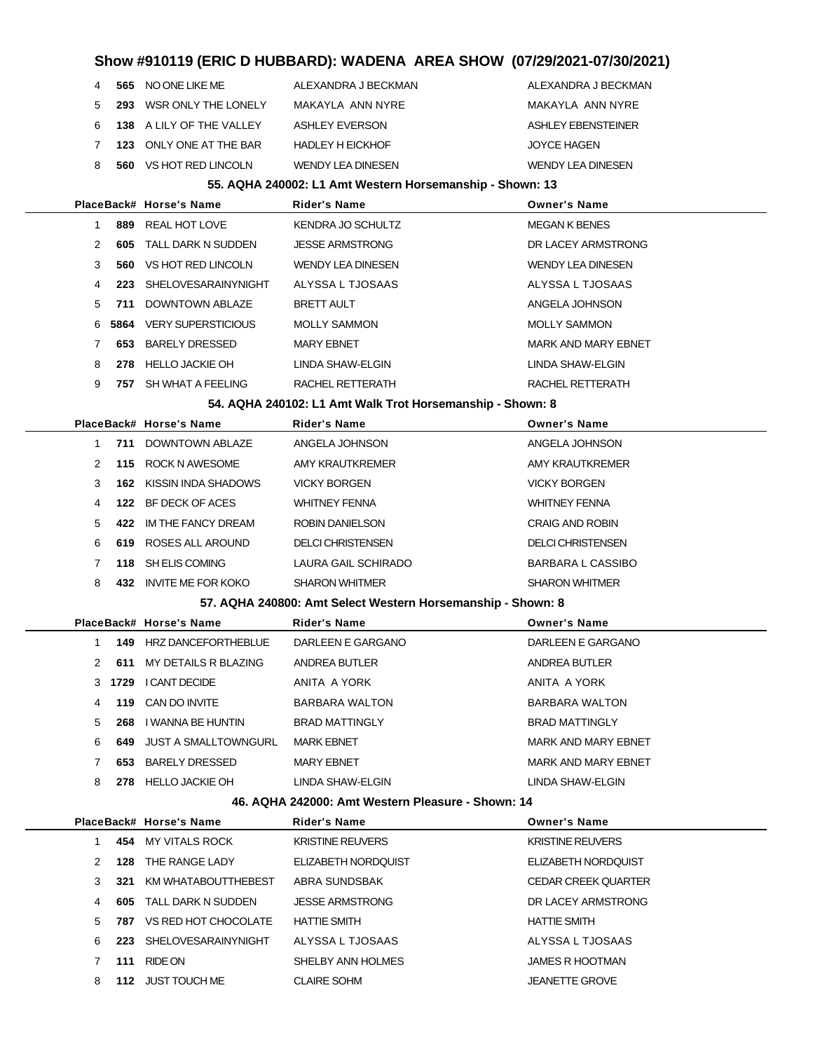# Show #910119 (ERIC D HUBBARD): WADENA AREA SHOW (07/29/2021-07/30/2021)

| Place | Back# | Horse's Name | Rider's Name | Owner's Name |
|---|---|---|---|---|
| 4 | 565 | NO ONE LIKE ME | ALEXANDRA J BECKMAN | ALEXANDRA J BECKMAN |
| 5 | 293 | WSR ONLY THE LONELY | MAKAYLA ANN NYRE | MAKAYLA ANN NYRE |
| 6 | 138 | A LILY OF THE VALLEY | ASHLEY EVERSON | ASHLEY EBENSTEINER |
| 7 | 123 | ONLY ONE AT THE BAR | HADLEY H EICKHOF | JOYCE HAGEN |
| 8 | 560 | VS HOT RED LINCOLN | WENDY LEA DINESEN | WENDY LEA DINESEN |

### 55. AQHA 240002: L1 Amt Western Horsemanship - Shown: 13

| Place | Back# | Horse's Name | Rider's Name | Owner's Name |
|---|---|---|---|---|
| 1 | 889 | REAL HOT LOVE | KENDRA JO SCHULTZ | MEGAN K BENES |
| 2 | 605 | TALL DARK N SUDDEN | JESSE ARMSTRONG | DR LACEY ARMSTRONG |
| 3 | 560 | VS HOT RED LINCOLN | WENDY LEA DINESEN | WENDY LEA DINESEN |
| 4 | 223 | SHELOVESARAINYNIGHT | ALYSSA L TJOSAAS | ALYSSA L TJOSAAS |
| 5 | 711 | DOWNTOWN ABLAZE | BRETT AULT | ANGELA JOHNSON |
| 6 | 5864 | VERY SUPERSTICIOUS | MOLLY SAMMON | MOLLY SAMMON |
| 7 | 653 | BARELY DRESSED | MARY EBNET | MARK AND MARY EBNET |
| 8 | 278 | HELLO JACKIE OH | LINDA SHAW-ELGIN | LINDA SHAW-ELGIN |
| 9 | 757 | SH WHAT A FEELING | RACHEL RETTERATH | RACHEL RETTERATH |

### 54. AQHA 240102: L1 Amt Walk Trot Horsemanship - Shown: 8

| Place | Back# | Horse's Name | Rider's Name | Owner's Name |
|---|---|---|---|---|
| 1 | 711 | DOWNTOWN ABLAZE | ANGELA JOHNSON | ANGELA JOHNSON |
| 2 | 115 | ROCK N AWESOME | AMY KRAUTKREMER | AMY KRAUTKREMER |
| 3 | 162 | KISSIN INDA SHADOWS | VICKY BORGEN | VICKY BORGEN |
| 4 | 122 | BF DECK OF ACES | WHITNEY FENNA | WHITNEY FENNA |
| 5 | 422 | IM THE FANCY DREAM | ROBIN DANIELSON | CRAIG AND ROBIN |
| 6 | 619 | ROSES ALL AROUND | DELCI CHRISTENSEN | DELCI CHRISTENSEN |
| 7 | 118 | SH ELIS COMING | LAURA GAIL SCHIRADO | BARBARA L CASSIBO |
| 8 | 432 | INVITE ME FOR KOKO | SHARON WHITMER | SHARON WHITMER |

### 57. AQHA 240800: Amt Select Western Horsemanship - Shown: 8

| Place | Back# | Horse's Name | Rider's Name | Owner's Name |
|---|---|---|---|---|
| 1 | 149 | HRZ DANCEFORTHEBLUE | DARLEEN E GARGANO | DARLEEN E GARGANO |
| 2 | 611 | MY DETAILS R BLAZING | ANDREA BUTLER | ANDREA BUTLER |
| 3 | 1729 | I CANT DECIDE | ANITA A YORK | ANITA A YORK |
| 4 | 119 | CAN DO INVITE | BARBARA WALTON | BARBARA WALTON |
| 5 | 268 | I WANNA BE HUNTIN | BRAD MATTINGLY | BRAD MATTINGLY |
| 6 | 649 | JUST A SMALLTOWNGURL | MARK EBNET | MARK AND MARY EBNET |
| 7 | 653 | BARELY DRESSED | MARY EBNET | MARK AND MARY EBNET |
| 8 | 278 | HELLO JACKIE OH | LINDA SHAW-ELGIN | LINDA SHAW-ELGIN |

### 46. AQHA 242000: Amt Western Pleasure - Shown: 14

| Place | Back# | Horse's Name | Rider's Name | Owner's Name |
|---|---|---|---|---|
| 1 | 454 | MY VITALS ROCK | KRISTINE REUVERS | KRISTINE REUVERS |
| 2 | 128 | THE RANGE LADY | ELIZABETH NORDQUIST | ELIZABETH NORDQUIST |
| 3 | 321 | KM WHATABOUTTHEBEST | ABRA SUNDSBAK | CEDAR CREEK QUARTER |
| 4 | 605 | TALL DARK N SUDDEN | JESSE ARMSTRONG | DR LACEY ARMSTRONG |
| 5 | 787 | VS RED HOT CHOCOLATE | HATTIE SMITH | HATTIE SMITH |
| 6 | 223 | SHELOVESARAINYNIGHT | ALYSSA L TJOSAAS | ALYSSA L TJOSAAS |
| 7 | 111 | RIDE ON | SHELBY ANN HOLMES | JAMES R HOOTMAN |
| 8 | 112 | JUST TOUCH ME | CLAIRE SOHM | JEANETTE GROVE |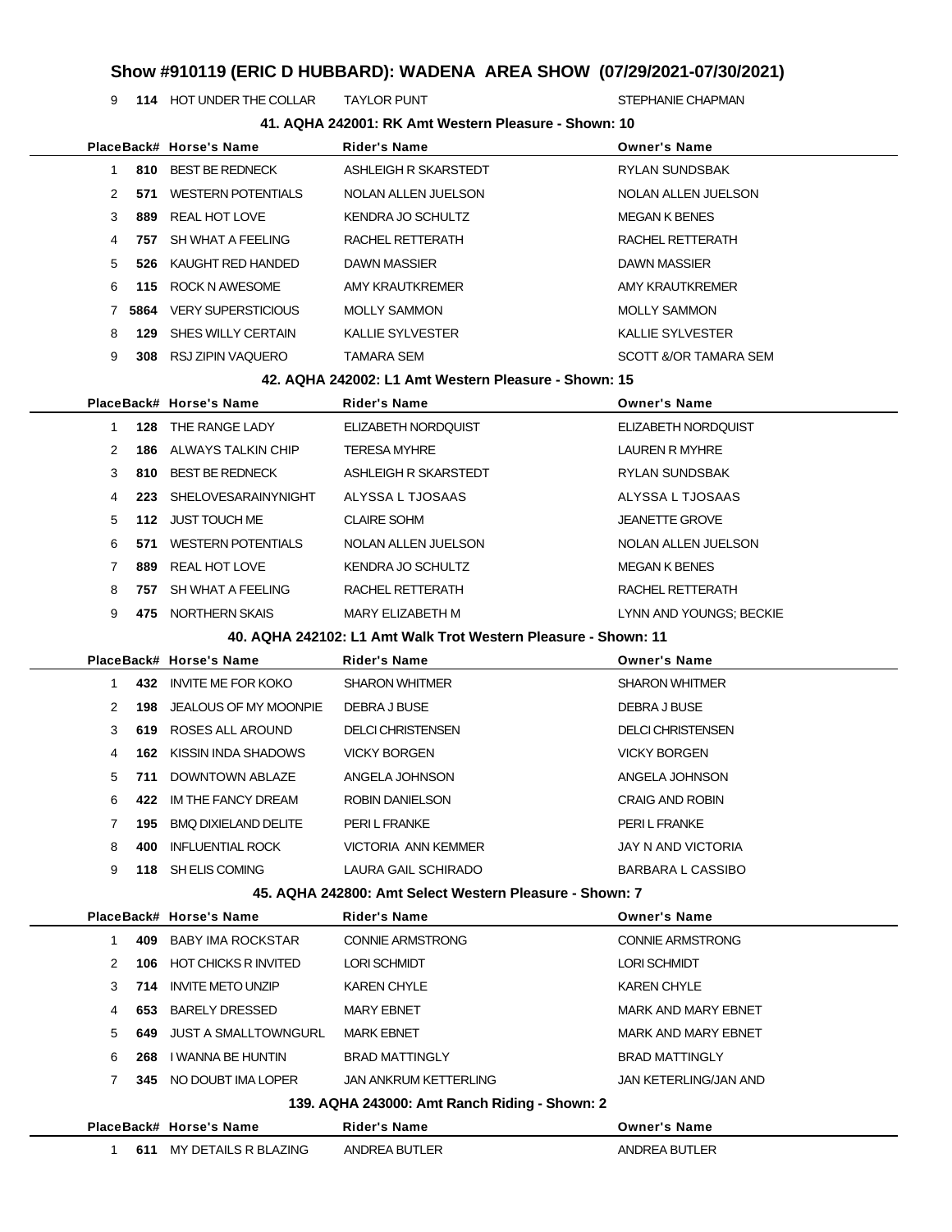## Show #910119 (ERIC D HUBBARD): WADENA AREA SHOW (07/29/2021-07/30/2021)

| | | | | |
|---|---|---|---|---|
| 9 | **114** | HOT UNDER THE COLLAR | TAYLOR PUNT | STEPHANIE CHAPMAN |

### 41. AQHA 242001: RK Amt Western Pleasure - Shown: 10

| Place | Back# | Horse's Name | Rider's Name | Owner's Name |
|---|---|---|---|---|
| 1 | **810** | BEST BE REDNECK | ASHLEIGH R SKARSTEDT | RYLAN SUNDSBAK |
| 2 | **571** | WESTERN POTENTIALS | NOLAN ALLEN JUELSON | NOLAN ALLEN JUELSON |
| 3 | **889** | REAL HOT LOVE | KENDRA JO SCHULTZ | MEGAN K BENES |
| 4 | **757** | SH WHAT A FEELING | RACHEL RETTERATH | RACHEL RETTERATH |
| 5 | **526** | KAUGHT RED HANDED | DAWN MASSIER | DAWN MASSIER |
| 6 | **115** | ROCK N AWESOME | AMY KRAUTKREMER | AMY KRAUTKREMER |
| 7 | **5864** | VERY SUPERSTICIOUS | MOLLY SAMMON | MOLLY SAMMON |
| 8 | **129** | SHES WILLY CERTAIN | KALLIE SYLVESTER | KALLIE SYLVESTER |
| 9 | **308** | RSJ ZIPIN VAQUERO | TAMARA SEM | SCOTT &/OR TAMARA SEM |

### 42. AQHA 242002: L1 Amt Western Pleasure - Shown: 15

| Place | Back# | Horse's Name | Rider's Name | Owner's Name |
|---|---|---|---|---|
| 1 | **128** | THE RANGE LADY | ELIZABETH NORDQUIST | ELIZABETH NORDQUIST |
| 2 | **186** | ALWAYS TALKIN CHIP | TERESA MYHRE | LAUREN R MYHRE |
| 3 | **810** | BEST BE REDNECK | ASHLEIGH R SKARSTEDT | RYLAN SUNDSBAK |
| 4 | **223** | SHELOVESARAINYNIGHT | ALYSSA L TJOSAAS | ALYSSA L TJOSAAS |
| 5 | **112** | JUST TOUCH ME | CLAIRE SOHM | JEANETTE GROVE |
| 6 | **571** | WESTERN POTENTIALS | NOLAN ALLEN JUELSON | NOLAN ALLEN JUELSON |
| 7 | **889** | REAL HOT LOVE | KENDRA JO SCHULTZ | MEGAN K BENES |
| 8 | **757** | SH WHAT A FEELING | RACHEL RETTERATH | RACHEL RETTERATH |
| 9 | **475** | NORTHERN SKAIS | MARY ELIZABETH M | LYNN AND YOUNGS; BECKIE |

### 40. AQHA 242102: L1 Amt Walk Trot Western Pleasure - Shown: 11

| Place | Back# | Horse's Name | Rider's Name | Owner's Name |
|---|---|---|---|---|
| 1 | **432** | INVITE ME FOR KOKO | SHARON WHITMER | SHARON WHITMER |
| 2 | **198** | JEALOUS OF MY MOONPIE | DEBRA J BUSE | DEBRA J BUSE |
| 3 | **619** | ROSES ALL AROUND | DELCI CHRISTENSEN | DELCI CHRISTENSEN |
| 4 | **162** | KISSIN INDA SHADOWS | VICKY BORGEN | VICKY BORGEN |
| 5 | **711** | DOWNTOWN ABLAZE | ANGELA JOHNSON | ANGELA JOHNSON |
| 6 | **422** | IM THE FANCY DREAM | ROBIN DANIELSON | CRAIG AND ROBIN |
| 7 | **195** | BMQ DIXIELAND DELITE | PERI L FRANKE | PERI L FRANKE |
| 8 | **400** | INFLUENTIAL ROCK | VICTORIA ANN KEMMER | JAY N AND VICTORIA |
| 9 | **118** | SH ELIS COMING | LAURA GAIL SCHIRADO | BARBARA L CASSIBO |

### 45. AQHA 242800: Amt Select Western Pleasure - Shown: 7

| Place | Back# | Horse's Name | Rider's Name | Owner's Name |
|---|---|---|---|---|
| 1 | **409** | BABY IMA ROCKSTAR | CONNIE ARMSTRONG | CONNIE ARMSTRONG |
| 2 | **106** | HOT CHICKS R INVITED | LORI SCHMIDT | LORI SCHMIDT |
| 3 | **714** | INVITE METO UNZIP | KAREN CHYLE | KAREN CHYLE |
| 4 | **653** | BARELY DRESSED | MARY EBNET | MARK AND MARY EBNET |
| 5 | **649** | JUST A SMALLTOWNGURL | MARK EBNET | MARK AND MARY EBNET |
| 6 | **268** | I WANNA BE HUNTIN | BRAD MATTINGLY | BRAD MATTINGLY |
| 7 | **345** | NO DOUBT IMA LOPER | JAN ANKRUM KETTERLING | JAN KETERLING/JAN AND |

### 139. AQHA 243000: Amt Ranch Riding - Shown: 2

| Place | Back# | Horse's Name | Rider's Name | Owner's Name |
|---|---|---|---|---|
| 1 | **611** | MY DETAILS R BLAZING | ANDREA BUTLER | ANDREA BUTLER |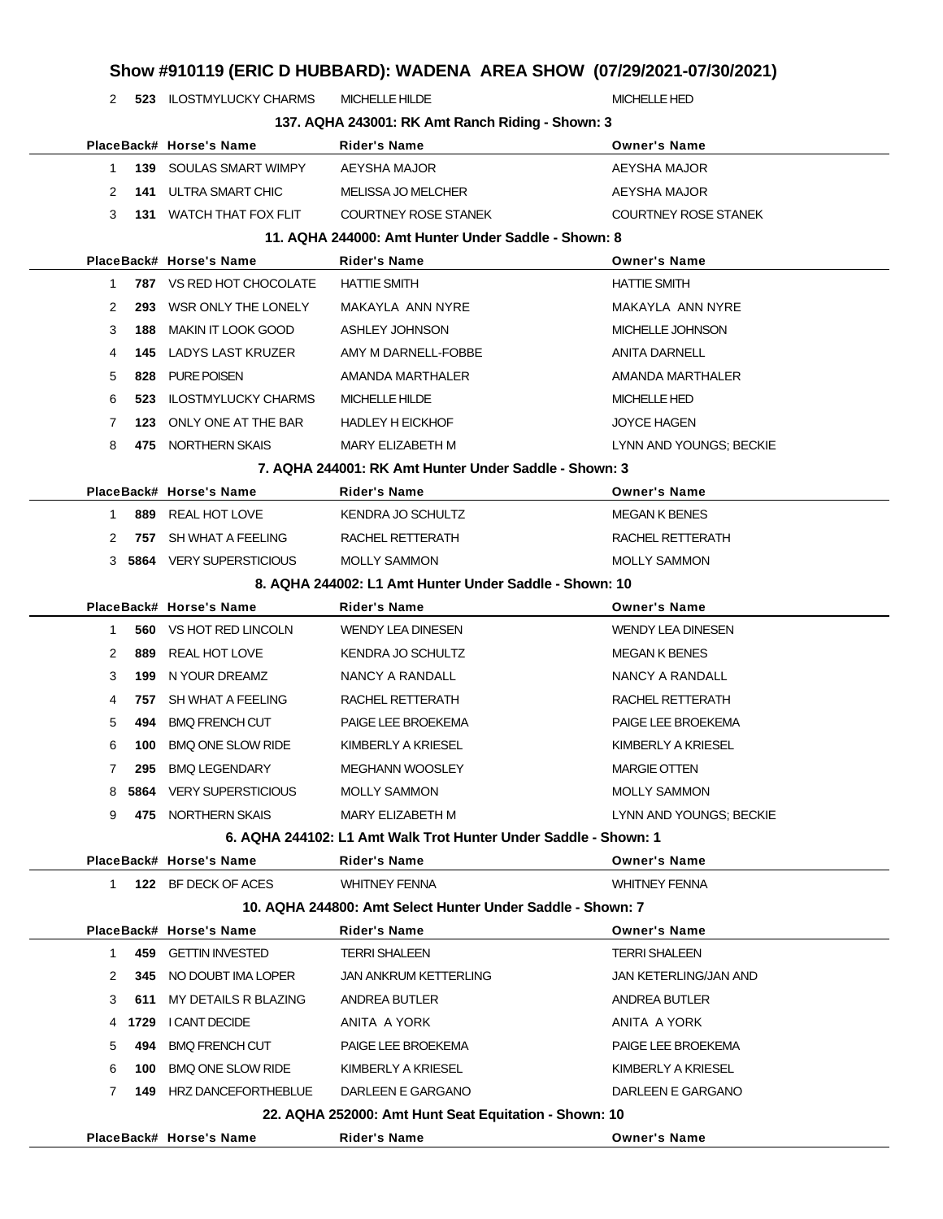## Show #910119 (ERIC D HUBBARD): WADENA AREA SHOW (07/29/2021-07/30/2021)

| Place | Back# | Horse's Name | Rider's Name | Owner's Name |
|---|---|---|---|---|
| 2 | 523 | ILOSTMYLUCKY CHARMS | MICHELLE HILDE | MICHELLE HED |

### 137. AQHA 243001: RK Amt Ranch Riding - Shown: 3

| Place | Back# | Horse's Name | Rider's Name | Owner's Name |
|---|---|---|---|---|
| 1 | 139 | SOULAS SMART WIMPY | AEYSHA MAJOR | AEYSHA MAJOR |
| 2 | 141 | ULTRA SMART CHIC | MELISSA JO MELCHER | AEYSHA MAJOR |
| 3 | 131 | WATCH THAT FOX FLIT | COURTNEY ROSE STANEK | COURTNEY ROSE STANEK |

### 11. AQHA 244000: Amt Hunter Under Saddle - Shown: 8

| Place | Back# | Horse's Name | Rider's Name | Owner's Name |
|---|---|---|---|---|
| 1 | 787 | VS RED HOT CHOCOLATE | HATTIE SMITH | HATTIE SMITH |
| 2 | 293 | WSR ONLY THE LONELY | MAKAYLA ANN NYRE | MAKAYLA ANN NYRE |
| 3 | 188 | MAKIN IT LOOK GOOD | ASHLEY JOHNSON | MICHELLE JOHNSON |
| 4 | 145 | LADYS LAST KRUZER | AMY M DARNELL-FOBBE | ANITA DARNELL |
| 5 | 828 | PURE POISEN | AMANDA MARTHALER | AMANDA MARTHALER |
| 6 | 523 | ILOSTMYLUCKY CHARMS | MICHELLE HILDE | MICHELLE HED |
| 7 | 123 | ONLY ONE AT THE BAR | HADLEY H EICKHOF | JOYCE HAGEN |
| 8 | 475 | NORTHERN SKAIS | MARY ELIZABETH M | LYNN AND YOUNGS; BECKIE |

### 7. AQHA 244001: RK Amt Hunter Under Saddle - Shown: 3

| Place | Back# | Horse's Name | Rider's Name | Owner's Name |
|---|---|---|---|---|
| 1 | 889 | REAL HOT LOVE | KENDRA JO SCHULTZ | MEGAN K BENES |
| 2 | 757 | SH WHAT A FEELING | RACHEL RETTERATH | RACHEL RETTERATH |
| 3 | 5864 | VERY SUPERSTICIOUS | MOLLY SAMMON | MOLLY SAMMON |

### 8. AQHA 244002: L1 Amt Hunter Under Saddle - Shown: 10

| Place | Back# | Horse's Name | Rider's Name | Owner's Name |
|---|---|---|---|---|
| 1 | 560 | VS HOT RED LINCOLN | WENDY LEA DINESEN | WENDY LEA DINESEN |
| 2 | 889 | REAL HOT LOVE | KENDRA JO SCHULTZ | MEGAN K BENES |
| 3 | 199 | N YOUR DREAMZ | NANCY A RANDALL | NANCY A RANDALL |
| 4 | 757 | SH WHAT A FEELING | RACHEL RETTERATH | RACHEL RETTERATH |
| 5 | 494 | BMQ FRENCH CUT | PAIGE LEE BROEKEMA | PAIGE LEE BROEKEMA |
| 6 | 100 | BMQ ONE SLOW RIDE | KIMBERLY A KRIESEL | KIMBERLY A KRIESEL |
| 7 | 295 | BMQ LEGENDARY | MEGHANN WOOSLEY | MARGIE OTTEN |
| 8 | 5864 | VERY SUPERSTICIOUS | MOLLY SAMMON | MOLLY SAMMON |
| 9 | 475 | NORTHERN SKAIS | MARY ELIZABETH M | LYNN AND YOUNGS; BECKIE |

### 6. AQHA 244102: L1 Amt Walk Trot Hunter Under Saddle - Shown: 1

| Place | Back# | Horse's Name | Rider's Name | Owner's Name |
|---|---|---|---|---|
| 1 | 122 | BF DECK OF ACES | WHITNEY FENNA | WHITNEY FENNA |

### 10. AQHA 244800: Amt Select Hunter Under Saddle - Shown: 7

| Place | Back# | Horse's Name | Rider's Name | Owner's Name |
|---|---|---|---|---|
| 1 | 459 | GETTIN INVESTED | TERRI SHALEEN | TERRI SHALEEN |
| 2 | 345 | NO DOUBT IMA LOPER | JAN ANKRUM KETTERLING | JAN KETERLING/JAN AND |
| 3 | 611 | MY DETAILS R BLAZING | ANDREA BUTLER | ANDREA BUTLER |
| 4 | 1729 | I CANT DECIDE | ANITA A YORK | ANITA A YORK |
| 5 | 494 | BMQ FRENCH CUT | PAIGE LEE BROEKEMA | PAIGE LEE BROEKEMA |
| 6 | 100 | BMQ ONE SLOW RIDE | KIMBERLY A KRIESEL | KIMBERLY A KRIESEL |
| 7 | 149 | HRZ DANCEFORTHEBLUE | DARLEEN E GARGANO | DARLEEN E GARGANO |

### 22. AQHA 252000: Amt Hunt Seat Equitation - Shown: 10

| Place | Back# | Horse's Name | Rider's Name | Owner's Name |
|---|---|---|---|---|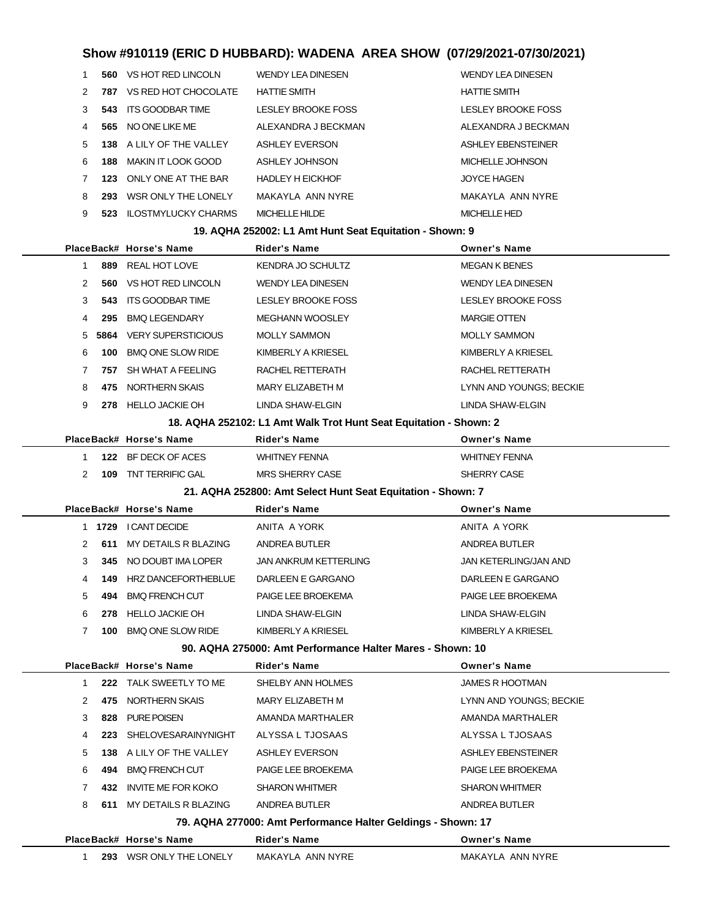# Show #910119 (ERIC D HUBBARD): WADENA AREA SHOW (07/29/2021-07/30/2021)

| Place | Back# | Horse's Name | Rider's Name | Owner's Name |
|---|---|---|---|---|
| 1 | **560** | VS HOT RED LINCOLN | WENDY LEA DINESEN | WENDY LEA DINESEN |
| 2 | **787** | VS RED HOT CHOCOLATE | HATTIE SMITH | HATTIE SMITH |
| 3 | **543** | ITS GOODBAR TIME | LESLEY BROOKE FOSS | LESLEY BROOKE FOSS |
| 4 | **565** | NO ONE LIKE ME | ALEXANDRA J BECKMAN | ALEXANDRA J BECKMAN |
| 5 | **138** | A LILY OF THE VALLEY | ASHLEY EVERSON | ASHLEY EBENSTEINER |
| 6 | **188** | MAKIN IT LOOK GOOD | ASHLEY JOHNSON | MICHELLE JOHNSON |
| 7 | **123** | ONLY ONE AT THE BAR | HADLEY H EICKHOF | JOYCE HAGEN |
| 8 | **293** | WSR ONLY THE LONELY | MAKAYLA ANN NYRE | MAKAYLA ANN NYRE |
| 9 | **523** | ILOSTMYLUCKY CHARMS | MICHELLE HILDE | MICHELLE HED |

### 19. AQHA 252002: L1 Amt Hunt Seat Equitation - Shown: 9

| Place | Back# | Horse's Name | Rider's Name | Owner's Name |
|---|---|---|---|---|
| 1 | **889** | REAL HOT LOVE | KENDRA JO SCHULTZ | MEGAN K BENES |
| 2 | **560** | VS HOT RED LINCOLN | WENDY LEA DINESEN | WENDY LEA DINESEN |
| 3 | **543** | ITS GOODBAR TIME | LESLEY BROOKE FOSS | LESLEY BROOKE FOSS |
| 4 | **295** | BMQ LEGENDARY | MEGHANN WOOSLEY | MARGIE OTTEN |
| 5 | **5864** | VERY SUPERSTICIOUS | MOLLY SAMMON | MOLLY SAMMON |
| 6 | **100** | BMQ ONE SLOW RIDE | KIMBERLY A KRIESEL | KIMBERLY A KRIESEL |
| 7 | **757** | SH WHAT A FEELING | RACHEL RETTERATH | RACHEL RETTERATH |
| 8 | **475** | NORTHERN SKAIS | MARY ELIZABETH M | LYNN AND YOUNGS; BECKIE |
| 9 | **278** | HELLO JACKIE OH | LINDA SHAW-ELGIN | LINDA SHAW-ELGIN |

### 18. AQHA 252102: L1 Amt Walk Trot Hunt Seat Equitation - Shown: 2

| Place | Back# | Horse's Name | Rider's Name | Owner's Name |
|---|---|---|---|---|
| 1 | **122** | BF DECK OF ACES | WHITNEY FENNA | WHITNEY FENNA |
| 2 | **109** | TNT TERRIFIC GAL | MRS SHERRY CASE | SHERRY CASE |

### 21. AQHA 252800: Amt Select Hunt Seat Equitation - Shown: 7

| Place | Back# | Horse's Name | Rider's Name | Owner's Name |
|---|---|---|---|---|
| 1 | **1729** | I CANT DECIDE | ANITA A YORK | ANITA A YORK |
| 2 | **611** | MY DETAILS R BLAZING | ANDREA BUTLER | ANDREA BUTLER |
| 3 | **345** | NO DOUBT IMA LOPER | JAN ANKRUM KETTERLING | JAN KETERLING/JAN AND |
| 4 | **149** | HRZ DANCEFORTHEBLUE | DARLEEN E GARGANO | DARLEEN E GARGANO |
| 5 | **494** | BMQ FRENCH CUT | PAIGE LEE BROEKEMA | PAIGE LEE BROEKEMA |
| 6 | **278** | HELLO JACKIE OH | LINDA SHAW-ELGIN | LINDA SHAW-ELGIN |
| 7 | **100** | BMQ ONE SLOW RIDE | KIMBERLY A KRIESEL | KIMBERLY A KRIESEL |

### 90. AQHA 275000: Amt Performance Halter Mares - Shown: 10

| Place | Back# | Horse's Name | Rider's Name | Owner's Name |
|---|---|---|---|---|
| 1 | **222** | TALK SWEETLY TO ME | SHELBY ANN HOLMES | JAMES R HOOTMAN |
| 2 | **475** | NORTHERN SKAIS | MARY ELIZABETH M | LYNN AND YOUNGS; BECKIE |
| 3 | **828** | PURE POISEN | AMANDA MARTHALER | AMANDA MARTHALER |
| 4 | **223** | SHELOVESARAINYNIGHT | ALYSSA L TJOSAAS | ALYSSA L TJOSAAS |
| 5 | **138** | A LILY OF THE VALLEY | ASHLEY EVERSON | ASHLEY EBENSTEINER |
| 6 | **494** | BMQ FRENCH CUT | PAIGE LEE BROEKEMA | PAIGE LEE BROEKEMA |
| 7 | **432** | INVITE ME FOR KOKO | SHARON WHITMER | SHARON WHITMER |
| 8 | **611** | MY DETAILS R BLAZING | ANDREA BUTLER | ANDREA BUTLER |

### 79. AQHA 277000: Amt Performance Halter Geldings - Shown: 17

| Place | Back# | Horse's Name | Rider's Name | Owner's Name |
|---|---|---|---|---|
| 1 | **293** | WSR ONLY THE LONELY | MAKAYLA ANN NYRE | MAKAYLA ANN NYRE |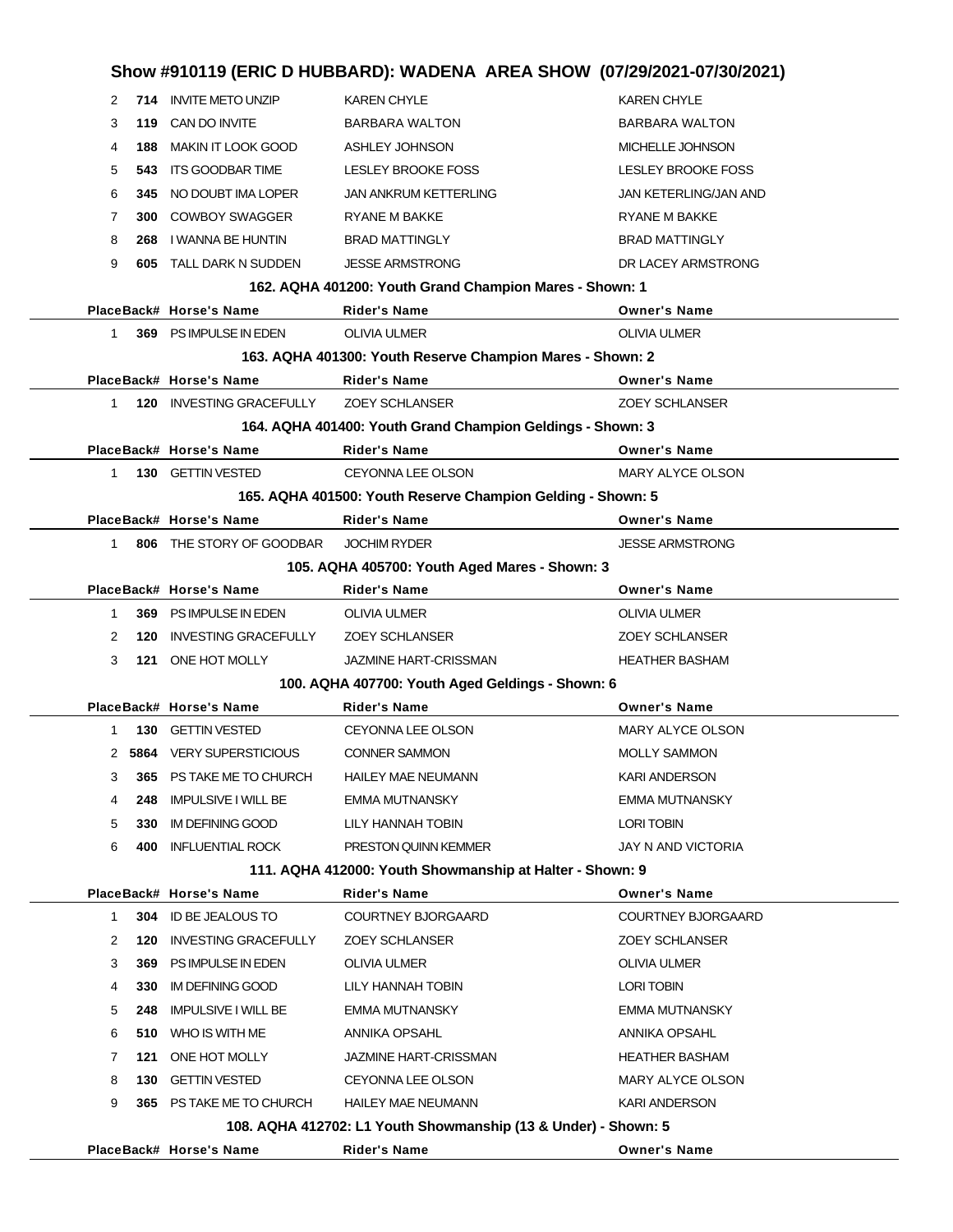# Show #910119 (ERIC D HUBBARD): WADENA AREA SHOW (07/29/2021-07/30/2021)

| Place | Back# | Horse's Name | Rider's Name | Owner's Name |
|---|---|---|---|---|
| 2 | 714 | INVITE METO UNZIP | KAREN CHYLE | KAREN CHYLE |
| 3 | 119 | CAN DO INVITE | BARBARA WALTON | BARBARA WALTON |
| 4 | 188 | MAKIN IT LOOK GOOD | ASHLEY JOHNSON | MICHELLE JOHNSON |
| 5 | 543 | ITS GOODBAR TIME | LESLEY BROOKE FOSS | LESLEY BROOKE FOSS |
| 6 | 345 | NO DOUBT IMA LOPER | JAN ANKRUM KETTERLING | JAN KETERLING/JAN AND |
| 7 | 300 | COWBOY SWAGGER | RYANE M BAKKE | RYANE M BAKKE |
| 8 | 268 | I WANNA BE HUNTIN | BRAD MATTINGLY | BRAD MATTINGLY |
| 9 | 605 | TALL DARK N SUDDEN | JESSE ARMSTRONG | DR LACEY ARMSTRONG |

### 162. AQHA 401200: Youth Grand Champion Mares - Shown: 1

| Place | Back# | Horse's Name | Rider's Name | Owner's Name |
|---|---|---|---|---|
| 1 | 369 | PS IMPULSE IN EDEN | OLIVIA ULMER | OLIVIA ULMER |

### 163. AQHA 401300: Youth Reserve Champion Mares - Shown: 2

| Place | Back# | Horse's Name | Rider's Name | Owner's Name |
|---|---|---|---|---|
| 1 | 120 | INVESTING GRACEFULLY | ZOEY SCHLANSER | ZOEY SCHLANSER |

### 164. AQHA 401400: Youth Grand Champion Geldings - Shown: 3

| Place | Back# | Horse's Name | Rider's Name | Owner's Name |
|---|---|---|---|---|
| 1 | 130 | GETTIN VESTED | CEYONNA LEE OLSON | MARY ALYCE OLSON |

### 165. AQHA 401500: Youth Reserve Champion Gelding - Shown: 5

| Place | Back# | Horse's Name | Rider's Name | Owner's Name |
|---|---|---|---|---|
| 1 | 806 | THE STORY OF GOODBAR | JOCHIM RYDER | JESSE ARMSTRONG |

### 105. AQHA 405700: Youth Aged Mares - Shown: 3

| Place | Back# | Horse's Name | Rider's Name | Owner's Name |
|---|---|---|---|---|
| 1 | 369 | PS IMPULSE IN EDEN | OLIVIA ULMER | OLIVIA ULMER |
| 2 | 120 | INVESTING GRACEFULLY | ZOEY SCHLANSER | ZOEY SCHLANSER |
| 3 | 121 | ONE HOT MOLLY | JAZMINE HART-CRISSMAN | HEATHER BASHAM |

### 100. AQHA 407700: Youth Aged Geldings - Shown: 6

| Place | Back# | Horse's Name | Rider's Name | Owner's Name |
|---|---|---|---|---|
| 1 | 130 | GETTIN VESTED | CEYONNA LEE OLSON | MARY ALYCE OLSON |
| 2 | 5864 | VERY SUPERSTICIOUS | CONNER SAMMON | MOLLY SAMMON |
| 3 | 365 | PS TAKE ME TO CHURCH | HAILEY MAE NEUMANN | KARI ANDERSON |
| 4 | 248 | IMPULSIVE I WILL BE | EMMA MUTNANSKY | EMMA MUTNANSKY |
| 5 | 330 | IM DEFINING GOOD | LILY HANNAH TOBIN | LORI TOBIN |
| 6 | 400 | INFLUENTIAL ROCK | PRESTON QUINN KEMMER | JAY N AND VICTORIA |

### 111. AQHA 412000: Youth Showmanship at Halter - Shown: 9

| Place | Back# | Horse's Name | Rider's Name | Owner's Name |
|---|---|---|---|---|
| 1 | 304 | ID BE JEALOUS TO | COURTNEY BJORGAARD | COURTNEY BJORGAARD |
| 2 | 120 | INVESTING GRACEFULLY | ZOEY SCHLANSER | ZOEY SCHLANSER |
| 3 | 369 | PS IMPULSE IN EDEN | OLIVIA ULMER | OLIVIA ULMER |
| 4 | 330 | IM DEFINING GOOD | LILY HANNAH TOBIN | LORI TOBIN |
| 5 | 248 | IMPULSIVE I WILL BE | EMMA MUTNANSKY | EMMA MUTNANSKY |
| 6 | 510 | WHO IS WITH ME | ANNIKA OPSAHL | ANNIKA OPSAHL |
| 7 | 121 | ONE HOT MOLLY | JAZMINE HART-CRISSMAN | HEATHER BASHAM |
| 8 | 130 | GETTIN VESTED | CEYONNA LEE OLSON | MARY ALYCE OLSON |
| 9 | 365 | PS TAKE ME TO CHURCH | HAILEY MAE NEUMANN | KARI ANDERSON |

### 108. AQHA 412702: L1 Youth Showmanship (13 & Under) - Shown: 5

| Place | Back# | Horse's Name | Rider's Name | Owner's Name |
|---|---|---|---|---|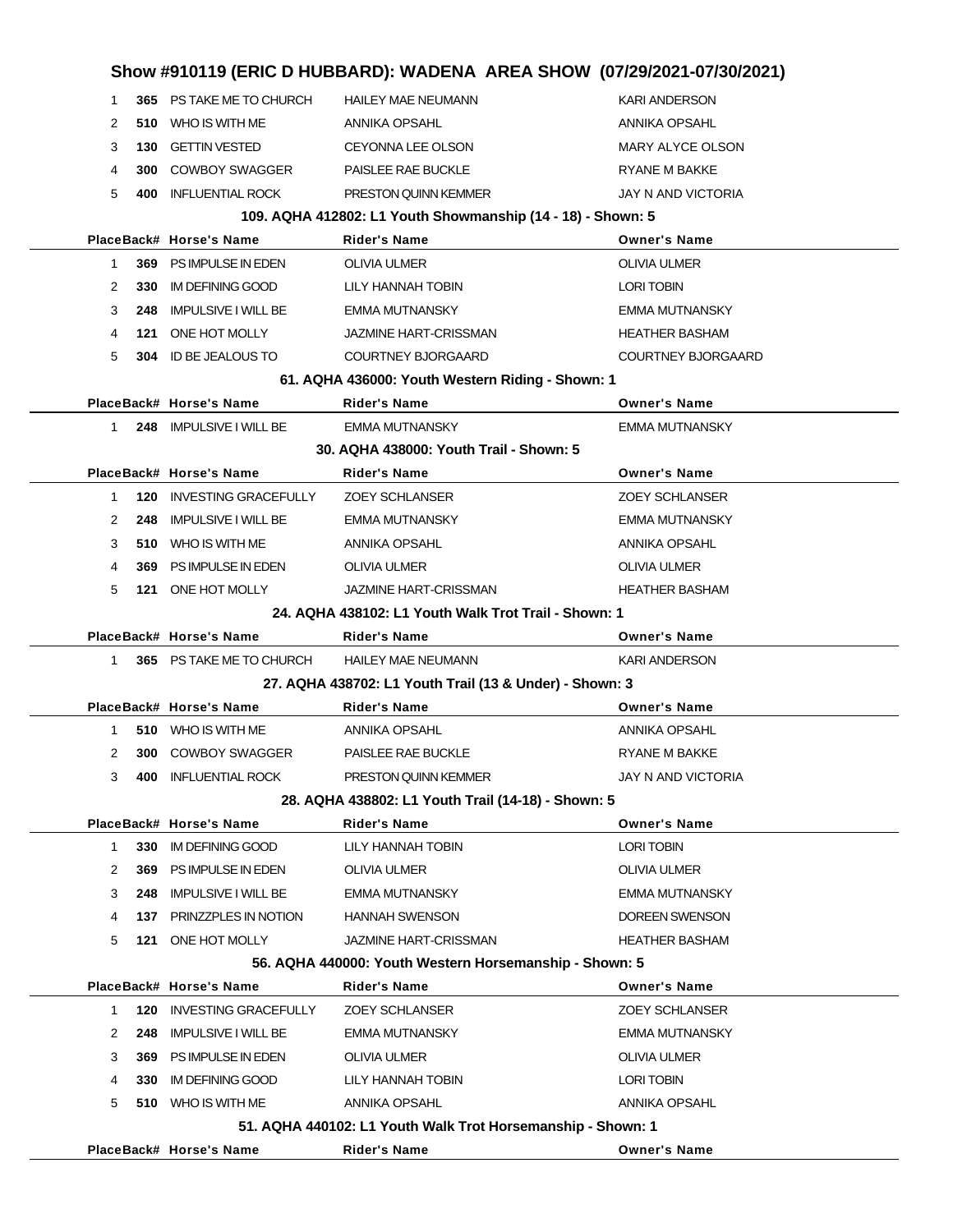# Show #910119 (ERIC D HUBBARD): WADENA AREA SHOW (07/29/2021-07/30/2021)

| Place | Back# | Horse's Name | Rider's Name | Owner's Name |
|---|---|---|---|---|
| 1 | 365 | PS TAKE ME TO CHURCH | HAILEY MAE NEUMANN | KARI ANDERSON |
| 2 | 510 | WHO IS WITH ME | ANNIKA OPSAHL | ANNIKA OPSAHL |
| 3 | 130 | GETTIN VESTED | CEYONNA LEE OLSON | MARY ALYCE OLSON |
| 4 | 300 | COWBOY SWAGGER | PAISLEE RAE BUCKLE | RYANE M BAKKE |
| 5 | 400 | INFLUENTIAL ROCK | PRESTON QUINN KEMMER | JAY N AND VICTORIA |

### 109. AQHA 412802: L1 Youth Showmanship (14 - 18) - Shown: 5

| Place | Back# | Horse's Name | Rider's Name | Owner's Name |
|---|---|---|---|---|
| 1 | 369 | PS IMPULSE IN EDEN | OLIVIA ULMER | OLIVIA ULMER |
| 2 | 330 | IM DEFINING GOOD | LILY HANNAH TOBIN | LORI TOBIN |
| 3 | 248 | IMPULSIVE I WILL BE | EMMA MUTNANSKY | EMMA MUTNANSKY |
| 4 | 121 | ONE HOT MOLLY | JAZMINE HART-CRISSMAN | HEATHER BASHAM |
| 5 | 304 | ID BE JEALOUS TO | COURTNEY BJORGAARD | COURTNEY BJORGAARD |

### 61. AQHA 436000: Youth Western Riding - Shown: 1

| Place | Back# | Horse's Name | Rider's Name | Owner's Name |
|---|---|---|---|---|
| 1 | 248 | IMPULSIVE I WILL BE | EMMA MUTNANSKY | EMMA MUTNANSKY |

### 30. AQHA 438000: Youth Trail - Shown: 5

| Place | Back# | Horse's Name | Rider's Name | Owner's Name |
|---|---|---|---|---|
| 1 | 120 | INVESTING GRACEFULLY | ZOEY SCHLANSER | ZOEY SCHLANSER |
| 2 | 248 | IMPULSIVE I WILL BE | EMMA MUTNANSKY | EMMA MUTNANSKY |
| 3 | 510 | WHO IS WITH ME | ANNIKA OPSAHL | ANNIKA OPSAHL |
| 4 | 369 | PS IMPULSE IN EDEN | OLIVIA ULMER | OLIVIA ULMER |
| 5 | 121 | ONE HOT MOLLY | JAZMINE HART-CRISSMAN | HEATHER BASHAM |

### 24. AQHA 438102: L1 Youth Walk Trot Trail - Shown: 1

| Place | Back# | Horse's Name | Rider's Name | Owner's Name |
|---|---|---|---|---|
| 1 | 365 | PS TAKE ME TO CHURCH | HAILEY MAE NEUMANN | KARI ANDERSON |

### 27. AQHA 438702: L1 Youth Trail (13 & Under) - Shown: 3

| Place | Back# | Horse's Name | Rider's Name | Owner's Name |
|---|---|---|---|---|
| 1 | 510 | WHO IS WITH ME | ANNIKA OPSAHL | ANNIKA OPSAHL |
| 2 | 300 | COWBOY SWAGGER | PAISLEE RAE BUCKLE | RYANE M BAKKE |
| 3 | 400 | INFLUENTIAL ROCK | PRESTON QUINN KEMMER | JAY N AND VICTORIA |

### 28. AQHA 438802: L1 Youth Trail (14-18) - Shown: 5

| Place | Back# | Horse's Name | Rider's Name | Owner's Name |
|---|---|---|---|---|
| 1 | 330 | IM DEFINING GOOD | LILY HANNAH TOBIN | LORI TOBIN |
| 2 | 369 | PS IMPULSE IN EDEN | OLIVIA ULMER | OLIVIA ULMER |
| 3 | 248 | IMPULSIVE I WILL BE | EMMA MUTNANSKY | EMMA MUTNANSKY |
| 4 | 137 | PRINZZPLES IN NOTION | HANNAH SWENSON | DOREEN SWENSON |
| 5 | 121 | ONE HOT MOLLY | JAZMINE HART-CRISSMAN | HEATHER BASHAM |

### 56. AQHA 440000: Youth Western Horsemanship - Shown: 5

| Place | Back# | Horse's Name | Rider's Name | Owner's Name |
|---|---|---|---|---|
| 1 | 120 | INVESTING GRACEFULLY | ZOEY SCHLANSER | ZOEY SCHLANSER |
| 2 | 248 | IMPULSIVE I WILL BE | EMMA MUTNANSKY | EMMA MUTNANSKY |
| 3 | 369 | PS IMPULSE IN EDEN | OLIVIA ULMER | OLIVIA ULMER |
| 4 | 330 | IM DEFINING GOOD | LILY HANNAH TOBIN | LORI TOBIN |
| 5 | 510 | WHO IS WITH ME | ANNIKA OPSAHL | ANNIKA OPSAHL |

### 51. AQHA 440102: L1 Youth Walk Trot Horsemanship - Shown: 1

| Place | Back# | Horse's Name | Rider's Name | Owner's Name |
|---|---|---|---|---|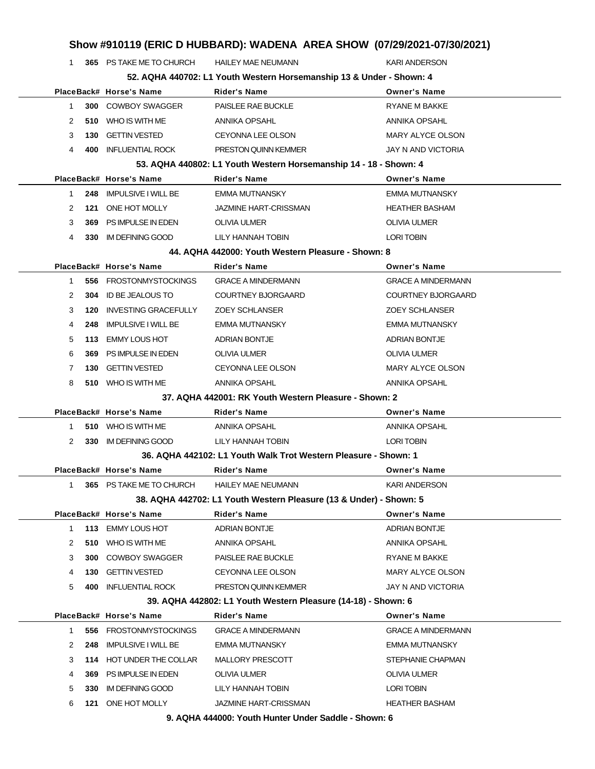# Show #910119 (ERIC D HUBBARD): WADENA AREA SHOW (07/29/2021-07/30/2021)

| Place | Back# | Horse's Name | Rider's Name | Owner's Name |
|---|---|---|---|---|
| 1 | 365 | PS TAKE ME TO CHURCH | HAILEY MAE NEUMANN | KARI ANDERSON |

### 52. AQHA 440702: L1 Youth Western Horsemanship 13 & Under - Shown: 4

| Place | Back# | Horse's Name | Rider's Name | Owner's Name |
|---|---|---|---|---|
| 1 | 300 | COWBOY SWAGGER | PAISLEE RAE BUCKLE | RYANE M BAKKE |
| 2 | 510 | WHO IS WITH ME | ANNIKA OPSAHL | ANNIKA OPSAHL |
| 3 | 130 | GETTIN VESTED | CEYONNA LEE OLSON | MARY ALYCE OLSON |
| 4 | 400 | INFLUENTIAL ROCK | PRESTON QUINN KEMMER | JAY N AND VICTORIA |

### 53. AQHA 440802: L1 Youth Western Horsemanship 14 - 18 - Shown: 4

| Place | Back# | Horse's Name | Rider's Name | Owner's Name |
|---|---|---|---|---|
| 1 | 248 | IMPULSIVE I WILL BE | EMMA MUTNANSKY | EMMA MUTNANSKY |
| 2 | 121 | ONE HOT MOLLY | JAZMINE HART-CRISSMAN | HEATHER BASHAM |
| 3 | 369 | PS IMPULSE IN EDEN | OLIVIA ULMER | OLIVIA ULMER |
| 4 | 330 | IM DEFINING GOOD | LILY HANNAH TOBIN | LORI TOBIN |

### 44. AQHA 442000: Youth Western Pleasure - Shown: 8

| Place | Back# | Horse's Name | Rider's Name | Owner's Name |
|---|---|---|---|---|
| 1 | 556 | FROSTONMYSTOCKINGS | GRACE A MINDERMANN | GRACE A MINDERMANN |
| 2 | 304 | ID BE JEALOUS TO | COURTNEY BJORGAARD | COURTNEY BJORGAARD |
| 3 | 120 | INVESTING GRACEFULLY | ZOEY SCHLANSER | ZOEY SCHLANSER |
| 4 | 248 | IMPULSIVE I WILL BE | EMMA MUTNANSKY | EMMA MUTNANSKY |
| 5 | 113 | EMMY LOUS HOT | ADRIAN BONTJE | ADRIAN BONTJE |
| 6 | 369 | PS IMPULSE IN EDEN | OLIVIA ULMER | OLIVIA ULMER |
| 7 | 130 | GETTIN VESTED | CEYONNA LEE OLSON | MARY ALYCE OLSON |
| 8 | 510 | WHO IS WITH ME | ANNIKA OPSAHL | ANNIKA OPSAHL |

### 37. AQHA 442001: RK Youth Western Pleasure - Shown: 2

| Place | Back# | Horse's Name | Rider's Name | Owner's Name |
|---|---|---|---|---|
| 1 | 510 | WHO IS WITH ME | ANNIKA OPSAHL | ANNIKA OPSAHL |
| 2 | 330 | IM DEFINING GOOD | LILY HANNAH TOBIN | LORI TOBIN |

### 36. AQHA 442102: L1 Youth Walk Trot Western Pleasure - Shown: 1

| Place | Back# | Horse's Name | Rider's Name | Owner's Name |
|---|---|---|---|---|
| 1 | 365 | PS TAKE ME TO CHURCH | HAILEY MAE NEUMANN | KARI ANDERSON |

### 38. AQHA 442702: L1 Youth Western Pleasure (13 & Under) - Shown: 5

| Place | Back# | Horse's Name | Rider's Name | Owner's Name |
|---|---|---|---|---|
| 1 | 113 | EMMY LOUS HOT | ADRIAN BONTJE | ADRIAN BONTJE |
| 2 | 510 | WHO IS WITH ME | ANNIKA OPSAHL | ANNIKA OPSAHL |
| 3 | 300 | COWBOY SWAGGER | PAISLEE RAE BUCKLE | RYANE M BAKKE |
| 4 | 130 | GETTIN VESTED | CEYONNA LEE OLSON | MARY ALYCE OLSON |
| 5 | 400 | INFLUENTIAL ROCK | PRESTON QUINN KEMMER | JAY N AND VICTORIA |

### 39. AQHA 442802: L1 Youth Western Pleasure (14-18) - Shown: 6

| Place | Back# | Horse's Name | Rider's Name | Owner's Name |
|---|---|---|---|---|
| 1 | 556 | FROSTONMYSTOCKINGS | GRACE A MINDERMANN | GRACE A MINDERMANN |
| 2 | 248 | IMPULSIVE I WILL BE | EMMA MUTNANSKY | EMMA MUTNANSKY |
| 3 | 114 | HOT UNDER THE COLLAR | MALLORY PRESCOTT | STEPHANIE CHAPMAN |
| 4 | 369 | PS IMPULSE IN EDEN | OLIVIA ULMER | OLIVIA ULMER |
| 5 | 330 | IM DEFINING GOOD | LILY HANNAH TOBIN | LORI TOBIN |
| 6 | 121 | ONE HOT MOLLY | JAZMINE HART-CRISSMAN | HEATHER BASHAM |

### 9. AQHA 444000: Youth Hunter Under Saddle - Shown: 6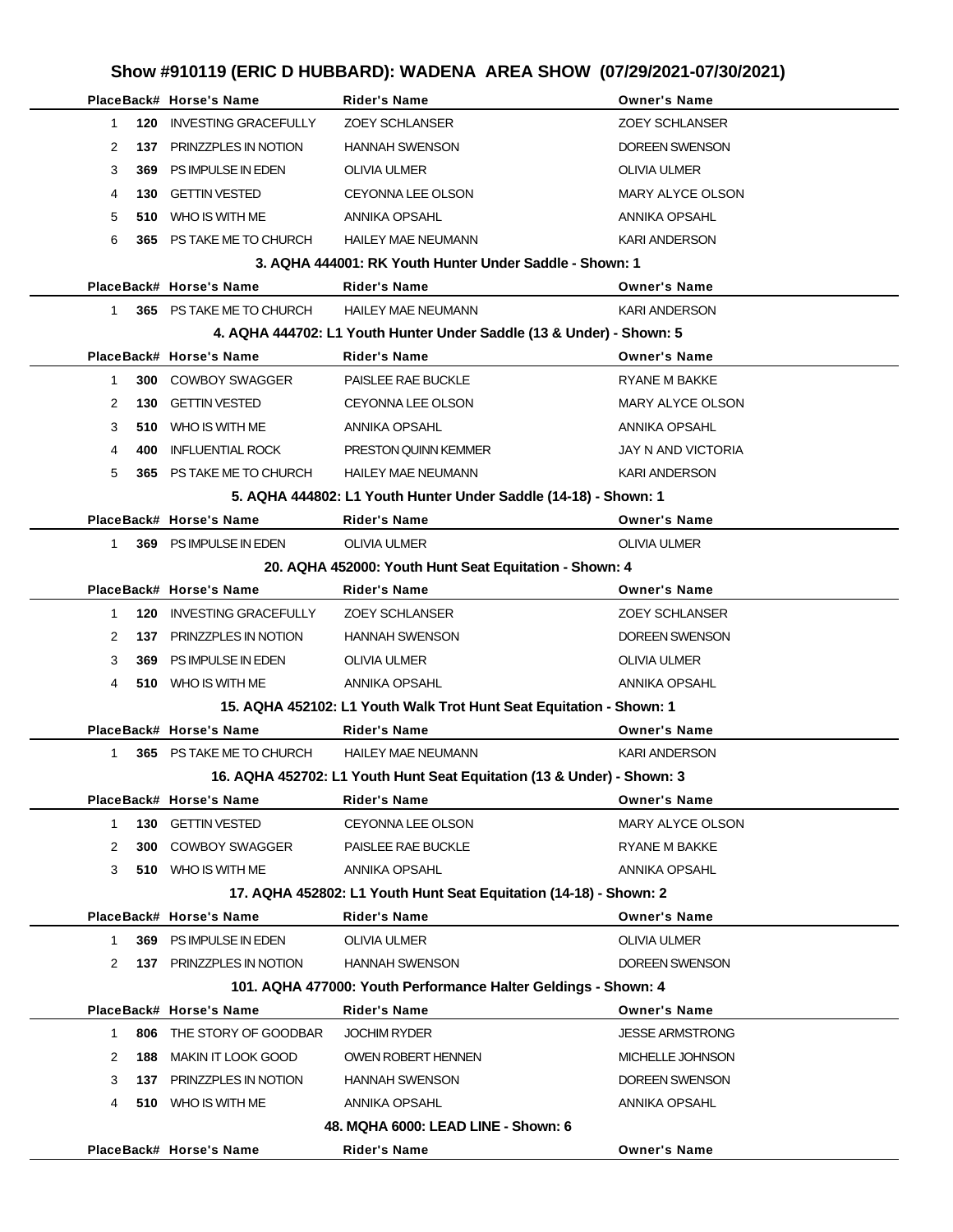## Show #910119 (ERIC D HUBBARD): WADENA AREA SHOW (07/29/2021-07/30/2021)

| Place | Back# | Horse's Name | Rider's Name | Owner's Name |
|---|---|---|---|---|
| 1 | 120 | INVESTING GRACEFULLY | ZOEY SCHLANSER | ZOEY SCHLANSER |
| 2 | 137 | PRINZZPLES IN NOTION | HANNAH SWENSON | DOREEN SWENSON |
| 3 | 369 | PS IMPULSE IN EDEN | OLIVIA ULMER | OLIVIA ULMER |
| 4 | 130 | GETTIN VESTED | CEYONNA LEE OLSON | MARY ALYCE OLSON |
| 5 | 510 | WHO IS WITH ME | ANNIKA OPSAHL | ANNIKA OPSAHL |
| 6 | 365 | PS TAKE ME TO CHURCH | HAILEY MAE NEUMANN | KARI ANDERSON |

### 3. AQHA 444001: RK Youth Hunter Under Saddle - Shown: 1

| Place | Back# | Horse's Name | Rider's Name | Owner's Name |
|---|---|---|---|---|
| 1 | 365 | PS TAKE ME TO CHURCH | HAILEY MAE NEUMANN | KARI ANDERSON |

### 4. AQHA 444702: L1 Youth Hunter Under Saddle (13 & Under) - Shown: 5

| Place | Back# | Horse's Name | Rider's Name | Owner's Name |
|---|---|---|---|---|
| 1 | 300 | COWBOY SWAGGER | PAISLEE RAE BUCKLE | RYANE M BAKKE |
| 2 | 130 | GETTIN VESTED | CEYONNA LEE OLSON | MARY ALYCE OLSON |
| 3 | 510 | WHO IS WITH ME | ANNIKA OPSAHL | ANNIKA OPSAHL |
| 4 | 400 | INFLUENTIAL ROCK | PRESTON QUINN KEMMER | JAY N AND VICTORIA |
| 5 | 365 | PS TAKE ME TO CHURCH | HAILEY MAE NEUMANN | KARI ANDERSON |

### 5. AQHA 444802: L1 Youth Hunter Under Saddle (14-18) - Shown: 1

| Place | Back# | Horse's Name | Rider's Name | Owner's Name |
|---|---|---|---|---|
| 1 | 369 | PS IMPULSE IN EDEN | OLIVIA ULMER | OLIVIA ULMER |

### 20. AQHA 452000: Youth Hunt Seat Equitation - Shown: 4

| Place | Back# | Horse's Name | Rider's Name | Owner's Name |
|---|---|---|---|---|
| 1 | 120 | INVESTING GRACEFULLY | ZOEY SCHLANSER | ZOEY SCHLANSER |
| 2 | 137 | PRINZZPLES IN NOTION | HANNAH SWENSON | DOREEN SWENSON |
| 3 | 369 | PS IMPULSE IN EDEN | OLIVIA ULMER | OLIVIA ULMER |
| 4 | 510 | WHO IS WITH ME | ANNIKA OPSAHL | ANNIKA OPSAHL |

### 15. AQHA 452102: L1 Youth Walk Trot Hunt Seat Equitation - Shown: 1

| Place | Back# | Horse's Name | Rider's Name | Owner's Name |
|---|---|---|---|---|
| 1 | 365 | PS TAKE ME TO CHURCH | HAILEY MAE NEUMANN | KARI ANDERSON |

### 16. AQHA 452702: L1 Youth Hunt Seat Equitation (13 & Under) - Shown: 3

| Place | Back# | Horse's Name | Rider's Name | Owner's Name |
|---|---|---|---|---|
| 1 | 130 | GETTIN VESTED | CEYONNA LEE OLSON | MARY ALYCE OLSON |
| 2 | 300 | COWBOY SWAGGER | PAISLEE RAE BUCKLE | RYANE M BAKKE |
| 3 | 510 | WHO IS WITH ME | ANNIKA OPSAHL | ANNIKA OPSAHL |

### 17. AQHA 452802: L1 Youth Hunt Seat Equitation (14-18) - Shown: 2

| Place | Back# | Horse's Name | Rider's Name | Owner's Name |
|---|---|---|---|---|
| 1 | 369 | PS IMPULSE IN EDEN | OLIVIA ULMER | OLIVIA ULMER |
| 2 | 137 | PRINZZPLES IN NOTION | HANNAH SWENSON | DOREEN SWENSON |

### 101. AQHA 477000: Youth Performance Halter Geldings - Shown: 4

| Place | Back# | Horse's Name | Rider's Name | Owner's Name |
|---|---|---|---|---|
| 1 | 806 | THE STORY OF GOODBAR | JOCHIM RYDER | JESSE ARMSTRONG |
| 2 | 188 | MAKIN IT LOOK GOOD | OWEN ROBERT HENNEN | MICHELLE JOHNSON |
| 3 | 137 | PRINZZPLES IN NOTION | HANNAH SWENSON | DOREEN SWENSON |
| 4 | 510 | WHO IS WITH ME | ANNIKA OPSAHL | ANNIKA OPSAHL |

### 48. MQHA 6000: LEAD LINE - Shown: 6

| Place | Back# | Horse's Name | Rider's Name | Owner's Name |
|---|---|---|---|---|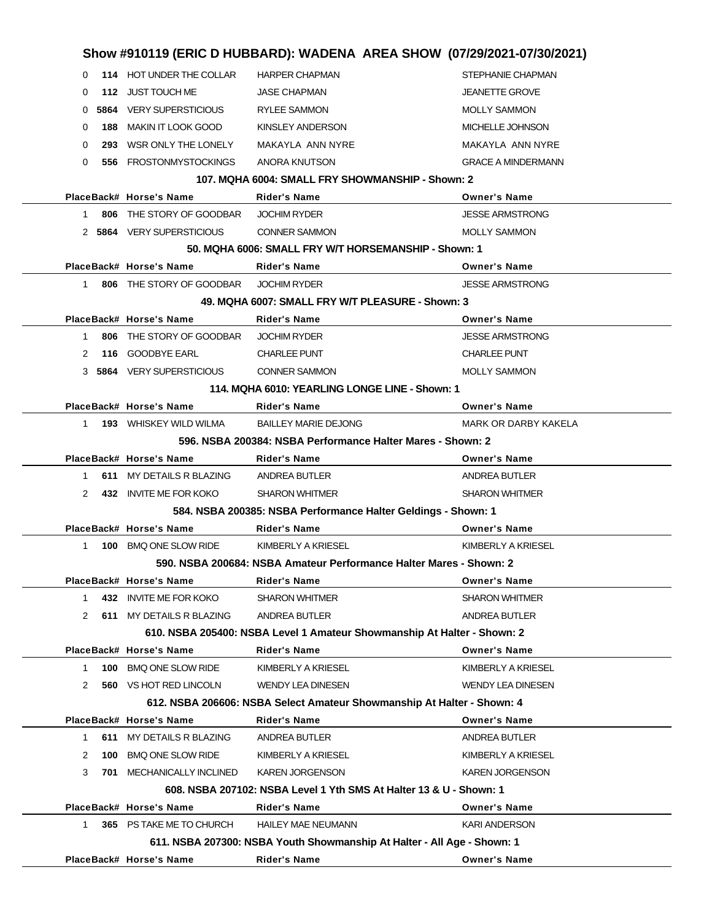## Show #910119 (ERIC D HUBBARD): WADENA AREA SHOW (07/29/2021-07/30/2021)

| Place | Back# | Horse's Name | Rider's Name | Owner's Name |
|---|---|---|---|---|
| 0 | 114 | HOT UNDER THE COLLAR | HARPER CHAPMAN | STEPHANIE CHAPMAN |
| 0 | 112 | JUST TOUCH ME | JASE CHAPMAN | JEANETTE GROVE |
| 0 | 5864 | VERY SUPERSTICIOUS | RYLEE SAMMON | MOLLY SAMMON |
| 0 | 188 | MAKIN IT LOOK GOOD | KINSLEY ANDERSON | MICHELLE JOHNSON |
| 0 | 293 | WSR ONLY THE LONELY | MAKAYLA ANN NYRE | MAKAYLA ANN NYRE |
| 0 | 556 | FROSTONMYSTOCKINGS | ANORA KNUTSON | GRACE A MINDERMANN |

### 107. MQHA 6004: SMALL FRY SHOWMANSHIP - Shown: 2

| Place | Back# | Horse's Name | Rider's Name | Owner's Name |
|---|---|---|---|---|
| 1 | 806 | THE STORY OF GOODBAR | JOCHIM RYDER | JESSE ARMSTRONG |
| 2 | 5864 | VERY SUPERSTICIOUS | CONNER SAMMON | MOLLY SAMMON |

### 50. MQHA 6006: SMALL FRY W/T HORSEMANSHIP - Shown: 1

| Place | Back# | Horse's Name | Rider's Name | Owner's Name |
|---|---|---|---|---|
| 1 | 806 | THE STORY OF GOODBAR | JOCHIM RYDER | JESSE ARMSTRONG |

### 49. MQHA 6007: SMALL FRY W/T PLEASURE - Shown: 3

| Place | Back# | Horse's Name | Rider's Name | Owner's Name |
|---|---|---|---|---|
| 1 | 806 | THE STORY OF GOODBAR | JOCHIM RYDER | JESSE ARMSTRONG |
| 2 | 116 | GOODBYE EARL | CHARLEE PUNT | CHARLEE PUNT |
| 3 | 5864 | VERY SUPERSTICIOUS | CONNER SAMMON | MOLLY SAMMON |

### 114. MQHA 6010: YEARLING LONGE LINE - Shown: 1

| Place | Back# | Horse's Name | Rider's Name | Owner's Name |
|---|---|---|---|---|
| 1 | 193 | WHISKEY WILD WILMA | BAILLEY MARIE DEJONG | MARK OR DARBY KAKELA |

### 596. NSBA 200384: NSBA Performance Halter Mares - Shown: 2

| Place | Back# | Horse's Name | Rider's Name | Owner's Name |
|---|---|---|---|---|
| 1 | 611 | MY DETAILS R BLAZING | ANDREA BUTLER | ANDREA BUTLER |
| 2 | 432 | INVITE ME FOR KOKO | SHARON WHITMER | SHARON WHITMER |

### 584. NSBA 200385: NSBA Performance Halter Geldings - Shown: 1

| Place | Back# | Horse's Name | Rider's Name | Owner's Name |
|---|---|---|---|---|
| 1 | 100 | BMQ ONE SLOW RIDE | KIMBERLY A KRIESEL | KIMBERLY A KRIESEL |

### 590. NSBA 200684: NSBA Amateur Performance Halter Mares - Shown: 2

| Place | Back# | Horse's Name | Rider's Name | Owner's Name |
|---|---|---|---|---|
| 1 | 432 | INVITE ME FOR KOKO | SHARON WHITMER | SHARON WHITMER |
| 2 | 611 | MY DETAILS R BLAZING | ANDREA BUTLER | ANDREA BUTLER |

### 610. NSBA 205400: NSBA Level 1 Amateur Showmanship At Halter - Shown: 2

| Place | Back# | Horse's Name | Rider's Name | Owner's Name |
|---|---|---|---|---|
| 1 | 100 | BMQ ONE SLOW RIDE | KIMBERLY A KRIESEL | KIMBERLY A KRIESEL |
| 2 | 560 | VS HOT RED LINCOLN | WENDY LEA DINESEN | WENDY LEA DINESEN |

### 612. NSBA 206606: NSBA Select Amateur Showmanship At Halter - Shown: 4

| Place | Back# | Horse's Name | Rider's Name | Owner's Name |
|---|---|---|---|---|
| 1 | 611 | MY DETAILS R BLAZING | ANDREA BUTLER | ANDREA BUTLER |
| 2 | 100 | BMQ ONE SLOW RIDE | KIMBERLY A KRIESEL | KIMBERLY A KRIESEL |
| 3 | 701 | MECHANICALLY INCLINED | KAREN JORGENSON | KAREN JORGENSON |

### 608. NSBA 207102: NSBA Level 1 Yth SMS At Halter 13 & U - Shown: 1

| Place | Back# | Horse's Name | Rider's Name | Owner's Name |
|---|---|---|---|---|
| 1 | 365 | PS TAKE ME TO CHURCH | HAILEY MAE NEUMANN | KARI ANDERSON |

### 611. NSBA 207300: NSBA Youth Showmanship At Halter - All Age - Shown: 1

| Place | Back# | Horse's Name | Rider's Name | Owner's Name |
|---|---|---|---|---|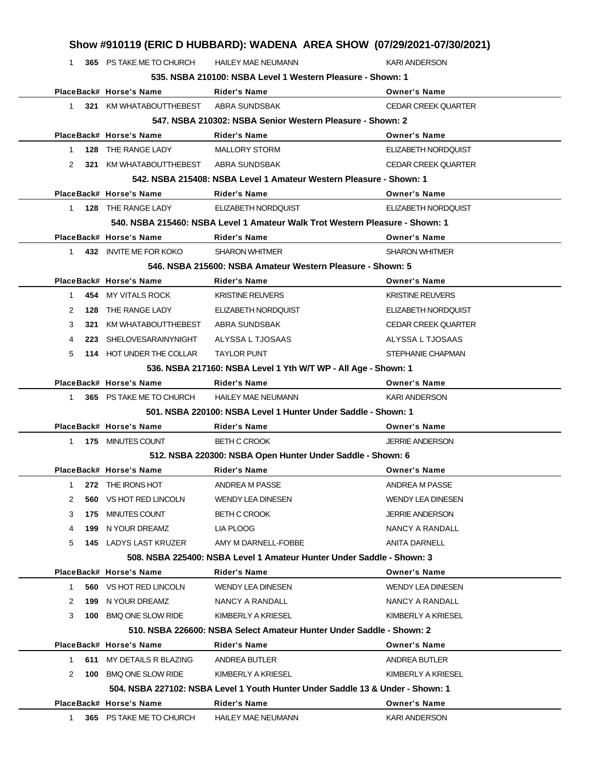## Show #910119 (ERIC D HUBBARD): WADENA AREA SHOW (07/29/2021-07/30/2021)

| Place | Back# | Horse's Name | Rider's Name | Owner's Name |
|---|---|---|---|---|
| 1 | 365 | PS TAKE ME TO CHURCH | HAILEY MAE NEUMANN | KARI ANDERSON |

### 535. NSBA 210100: NSBA Level 1 Western Pleasure - Shown: 1

| Place | Back# | Horse's Name | Rider's Name | Owner's Name |
|---|---|---|---|---|
| 1 | 321 | KM WHATABOUTTHEBEST | ABRA SUNDSBAK | CEDAR CREEK QUARTER |

### 547. NSBA 210302: NSBA Senior Western Pleasure - Shown: 2

| Place | Back# | Horse's Name | Rider's Name | Owner's Name |
|---|---|---|---|---|
| 1 | 128 | THE RANGE LADY | MALLORY STORM | ELIZABETH NORDQUIST |
| 2 | 321 | KM WHATABOUTTHEBEST | ABRA SUNDSBAK | CEDAR CREEK QUARTER |

### 542. NSBA 215408: NSBA Level 1 Amateur Western Pleasure - Shown: 1

| Place | Back# | Horse's Name | Rider's Name | Owner's Name |
|---|---|---|---|---|
| 1 | 128 | THE RANGE LADY | ELIZABETH NORDQUIST | ELIZABETH NORDQUIST |

### 540. NSBA 215460: NSBA Level 1 Amateur Walk Trot Western Pleasure - Shown: 1

| Place | Back# | Horse's Name | Rider's Name | Owner's Name |
|---|---|---|---|---|
| 1 | 432 | INVITE ME FOR KOKO | SHARON WHITMER | SHARON WHITMER |

### 546. NSBA 215600: NSBA Amateur Western Pleasure - Shown: 5

| Place | Back# | Horse's Name | Rider's Name | Owner's Name |
|---|---|---|---|---|
| 1 | 454 | MY VITALS ROCK | KRISTINE REUVERS | KRISTINE REUVERS |
| 2 | 128 | THE RANGE LADY | ELIZABETH NORDQUIST | ELIZABETH NORDQUIST |
| 3 | 321 | KM WHATABOUTTHEBEST | ABRA SUNDSBAK | CEDAR CREEK QUARTER |
| 4 | 223 | SHELOVESARAINYNIGHT | ALYSSA L TJOSAAS | ALYSSA L TJOSAAS |
| 5 | 114 | HOT UNDER THE COLLAR | TAYLOR PUNT | STEPHANIE CHAPMAN |

### 536. NSBA 217160: NSBA Level 1 Yth W/T WP - All Age - Shown: 1

| Place | Back# | Horse's Name | Rider's Name | Owner's Name |
|---|---|---|---|---|
| 1 | 365 | PS TAKE ME TO CHURCH | HAILEY MAE NEUMANN | KARI ANDERSON |

### 501. NSBA 220100: NSBA Level 1 Hunter Under Saddle - Shown: 1

| Place | Back# | Horse's Name | Rider's Name | Owner's Name |
|---|---|---|---|---|
| 1 | 175 | MINUTES COUNT | BETH C CROOK | JERRIE ANDERSON |

### 512. NSBA 220300: NSBA Open Hunter Under Saddle - Shown: 6

| Place | Back# | Horse's Name | Rider's Name | Owner's Name |
|---|---|---|---|---|
| 1 | 272 | THE IRONS HOT | ANDREA M PASSE | ANDREA M PASSE |
| 2 | 560 | VS HOT RED LINCOLN | WENDY LEA DINESEN | WENDY LEA DINESEN |
| 3 | 175 | MINUTES COUNT | BETH C CROOK | JERRIE ANDERSON |
| 4 | 199 | N YOUR DREAMZ | LIA PLOOG | NANCY A RANDALL |
| 5 | 145 | LADYS LAST KRUZER | AMY M DARNELL-FOBBE | ANITA DARNELL |

### 508. NSBA 225400: NSBA Level 1 Amateur Hunter Under Saddle - Shown: 3

| Place | Back# | Horse's Name | Rider's Name | Owner's Name |
|---|---|---|---|---|
| 1 | 560 | VS HOT RED LINCOLN | WENDY LEA DINESEN | WENDY LEA DINESEN |
| 2 | 199 | N YOUR DREAMZ | NANCY A RANDALL | NANCY A RANDALL |
| 3 | 100 | BMQ ONE SLOW RIDE | KIMBERLY A KRIESEL | KIMBERLY A KRIESEL |

### 510. NSBA 226600: NSBA Select Amateur Hunter Under Saddle - Shown: 2

| Place | Back# | Horse's Name | Rider's Name | Owner's Name |
|---|---|---|---|---|
| 1 | 611 | MY DETAILS R BLAZING | ANDREA BUTLER | ANDREA BUTLER |
| 2 | 100 | BMQ ONE SLOW RIDE | KIMBERLY A KRIESEL | KIMBERLY A KRIESEL |

### 504. NSBA 227102: NSBA Level 1 Youth Hunter Under Saddle 13 & Under - Shown: 1

| Place | Back# | Horse's Name | Rider's Name | Owner's Name |
|---|---|---|---|---|
| 1 | 365 | PS TAKE ME TO CHURCH | HAILEY MAE NEUMANN | KARI ANDERSON |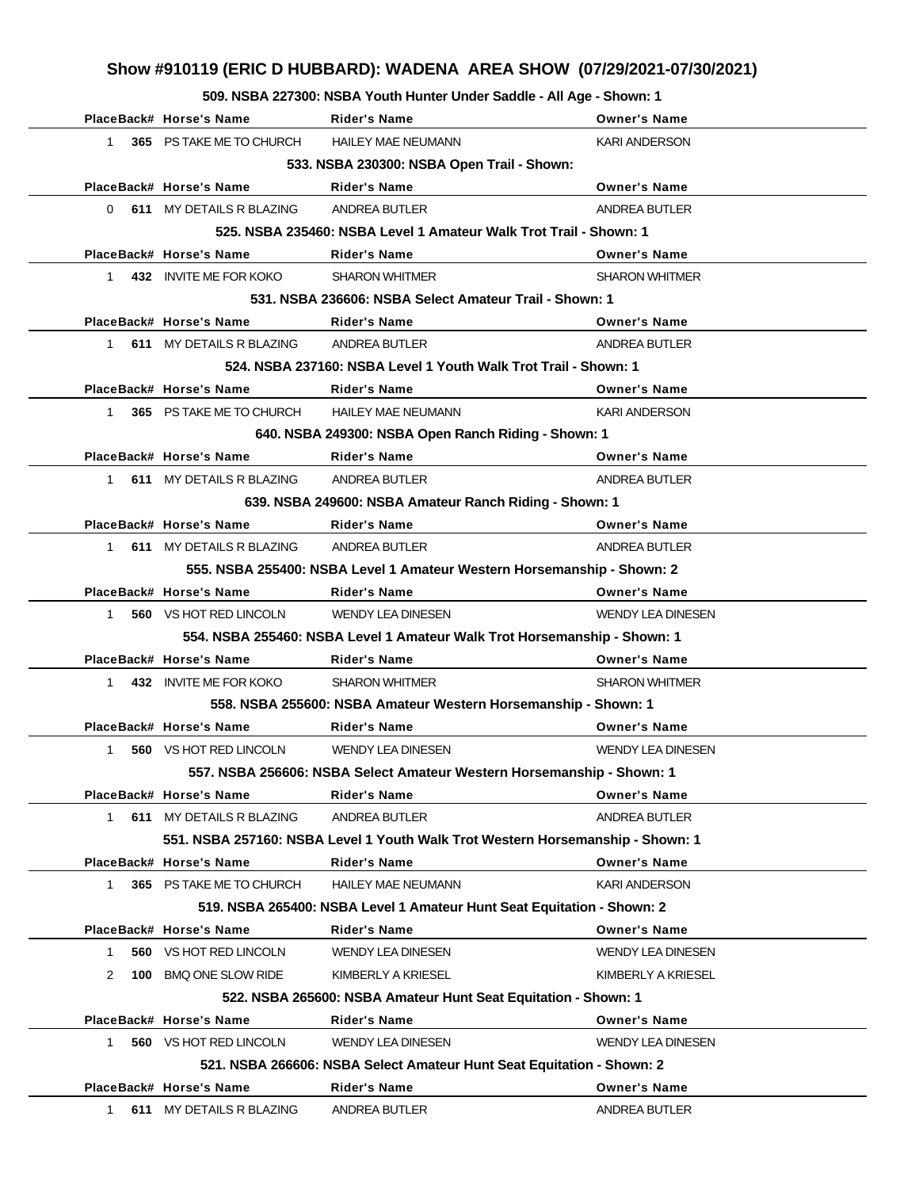# Show #910119 (ERIC D HUBBARD): WADENA AREA SHOW (07/29/2021-07/30/2021)

### 509. NSBA 227300: NSBA Youth Hunter Under Saddle - All Age - Shown: 1

| Place | Back# | Horse's Name | Rider's Name | Owner's Name |
|---|---|---|---|---|
| 1 | 365 | PS TAKE ME TO CHURCH | HAILEY MAE NEUMANN | KARI ANDERSON |

### 533. NSBA 230300: NSBA Open Trail - Shown:

| Place | Back# | Horse's Name | Rider's Name | Owner's Name |
|---|---|---|---|---|
| 0 | 611 | MY DETAILS R BLAZING | ANDREA BUTLER | ANDREA BUTLER |

### 525. NSBA 235460: NSBA Level 1 Amateur Walk Trot Trail - Shown: 1

| Place | Back# | Horse's Name | Rider's Name | Owner's Name |
|---|---|---|---|---|
| 1 | 432 | INVITE ME FOR KOKO | SHARON WHITMER | SHARON WHITMER |

### 531. NSBA 236606: NSBA Select Amateur Trail - Shown: 1

| Place | Back# | Horse's Name | Rider's Name | Owner's Name |
|---|---|---|---|---|
| 1 | 611 | MY DETAILS R BLAZING | ANDREA BUTLER | ANDREA BUTLER |

### 524. NSBA 237160: NSBA Level 1 Youth Walk Trot Trail - Shown: 1

| Place | Back# | Horse's Name | Rider's Name | Owner's Name |
|---|---|---|---|---|
| 1 | 365 | PS TAKE ME TO CHURCH | HAILEY MAE NEUMANN | KARI ANDERSON |

### 640. NSBA 249300: NSBA Open Ranch Riding - Shown: 1

| Place | Back# | Horse's Name | Rider's Name | Owner's Name |
|---|---|---|---|---|
| 1 | 611 | MY DETAILS R BLAZING | ANDREA BUTLER | ANDREA BUTLER |

### 639. NSBA 249600: NSBA Amateur Ranch Riding - Shown: 1

| Place | Back# | Horse's Name | Rider's Name | Owner's Name |
|---|---|---|---|---|
| 1 | 611 | MY DETAILS R BLAZING | ANDREA BUTLER | ANDREA BUTLER |

### 555. NSBA 255400: NSBA Level 1 Amateur Western Horsemanship - Shown: 2

| Place | Back# | Horse's Name | Rider's Name | Owner's Name |
|---|---|---|---|---|
| 1 | 560 | VS HOT RED LINCOLN | WENDY LEA DINESEN | WENDY LEA DINESEN |

### 554. NSBA 255460: NSBA Level 1 Amateur Walk Trot Horsemanship - Shown: 1

| Place | Back# | Horse's Name | Rider's Name | Owner's Name |
|---|---|---|---|---|
| 1 | 432 | INVITE ME FOR KOKO | SHARON WHITMER | SHARON WHITMER |

### 558. NSBA 255600: NSBA Amateur Western Horsemanship - Shown: 1

| Place | Back# | Horse's Name | Rider's Name | Owner's Name |
|---|---|---|---|---|
| 1 | 560 | VS HOT RED LINCOLN | WENDY LEA DINESEN | WENDY LEA DINESEN |

### 557. NSBA 256606: NSBA Select Amateur Western Horsemanship - Shown: 1

| Place | Back# | Horse's Name | Rider's Name | Owner's Name |
|---|---|---|---|---|
| 1 | 611 | MY DETAILS R BLAZING | ANDREA BUTLER | ANDREA BUTLER |

### 551. NSBA 257160: NSBA Level 1 Youth Walk Trot Western Horsemanship - Shown: 1

| Place | Back# | Horse's Name | Rider's Name | Owner's Name |
|---|---|---|---|---|
| 1 | 365 | PS TAKE ME TO CHURCH | HAILEY MAE NEUMANN | KARI ANDERSON |

### 519. NSBA 265400: NSBA Level 1 Amateur Hunt Seat Equitation - Shown: 2

| Place | Back# | Horse's Name | Rider's Name | Owner's Name |
|---|---|---|---|---|
| 1 | 560 | VS HOT RED LINCOLN | WENDY LEA DINESEN | WENDY LEA DINESEN |
| 2 | 100 | BMQ ONE SLOW RIDE | KIMBERLY A KRIESEL | KIMBERLY A KRIESEL |

### 522. NSBA 265600: NSBA Amateur Hunt Seat Equitation - Shown: 1

| Place | Back# | Horse's Name | Rider's Name | Owner's Name |
|---|---|---|---|---|
| 1 | 560 | VS HOT RED LINCOLN | WENDY LEA DINESEN | WENDY LEA DINESEN |

### 521. NSBA 266606: NSBA Select Amateur Hunt Seat Equitation - Shown: 2

| Place | Back# | Horse's Name | Rider's Name | Owner's Name |
|---|---|---|---|---|
| 1 | 611 | MY DETAILS R BLAZING | ANDREA BUTLER | ANDREA BUTLER |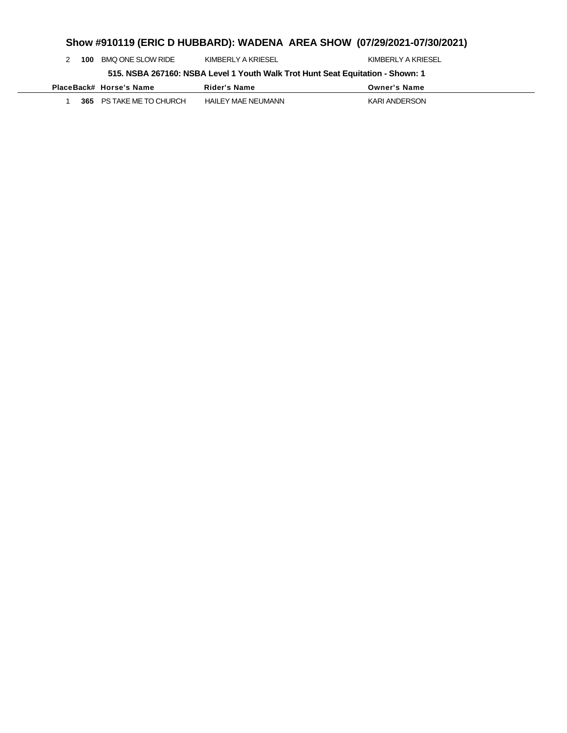| | | | | |
|---|---|---|---|---|
| 2 | **100** | BMQ ONE SLOW RIDE | KIMBERLY A KRIESEL | KIMBERLY A KRIESEL |

### 515. NSBA 267160: NSBA Level 1 Youth Walk Trot Hunt Seat Equitation - Shown: 1

| Place | Back# | Horse's Name | Rider's Name | Owner's Name |
|---|---|---|---|---|
| 1 | **365** | PS TAKE ME TO CHURCH | HAILEY MAE NEUMANN | KARI ANDERSON |